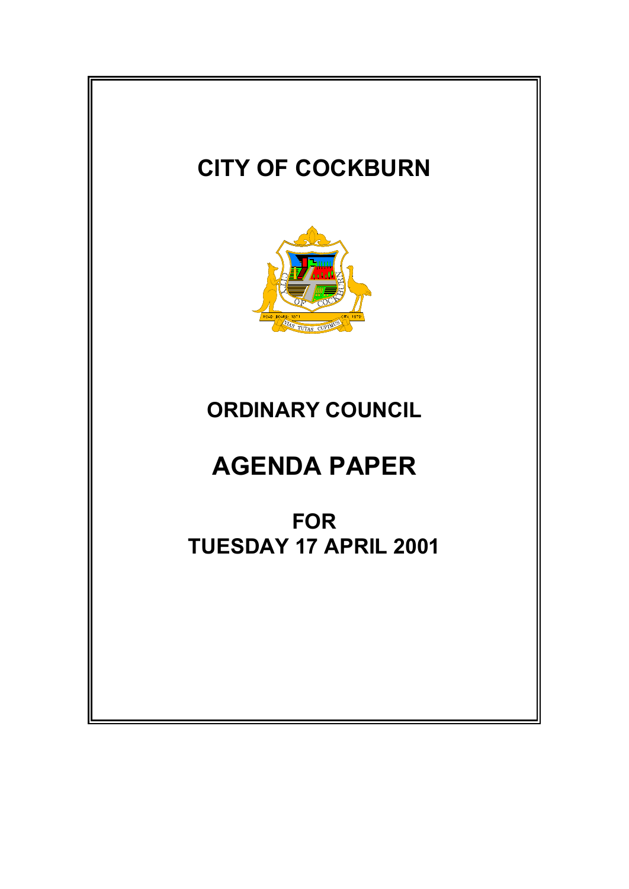# CITY OF COCKBURN

# ORDINARY COUNCIL

# AGENDA PAPER

## FOR
## TUESDAY 17 APRIL 2001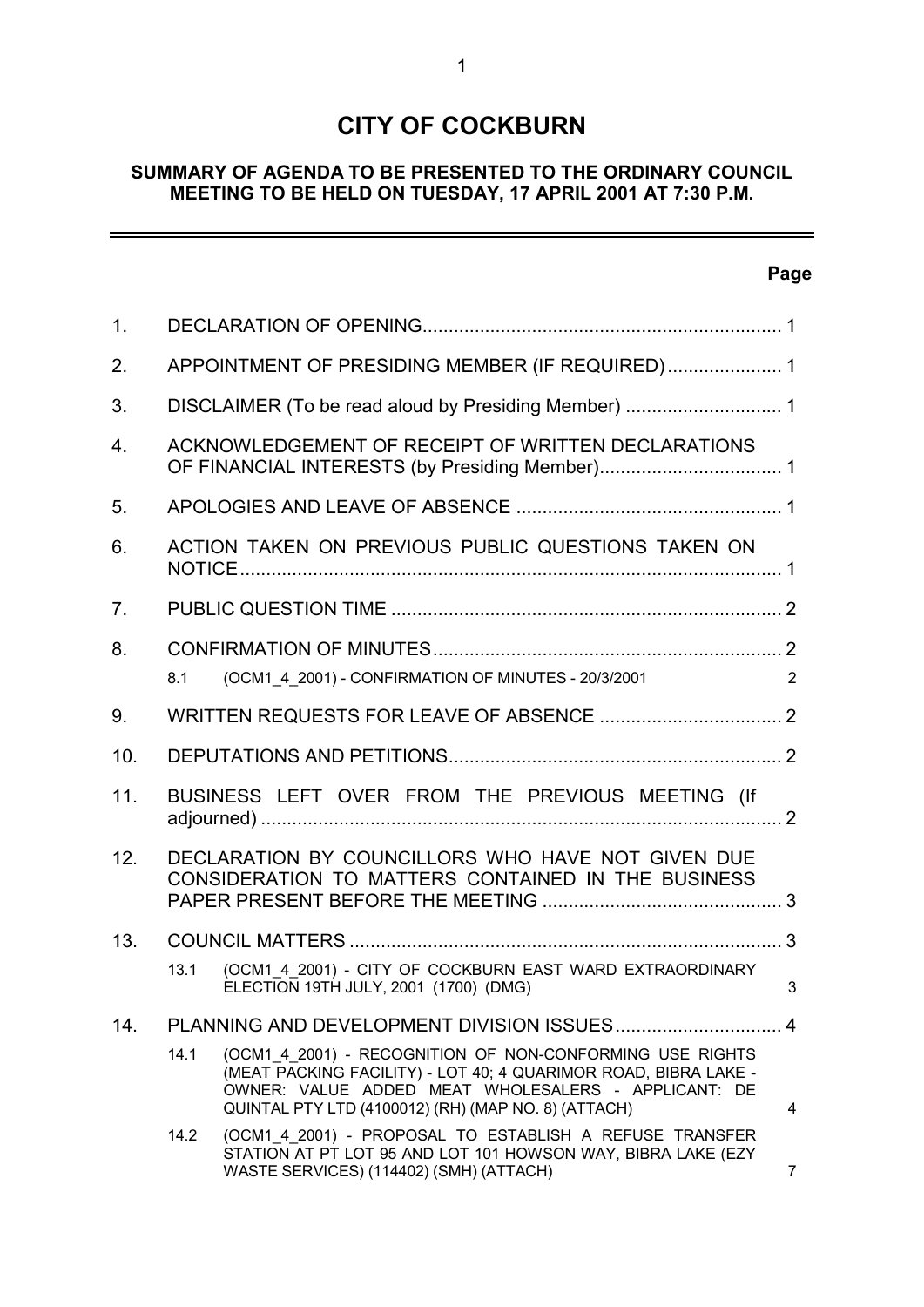# CITY OF COCKBURN

## SUMMARY OF AGENDA TO BE PRESENTED TO THE ORDINARY COUNCIL MEETING TO BE HELD ON TUESDAY, 17 APRIL 2001 AT 7:30 P.M.

| | | Page |
|---|---|---|
| 1. | DECLARATION OF OPENING | 1 |
| 2. | APPOINTMENT OF PRESIDING MEMBER (IF REQUIRED) | 1 |
| 3. | DISCLAIMER (To be read aloud by Presiding Member) | 1 |
| 4. | ACKNOWLEDGEMENT OF RECEIPT OF WRITTEN DECLARATIONS OF FINANCIAL INTERESTS (by Presiding Member) | 1 |
| 5. | APOLOGIES AND LEAVE OF ABSENCE | 1 |
| 6. | ACTION TAKEN ON PREVIOUS PUBLIC QUESTIONS TAKEN ON NOTICE | 1 |
| 7. | PUBLIC QUESTION TIME | 2 |
| 8. | CONFIRMATION OF MINUTES | 2 |
| | 8.1 (OCM1_4_2001) - CONFIRMATION OF MINUTES - 20/3/2001 | 2 |
| 9. | WRITTEN REQUESTS FOR LEAVE OF ABSENCE | 2 |
| 10. | DEPUTATIONS AND PETITIONS | 2 |
| 11. | BUSINESS LEFT OVER FROM THE PREVIOUS MEETING (If adjourned) | 2 |
| 12. | DECLARATION BY COUNCILLORS WHO HAVE NOT GIVEN DUE CONSIDERATION TO MATTERS CONTAINED IN THE BUSINESS PAPER PRESENT BEFORE THE MEETING | 3 |
| 13. | COUNCIL MATTERS | 3 |
| | 13.1 (OCM1_4_2001) - CITY OF COCKBURN EAST WARD EXTRAORDINARY ELECTION 19TH JULY, 2001 (1700) (DMG) | 3 |
| 14. | PLANNING AND DEVELOPMENT DIVISION ISSUES | 4 |
| | 14.1 (OCM1_4_2001) - RECOGNITION OF NON-CONFORMING USE RIGHTS (MEAT PACKING FACILITY) - LOT 40; 4 QUARIMOR ROAD, BIBRA LAKE - OWNER: VALUE ADDED MEAT WHOLESALERS - APPLICANT: DE QUINTAL PTY LTD (4100012) (RH) (MAP NO. 8) (ATTACH) | 4 |
| | 14.2 (OCM1_4_2001) - PROPOSAL TO ESTABLISH A REFUSE TRANSFER STATION AT PT LOT 95 AND LOT 101 HOWSON WAY, BIBRA LAKE (EZY WASTE SERVICES) (114402) (SMH) (ATTACH) | 7 |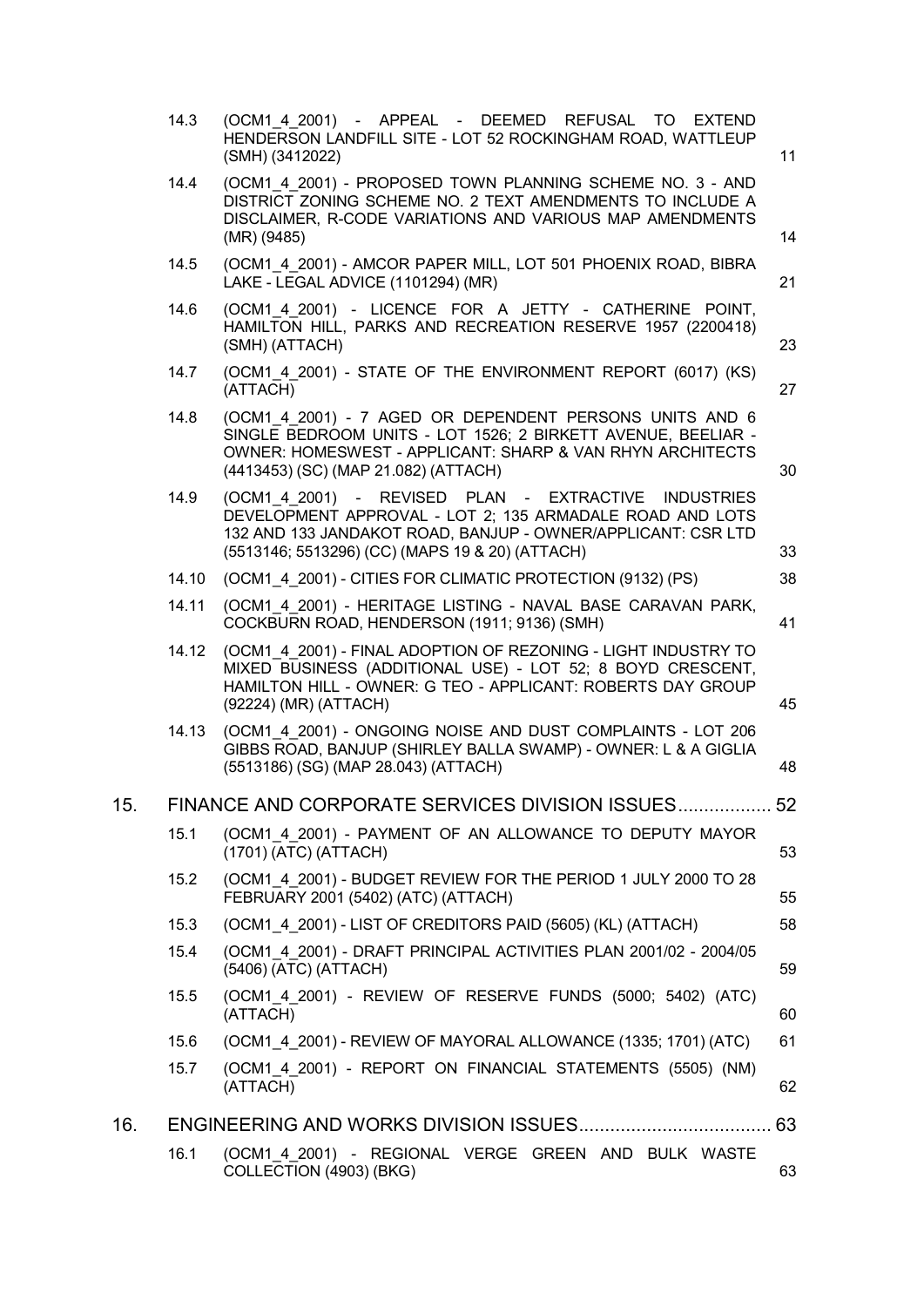| | | |
|---|---|---|
| 14.3 | (OCM1_4_2001) - APPEAL - DEEMED REFUSAL TO EXTEND HENDERSON LANDFILL SITE - LOT 52 ROCKINGHAM ROAD, WATTLEUP (SMH) (3412022) | 11 |
| 14.4 | (OCM1_4_2001) - PROPOSED TOWN PLANNING SCHEME NO. 3 - AND DISTRICT ZONING SCHEME NO. 2 TEXT AMENDMENTS TO INCLUDE A DISCLAIMER, R-CODE VARIATIONS AND VARIOUS MAP AMENDMENTS (MR) (9485) | 14 |
| 14.5 | (OCM1_4_2001) - AMCOR PAPER MILL, LOT 501 PHOENIX ROAD, BIBRA LAKE - LEGAL ADVICE (1101294) (MR) | 21 |
| 14.6 | (OCM1_4_2001) - LICENCE FOR A JETTY - CATHERINE POINT, HAMILTON HILL, PARKS AND RECREATION RESERVE 1957 (2200418) (SMH) (ATTACH) | 23 |
| 14.7 | (OCM1_4_2001) - STATE OF THE ENVIRONMENT REPORT (6017) (KS) (ATTACH) | 27 |
| 14.8 | (OCM1_4_2001) - 7 AGED OR DEPENDENT PERSONS UNITS AND 6 SINGLE BEDROOM UNITS - LOT 1526; 2 BIRKETT AVENUE, BEELIAR - OWNER: HOMESWEST - APPLICANT: SHARP & VAN RHYN ARCHITECTS (4413453) (SC) (MAP 21.082) (ATTACH) | 30 |
| 14.9 | (OCM1_4_2001) - REVISED PLAN - EXTRACTIVE INDUSTRIES DEVELOPMENT APPROVAL - LOT 2; 135 ARMADALE ROAD AND LOTS 132 AND 133 JANDAKOT ROAD, BANJUP - OWNER/APPLICANT: CSR LTD (5513146; 5513296) (CC) (MAPS 19 & 20) (ATTACH) | 33 |
| 14.10 | (OCM1_4_2001) - CITIES FOR CLIMATIC PROTECTION (9132) (PS) | 38 |
| 14.11 | (OCM1_4_2001) - HERITAGE LISTING - NAVAL BASE CARAVAN PARK, COCKBURN ROAD, HENDERSON (1911; 9136) (SMH) | 41 |
| 14.12 | (OCM1_4_2001) - FINAL ADOPTION OF REZONING - LIGHT INDUSTRY TO MIXED BUSINESS (ADDITIONAL USE) - LOT 52; 8 BOYD CRESCENT, HAMILTON HILL - OWNER: G TEO - APPLICANT: ROBERTS DAY GROUP (92224) (MR) (ATTACH) | 45 |
| 14.13 | (OCM1_4_2001) - ONGOING NOISE AND DUST COMPLAINTS - LOT 206 GIBBS ROAD, BANJUP (SHIRLEY BALLA SWAMP) - OWNER: L & A GIGLIA (5513186) (SG) (MAP 28.043) (ATTACH) | 48 |

## 15. FINANCE AND CORPORATE SERVICES DIVISION ISSUES .................. 52

| | | |
|---|---|---|
| 15.1 | (OCM1_4_2001) - PAYMENT OF AN ALLOWANCE TO DEPUTY MAYOR (1701) (ATC) (ATTACH) | 53 |
| 15.2 | (OCM1_4_2001) - BUDGET REVIEW FOR THE PERIOD 1 JULY 2000 TO 28 FEBRUARY 2001 (5402) (ATC) (ATTACH) | 55 |
| 15.3 | (OCM1_4_2001) - LIST OF CREDITORS PAID (5605) (KL) (ATTACH) | 58 |
| 15.4 | (OCM1_4_2001) - DRAFT PRINCIPAL ACTIVITIES PLAN 2001/02 - 2004/05 (5406) (ATC) (ATTACH) | 59 |
| 15.5 | (OCM1_4_2001) - REVIEW OF RESERVE FUNDS (5000; 5402) (ATC) (ATTACH) | 60 |
| 15.6 | (OCM1_4_2001) - REVIEW OF MAYORAL ALLOWANCE (1335; 1701) (ATC) | 61 |
| 15.7 | (OCM1_4_2001) - REPORT ON FINANCIAL STATEMENTS (5505) (NM) (ATTACH) | 62 |

## 16. ENGINEERING AND WORKS DIVISION ISSUES ..................................... 63

| | | |
|---|---|---|
| 16.1 | (OCM1_4_2001) - REGIONAL VERGE GREEN AND BULK WASTE COLLECTION (4903) (BKG) | 63 |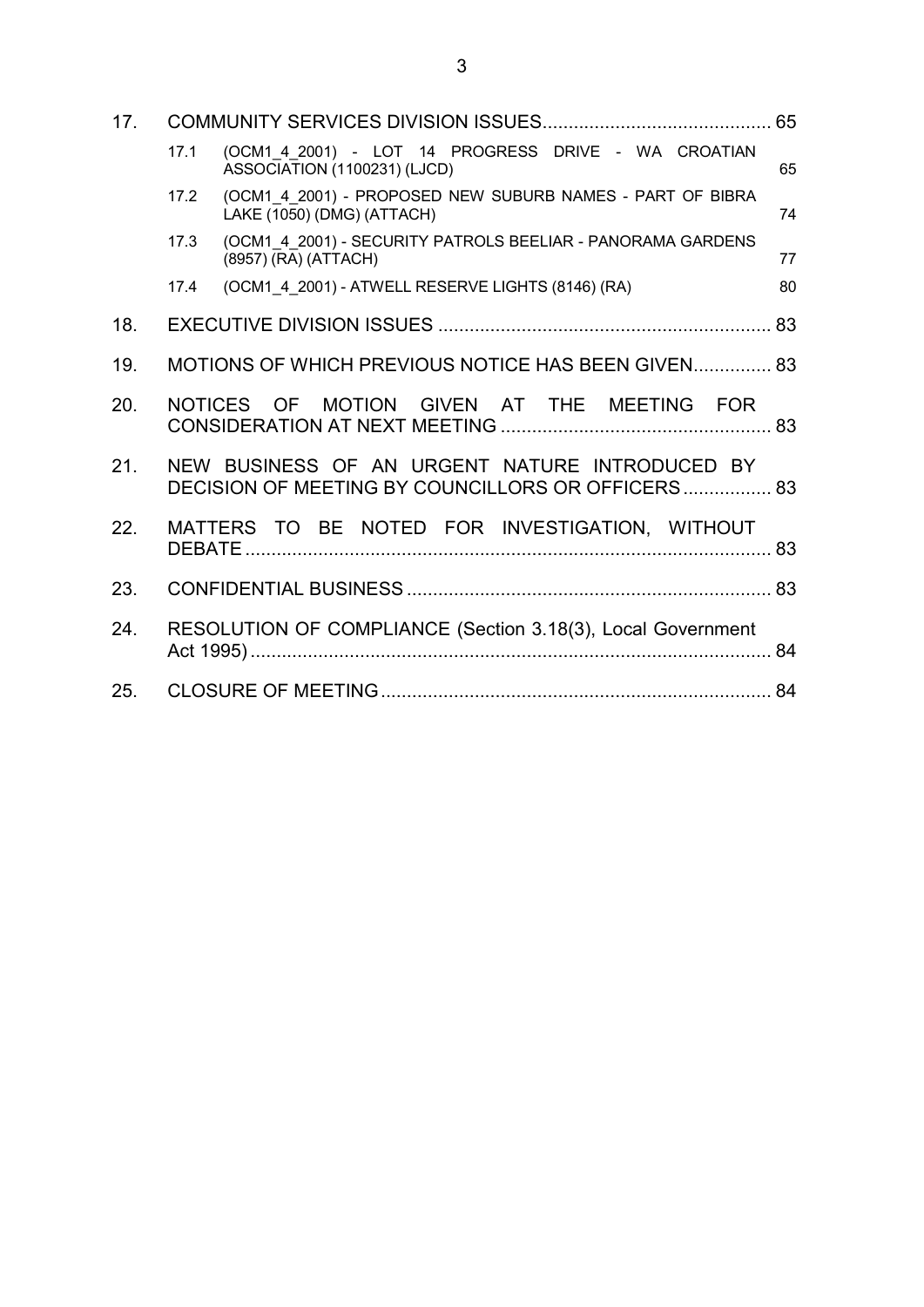| | | |
|---|---|---|
| 17. | COMMUNITY SERVICES DIVISION ISSUES | 65 |
| 17.1 | (OCM1_4_2001) - LOT 14 PROGRESS DRIVE - WA CROATIAN ASSOCIATION (1100231) (LJCD) | 65 |
| 17.2 | (OCM1_4_2001) - PROPOSED NEW SUBURB NAMES - PART OF BIBRA LAKE (1050) (DMG) (ATTACH) | 74 |
| 17.3 | (OCM1_4_2001) - SECURITY PATROLS BEELIAR - PANORAMA GARDENS (8957) (RA) (ATTACH) | 77 |
| 17.4 | (OCM1_4_2001) - ATWELL RESERVE LIGHTS (8146) (RA) | 80 |
| 18. | EXECUTIVE DIVISION ISSUES | 83 |
| 19. | MOTIONS OF WHICH PREVIOUS NOTICE HAS BEEN GIVEN | 83 |
| 20. | NOTICES OF MOTION GIVEN AT THE MEETING FOR CONSIDERATION AT NEXT MEETING | 83 |
| 21. | NEW BUSINESS OF AN URGENT NATURE INTRODUCED BY DECISION OF MEETING BY COUNCILLORS OR OFFICERS | 83 |
| 22. | MATTERS TO BE NOTED FOR INVESTIGATION, WITHOUT DEBATE | 83 |
| 23. | CONFIDENTIAL BUSINESS | 83 |
| 24. | RESOLUTION OF COMPLIANCE (Section 3.18(3), Local Government Act 1995) | 84 |
| 25. | CLOSURE OF MEETING | 84 |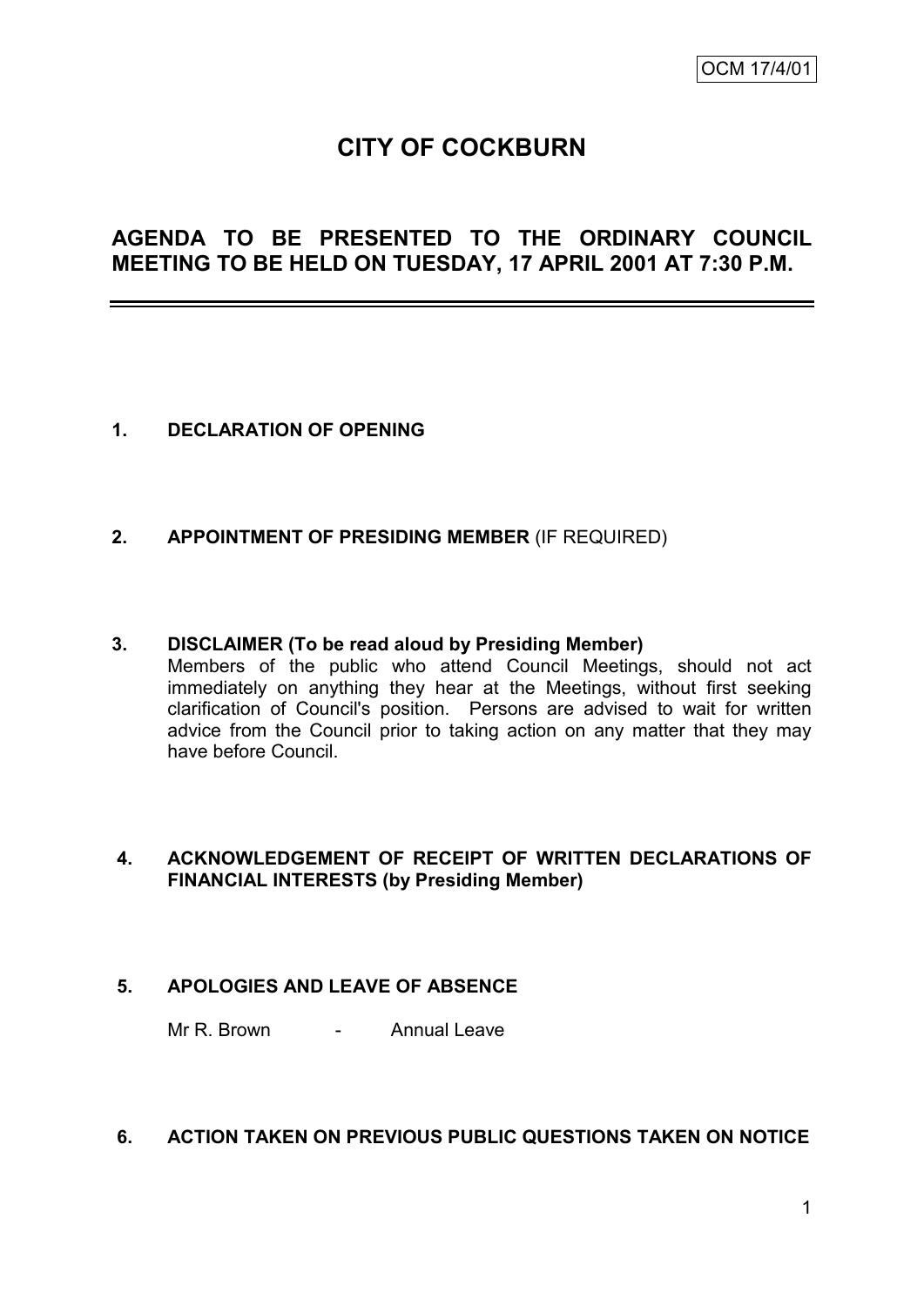OCM 17/4/01

# CITY OF COCKBURN

## AGENDA TO BE PRESENTED TO THE ORDINARY COUNCIL MEETING TO BE HELD ON TUESDAY, 17 APRIL 2001 AT 7:30 P.M.

---

**1. DECLARATION OF OPENING**

**2. APPOINTMENT OF PRESIDING MEMBER** (IF REQUIRED)

**3. DISCLAIMER (To be read aloud by Presiding Member)**

Members of the public who attend Council Meetings, should not act immediately on anything they hear at the Meetings, without first seeking clarification of Council's position. Persons are advised to wait for written advice from the Council prior to taking action on any matter that they may have before Council.

**4. ACKNOWLEDGEMENT OF RECEIPT OF WRITTEN DECLARATIONS OF FINANCIAL INTERESTS (by Presiding Member)**

**5. APOLOGIES AND LEAVE OF ABSENCE**

Mr R. Brown - Annual Leave

**6. ACTION TAKEN ON PREVIOUS PUBLIC QUESTIONS TAKEN ON NOTICE**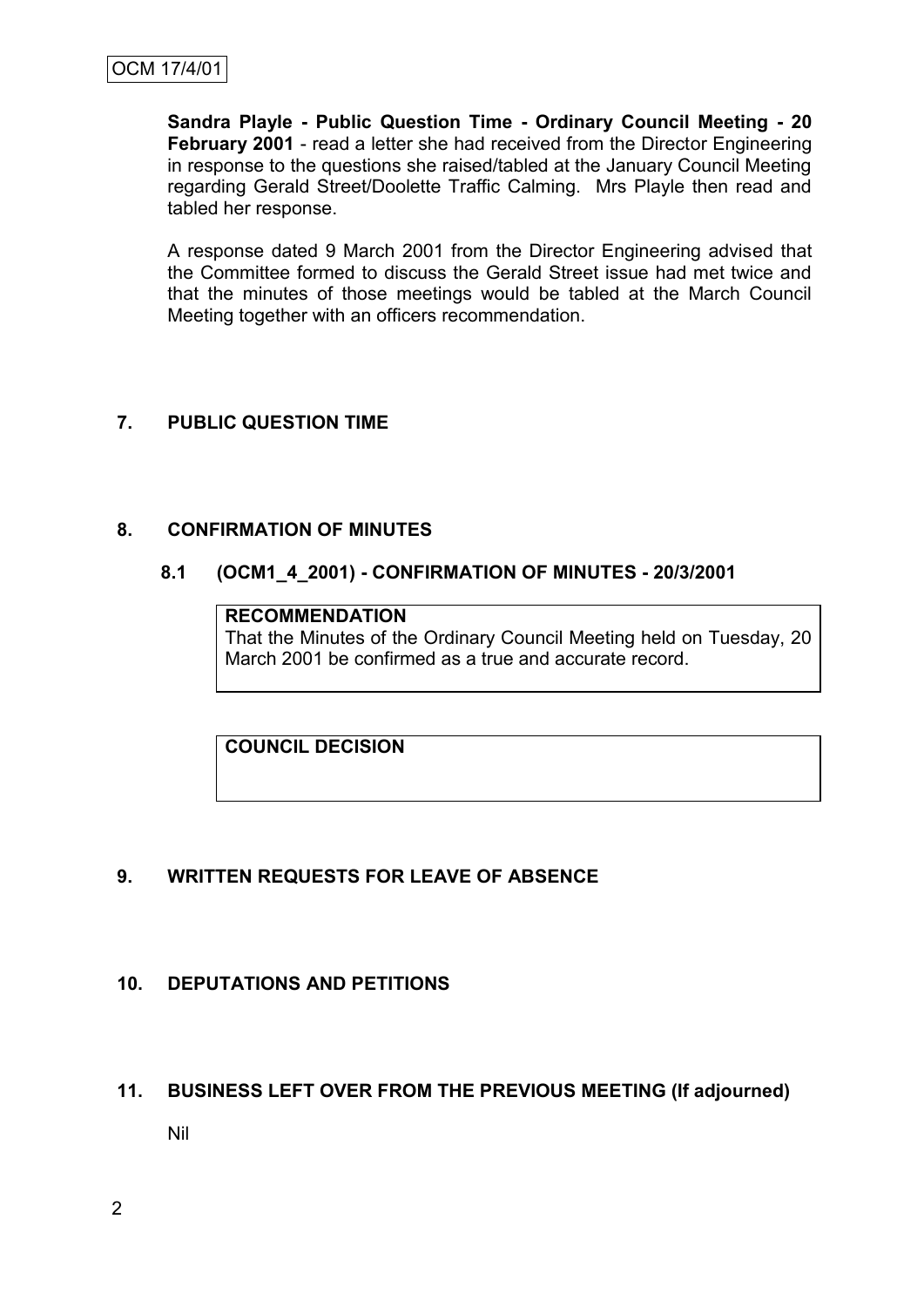**Sandra Playle - Public Question Time - Ordinary Council Meeting - 20 February 2001** - read a letter she had received from the Director Engineering in response to the questions she raised/tabled at the January Council Meeting regarding Gerald Street/Doolette Traffic Calming. Mrs Playle then read and tabled her response.

A response dated 9 March 2001 from the Director Engineering advised that the Committee formed to discuss the Gerald Street issue had met twice and that the minutes of those meetings would be tabled at the March Council Meeting together with an officers recommendation.

## 7. PUBLIC QUESTION TIME

## 8. CONFIRMATION OF MINUTES

### 8.1 (OCM1_4_2001) - CONFIRMATION OF MINUTES - 20/3/2001

**RECOMMENDATION**

That the Minutes of the Ordinary Council Meeting held on Tuesday, 20 March 2001 be confirmed as a true and accurate record.

**COUNCIL DECISION**

## 9. WRITTEN REQUESTS FOR LEAVE OF ABSENCE

## 10. DEPUTATIONS AND PETITIONS

## 11. BUSINESS LEFT OVER FROM THE PREVIOUS MEETING (If adjourned)

Nil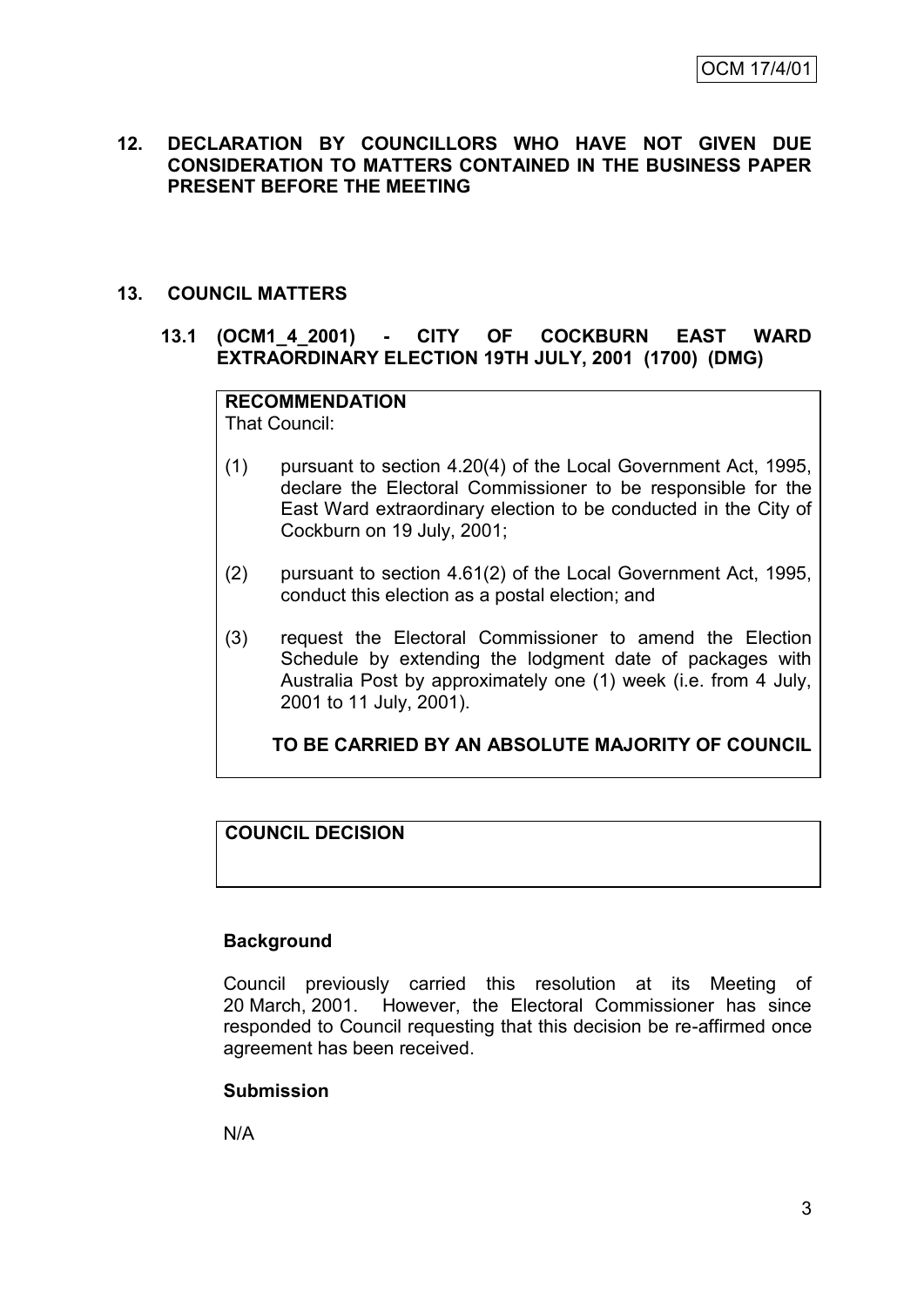## 12. DECLARATION BY COUNCILLORS WHO HAVE NOT GIVEN DUE CONSIDERATION TO MATTERS CONTAINED IN THE BUSINESS PAPER PRESENT BEFORE THE MEETING

## 13. COUNCIL MATTERS

### 13.1 (OCM1_4_2001) - CITY OF COCKBURN EAST WARD EXTRAORDINARY ELECTION 19TH JULY, 2001 (1700) (DMG)

**RECOMMENDATION**

That Council:

(1) pursuant to section 4.20(4) of the Local Government Act, 1995, declare the Electoral Commissioner to be responsible for the East Ward extraordinary election to be conducted in the City of Cockburn on 19 July, 2001;

(2) pursuant to section 4.61(2) of the Local Government Act, 1995, conduct this election as a postal election; and

(3) request the Electoral Commissioner to amend the Election Schedule by extending the lodgment date of packages with Australia Post by approximately one (1) week (i.e. from 4 July, 2001 to 11 July, 2001).

**TO BE CARRIED BY AN ABSOLUTE MAJORITY OF COUNCIL**

**COUNCIL DECISION**

**Background**

Council previously carried this resolution at its Meeting of 20 March, 2001. However, the Electoral Commissioner has since responded to Council requesting that this decision be re-affirmed once agreement has been received.

**Submission**

N/A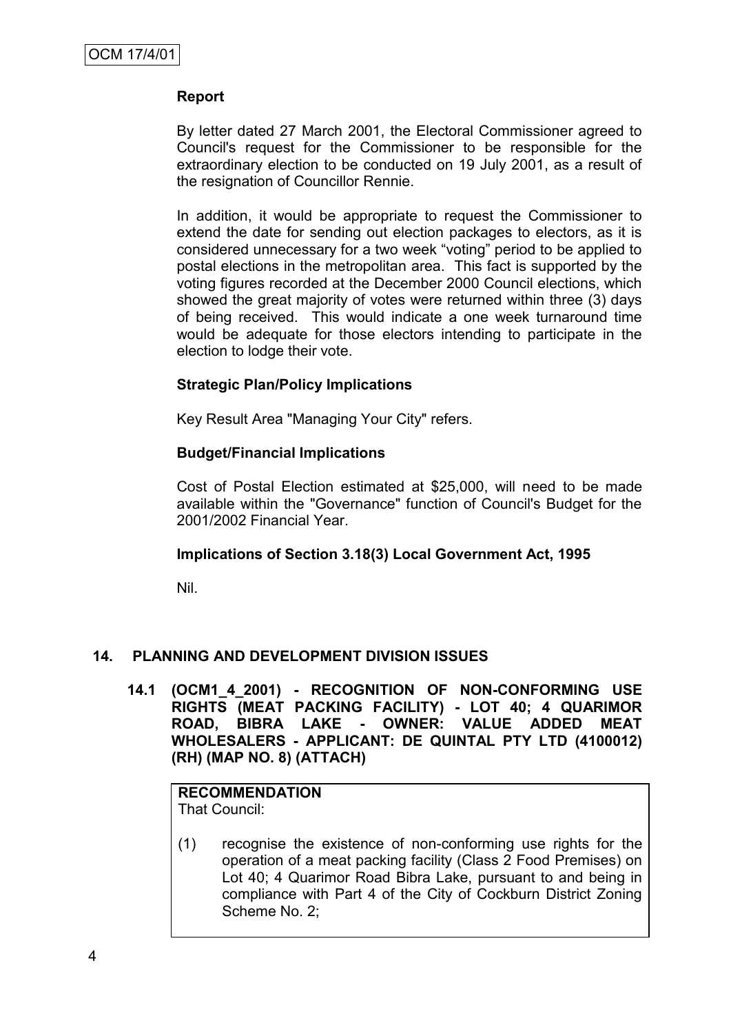**Report**

By letter dated 27 March 2001, the Electoral Commissioner agreed to Council's request for the Commissioner to be responsible for the extraordinary election to be conducted on 19 July 2001, as a result of the resignation of Councillor Rennie.

In addition, it would be appropriate to request the Commissioner to extend the date for sending out election packages to electors, as it is considered unnecessary for a two week "voting" period to be applied to postal elections in the metropolitan area. This fact is supported by the voting figures recorded at the December 2000 Council elections, which showed the great majority of votes were returned within three (3) days of being received. This would indicate a one week turnaround time would be adequate for those electors intending to participate in the election to lodge their vote.

**Strategic Plan/Policy Implications**

Key Result Area "Managing Your City" refers.

**Budget/Financial Implications**

Cost of Postal Election estimated at $25,000, will need to be made available within the "Governance" function of Council's Budget for the 2001/2002 Financial Year.

**Implications of Section 3.18(3) Local Government Act, 1995**

Nil.

## 14. PLANNING AND DEVELOPMENT DIVISION ISSUES

### 14.1 (OCM1_4_2001) - RECOGNITION OF NON-CONFORMING USE RIGHTS (MEAT PACKING FACILITY) - LOT 40; 4 QUARIMOR ROAD, BIBRA LAKE - OWNER: VALUE ADDED MEAT WHOLESALERS - APPLICANT: DE QUINTAL PTY LTD (4100012) (RH) (MAP NO. 8) (ATTACH)

**RECOMMENDATION**
That Council:

(1) recognise the existence of non-conforming use rights for the operation of a meat packing facility (Class 2 Food Premises) on Lot 40; 4 Quarimor Road Bibra Lake, pursuant to and being in compliance with Part 4 of the City of Cockburn District Zoning Scheme No. 2;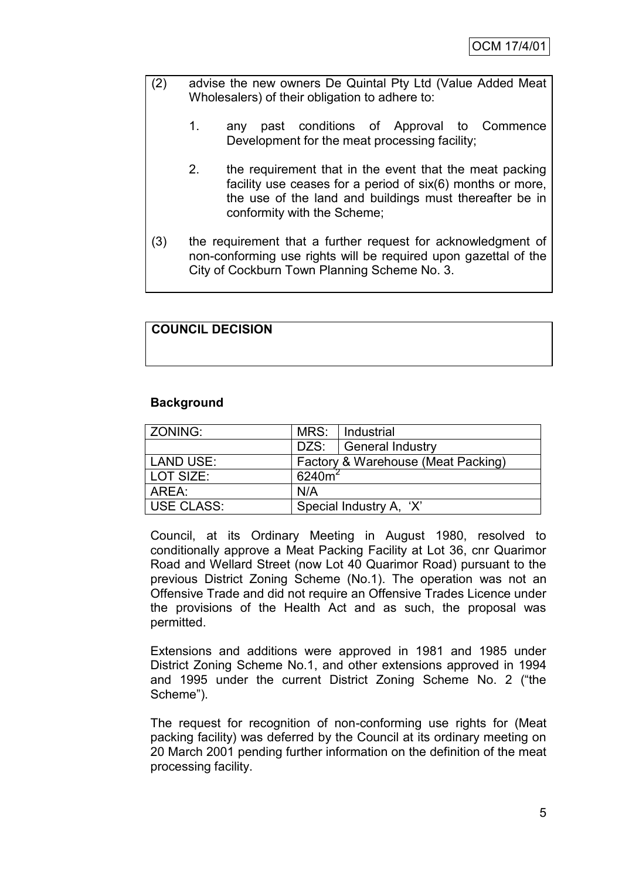(2) advise the new owners De Quintal Pty Ltd (Value Added Meat Wholesalers) of their obligation to adhere to:

1. any past conditions of Approval to Commence Development for the meat processing facility;

2. the requirement that in the event that the meat packing facility use ceases for a period of six(6) months or more, the use of the land and buildings must thereafter be in conformity with the Scheme;

(3) the requirement that a further request for acknowledgment of non-conforming use rights will be required upon gazettal of the City of Cockburn Town Planning Scheme No. 3.

**COUNCIL DECISION**

**Background**

| ZONING: | MRS: | Industrial |
|---|---|---|
| | DZS: | General Industry |
| LAND USE: | Factory & Warehouse (Meat Packing) | |
| LOT SIZE: | 6240m$^2$ | |
| AREA: | N/A | |
| USE CLASS: | Special Industry A, 'X' | |

Council, at its Ordinary Meeting in August 1980, resolved to conditionally approve a Meat Packing Facility at Lot 36, cnr Quarimor Road and Wellard Street (now Lot 40 Quarimor Road) pursuant to the previous District Zoning Scheme (No.1). The operation was not an Offensive Trade and did not require an Offensive Trades Licence under the provisions of the Health Act and as such, the proposal was permitted.

Extensions and additions were approved in 1981 and 1985 under District Zoning Scheme No.1, and other extensions approved in 1994 and 1995 under the current District Zoning Scheme No. 2 ("the Scheme").

The request for recognition of non-conforming use rights for (Meat packing facility) was deferred by the Council at its ordinary meeting on 20 March 2001 pending further information on the definition of the meat processing facility.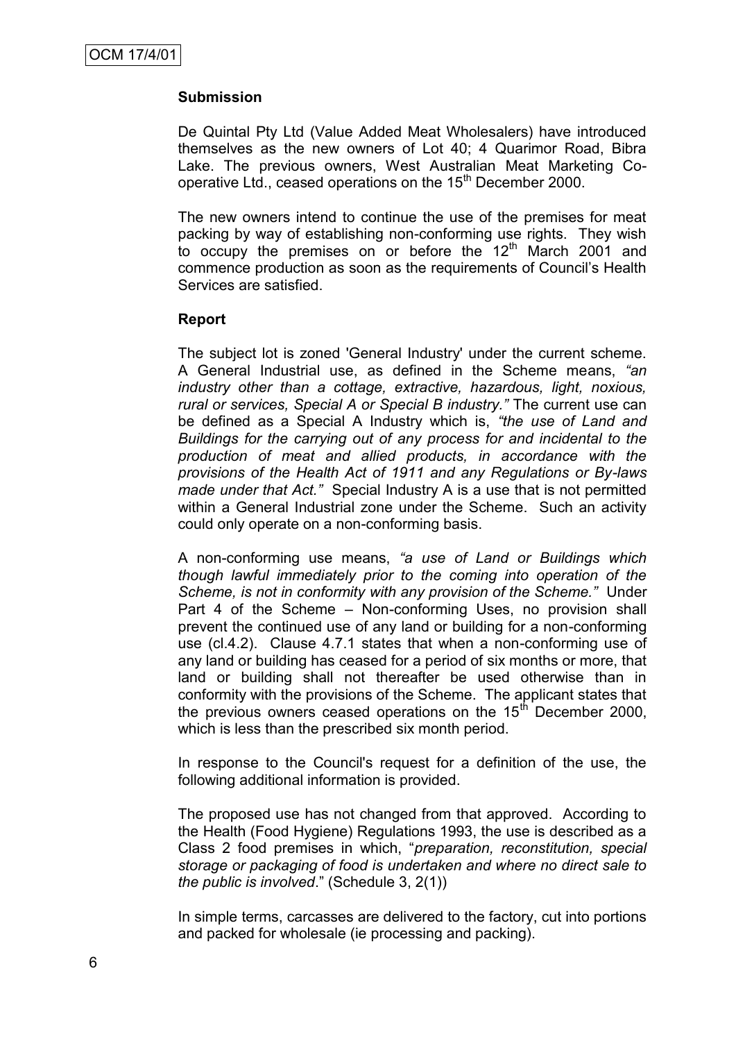**Submission**

De Quintal Pty Ltd (Value Added Meat Wholesalers) have introduced themselves as the new owners of Lot 40; 4 Quarimor Road, Bibra Lake. The previous owners, West Australian Meat Marketing Co-operative Ltd., ceased operations on the 15th December 2000.

The new owners intend to continue the use of the premises for meat packing by way of establishing non-conforming use rights. They wish to occupy the premises on or before the 12th March 2001 and commence production as soon as the requirements of Council's Health Services are satisfied.

**Report**

The subject lot is zoned 'General Industry' under the current scheme. A General Industrial use, as defined in the Scheme means, *"an industry other than a cottage, extractive, hazardous, light, noxious, rural or services, Special A or Special B industry."* The current use can be defined as a Special A Industry which is, *"the use of Land and Buildings for the carrying out of any process for and incidental to the production of meat and allied products, in accordance with the provisions of the Health Act of 1911 and any Regulations or By-laws made under that Act."* Special Industry A is a use that is not permitted within a General Industrial zone under the Scheme. Such an activity could only operate on a non-conforming basis.

A non-conforming use means, *"a use of Land or Buildings which though lawful immediately prior to the coming into operation of the Scheme, is not in conformity with any provision of the Scheme."* Under Part 4 of the Scheme – Non-conforming Uses, no provision shall prevent the continued use of any land or building for a non-conforming use (cl.4.2). Clause 4.7.1 states that when a non-conforming use of any land or building has ceased for a period of six months or more, that land or building shall not thereafter be used otherwise than in conformity with the provisions of the Scheme. The applicant states that the previous owners ceased operations on the 15th December 2000, which is less than the prescribed six month period.

In response to the Council's request for a definition of the use, the following additional information is provided.

The proposed use has not changed from that approved. According to the Health (Food Hygiene) Regulations 1993, the use is described as a Class 2 food premises in which, "*preparation, reconstitution, special storage or packaging of food is undertaken and where no direct sale to the public is involved*." (Schedule 3, 2(1))

In simple terms, carcasses are delivered to the factory, cut into portions and packed for wholesale (ie processing and packing).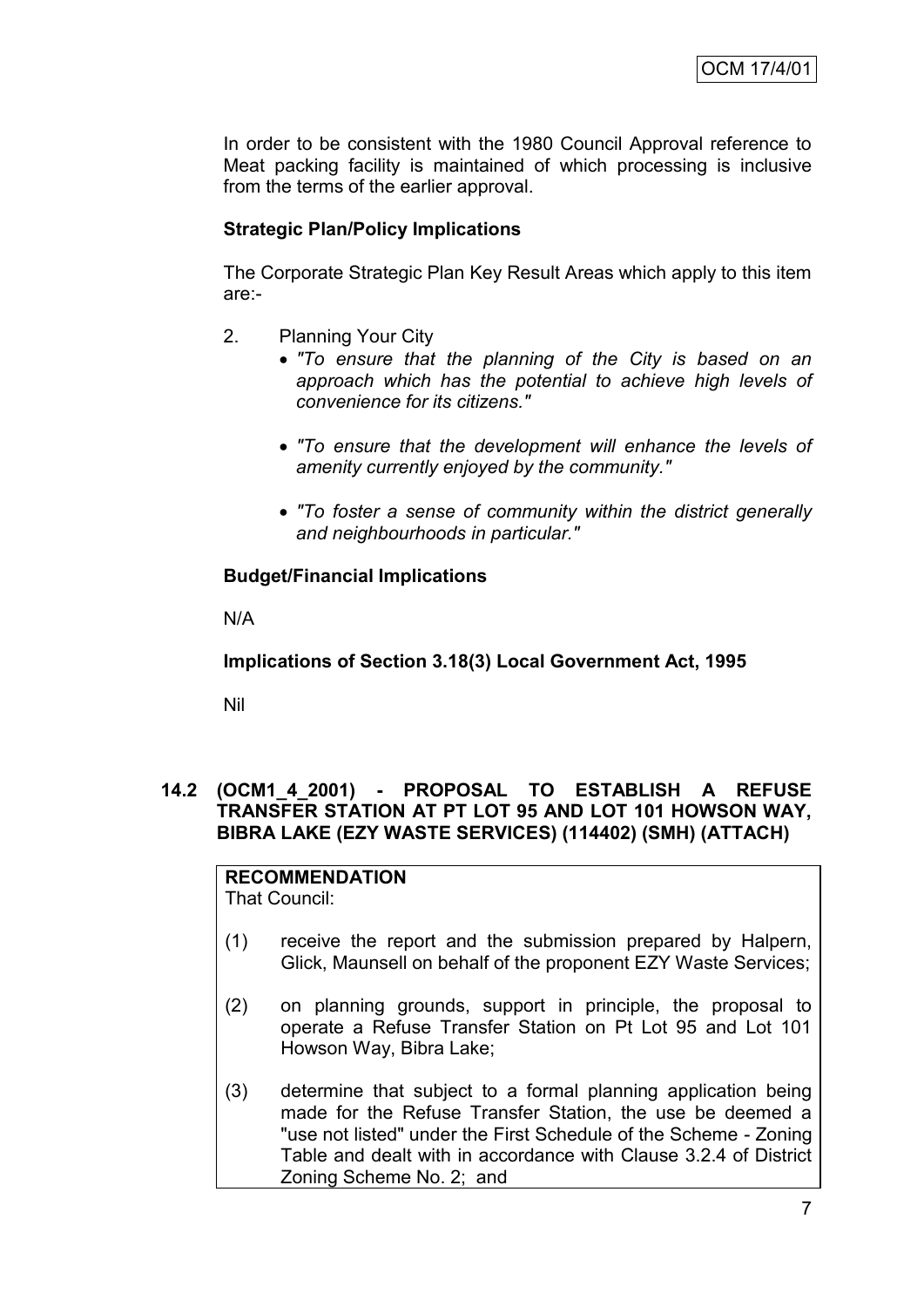In order to be consistent with the 1980 Council Approval reference to Meat packing facility is maintained of which processing is inclusive from the terms of the earlier approval.

**Strategic Plan/Policy Implications**

The Corporate Strategic Plan Key Result Areas which apply to this item are:-

2. Planning Your City
   - *"To ensure that the planning of the City is based on an approach which has the potential to achieve high levels of convenience for its citizens."*
   - *"To ensure that the development will enhance the levels of amenity currently enjoyed by the community."*
   - *"To foster a sense of community within the district generally and neighbourhoods in particular."*

**Budget/Financial Implications**

N/A

**Implications of Section 3.18(3) Local Government Act, 1995**

Nil

## 14.2 (OCM1_4_2001) - PROPOSAL TO ESTABLISH A REFUSE TRANSFER STATION AT PT LOT 95 AND LOT 101 HOWSON WAY, BIBRA LAKE (EZY WASTE SERVICES) (114402) (SMH) (ATTACH)

**RECOMMENDATION**

That Council:

(1) receive the report and the submission prepared by Halpern, Glick, Maunsell on behalf of the proponent EZY Waste Services;

(2) on planning grounds, support in principle, the proposal to operate a Refuse Transfer Station on Pt Lot 95 and Lot 101 Howson Way, Bibra Lake;

(3) determine that subject to a formal planning application being made for the Refuse Transfer Station, the use be deemed a "use not listed" under the First Schedule of the Scheme - Zoning Table and dealt with in accordance with Clause 3.2.4 of District Zoning Scheme No. 2; and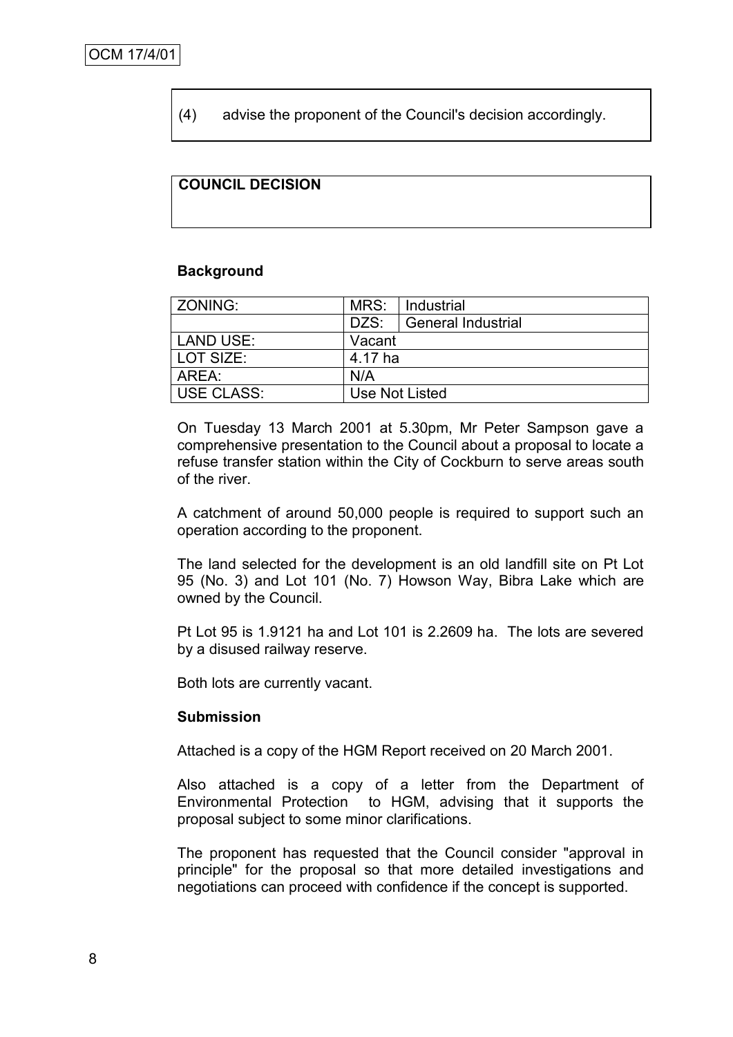(4) advise the proponent of the Council's decision accordingly.

**COUNCIL DECISION**

**Background**

| ZONING: | MRS: | Industrial |
|---|---|---|
| | DZS: | General Industrial |
| LAND USE: | Vacant | |
| LOT SIZE: | 4.17 ha | |
| AREA: | N/A | |
| USE CLASS: | Use Not Listed | |

On Tuesday 13 March 2001 at 5.30pm, Mr Peter Sampson gave a comprehensive presentation to the Council about a proposal to locate a refuse transfer station within the City of Cockburn to serve areas south of the river.

A catchment of around 50,000 people is required to support such an operation according to the proponent.

The land selected for the development is an old landfill site on Pt Lot 95 (No. 3) and Lot 101 (No. 7) Howson Way, Bibra Lake which are owned by the Council.

Pt Lot 95 is 1.9121 ha and Lot 101 is 2.2609 ha. The lots are severed by a disused railway reserve.

Both lots are currently vacant.

**Submission**

Attached is a copy of the HGM Report received on 20 March 2001.

Also attached is a copy of a letter from the Department of Environmental Protection to HGM, advising that it supports the proposal subject to some minor clarifications.

The proponent has requested that the Council consider "approval in principle" for the proposal so that more detailed investigations and negotiations can proceed with confidence if the concept is supported.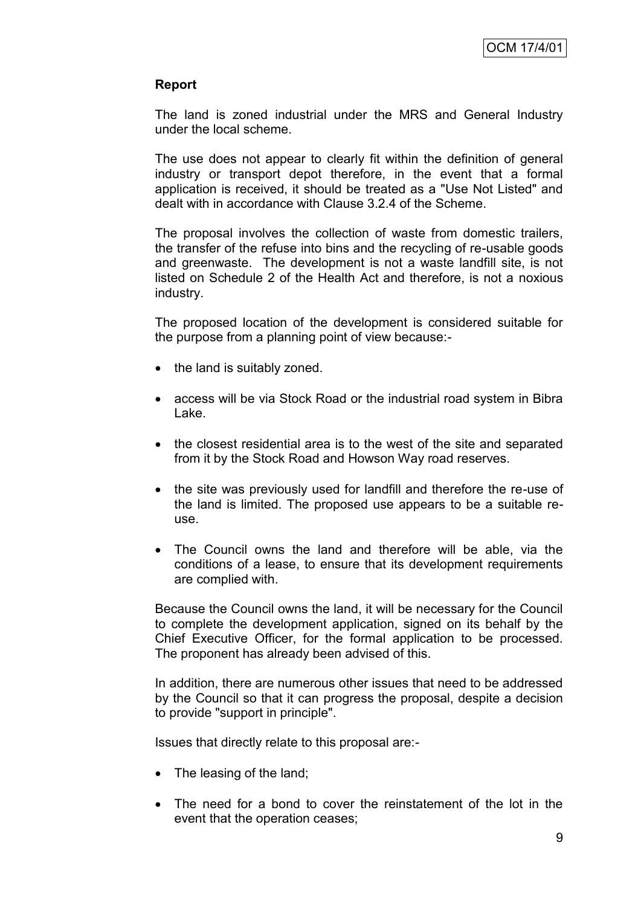**Report**

The land is zoned industrial under the MRS and General Industry under the local scheme.

The use does not appear to clearly fit within the definition of general industry or transport depot therefore, in the event that a formal application is received, it should be treated as a "Use Not Listed" and dealt with in accordance with Clause 3.2.4 of the Scheme.

The proposal involves the collection of waste from domestic trailers, the transfer of the refuse into bins and the recycling of re-usable goods and greenwaste. The development is not a waste landfill site, is not listed on Schedule 2 of the Health Act and therefore, is not a noxious industry.

The proposed location of the development is considered suitable for the purpose from a planning point of view because:-

- the land is suitably zoned.
- access will be via Stock Road or the industrial road system in Bibra Lake.
- the closest residential area is to the west of the site and separated from it by the Stock Road and Howson Way road reserves.
- the site was previously used for landfill and therefore the re-use of the land is limited. The proposed use appears to be a suitable re-use.
- The Council owns the land and therefore will be able, via the conditions of a lease, to ensure that its development requirements are complied with.

Because the Council owns the land, it will be necessary for the Council to complete the development application, signed on its behalf by the Chief Executive Officer, for the formal application to be processed. The proponent has already been advised of this.

In addition, there are numerous other issues that need to be addressed by the Council so that it can progress the proposal, despite a decision to provide "support in principle".

Issues that directly relate to this proposal are:-

- The leasing of the land;
- The need for a bond to cover the reinstatement of the lot in the event that the operation ceases;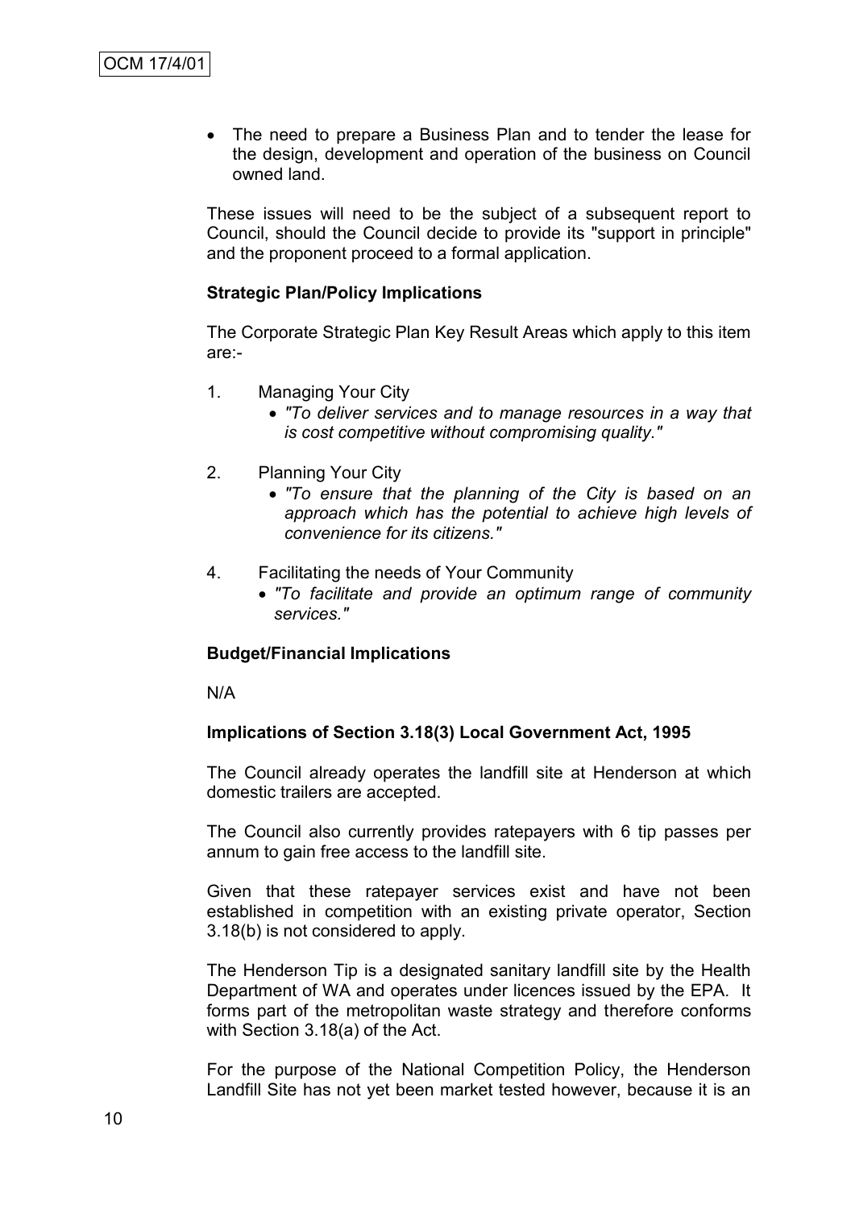- The need to prepare a Business Plan and to tender the lease for the design, development and operation of the business on Council owned land.

These issues will need to be the subject of a subsequent report to Council, should the Council decide to provide its "support in principle" and the proponent proceed to a formal application.

**Strategic Plan/Policy Implications**

The Corporate Strategic Plan Key Result Areas which apply to this item are:-

1. Managing Your City
   - *"To deliver services and to manage resources in a way that is cost competitive without compromising quality."*

2. Planning Your City
   - *"To ensure that the planning of the City is based on an approach which has the potential to achieve high levels of convenience for its citizens."*

4. Facilitating the needs of Your Community
   - *"To facilitate and provide an optimum range of community services."*

**Budget/Financial Implications**

N/A

**Implications of Section 3.18(3) Local Government Act, 1995**

The Council already operates the landfill site at Henderson at which domestic trailers are accepted.

The Council also currently provides ratepayers with 6 tip passes per annum to gain free access to the landfill site.

Given that these ratepayer services exist and have not been established in competition with an existing private operator, Section 3.18(b) is not considered to apply.

The Henderson Tip is a designated sanitary landfill site by the Health Department of WA and operates under licences issued by the EPA. It forms part of the metropolitan waste strategy and therefore conforms with Section 3.18(a) of the Act.

For the purpose of the National Competition Policy, the Henderson Landfill Site has not yet been market tested however, because it is an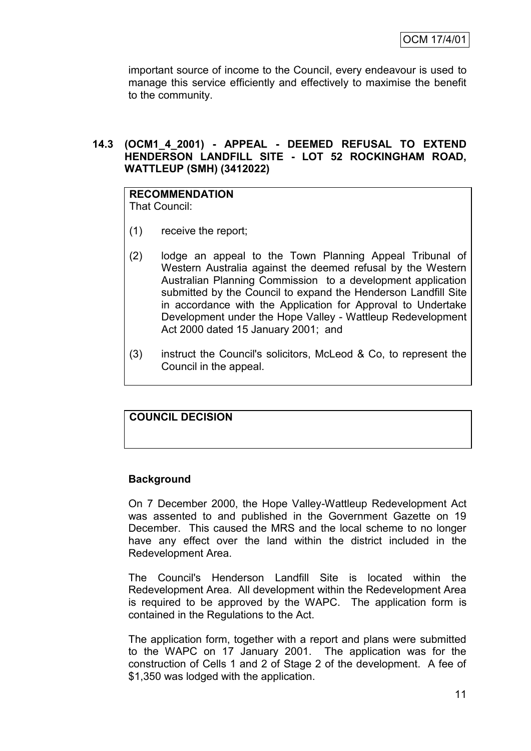important source of income to the Council, every endeavour is used to manage this service efficiently and effectively to maximise the benefit to the community.

### 14.3 (OCM1_4_2001) - APPEAL - DEEMED REFUSAL TO EXTEND HENDERSON LANDFILL SITE - LOT 52 ROCKINGHAM ROAD, WATTLEUP (SMH) (3412022)

**RECOMMENDATION**

That Council:

(1) receive the report;

(2) lodge an appeal to the Town Planning Appeal Tribunal of Western Australia against the deemed refusal by the Western Australian Planning Commission to a development application submitted by the Council to expand the Henderson Landfill Site in accordance with the Application for Approval to Undertake Development under the Hope Valley - Wattleup Redevelopment Act 2000 dated 15 January 2001; and

(3) instruct the Council's solicitors, McLeod & Co, to represent the Council in the appeal.

**COUNCIL DECISION**

**Background**

On 7 December 2000, the Hope Valley-Wattleup Redevelopment Act was assented to and published in the Government Gazette on 19 December. This caused the MRS and the local scheme to no longer have any effect over the land within the district included in the Redevelopment Area.

The Council's Henderson Landfill Site is located within the Redevelopment Area. All development within the Redevelopment Area is required to be approved by the WAPC. The application form is contained in the Regulations to the Act.

The application form, together with a report and plans were submitted to the WAPC on 17 January 2001. The application was for the construction of Cells 1 and 2 of Stage 2 of the development. A fee of $1,350 was lodged with the application.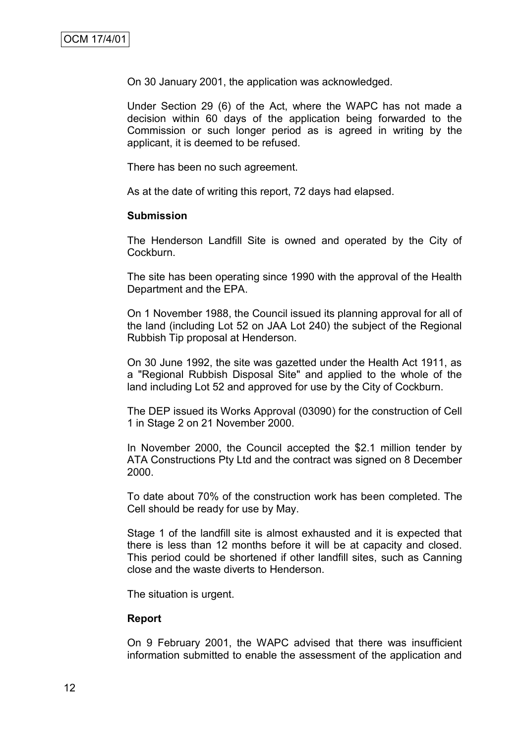On 30 January 2001, the application was acknowledged.

Under Section 29 (6) of the Act, where the WAPC has not made a decision within 60 days of the application being forwarded to the Commission or such longer period as is agreed in writing by the applicant, it is deemed to be refused.

There has been no such agreement.

As at the date of writing this report, 72 days had elapsed.

**Submission**

The Henderson Landfill Site is owned and operated by the City of Cockburn.

The site has been operating since 1990 with the approval of the Health Department and the EPA.

On 1 November 1988, the Council issued its planning approval for all of the land (including Lot 52 on JAA Lot 240) the subject of the Regional Rubbish Tip proposal at Henderson.

On 30 June 1992, the site was gazetted under the Health Act 1911, as a "Regional Rubbish Disposal Site" and applied to the whole of the land including Lot 52 and approved for use by the City of Cockburn.

The DEP issued its Works Approval (03090) for the construction of Cell 1 in Stage 2 on 21 November 2000.

In November 2000, the Council accepted the $2.1 million tender by ATA Constructions Pty Ltd and the contract was signed on 8 December 2000.

To date about 70% of the construction work has been completed. The Cell should be ready for use by May.

Stage 1 of the landfill site is almost exhausted and it is expected that there is less than 12 months before it will be at capacity and closed. This period could be shortened if other landfill sites, such as Canning close and the waste diverts to Henderson.

The situation is urgent.

**Report**

On 9 February 2001, the WAPC advised that there was insufficient information submitted to enable the assessment of the application and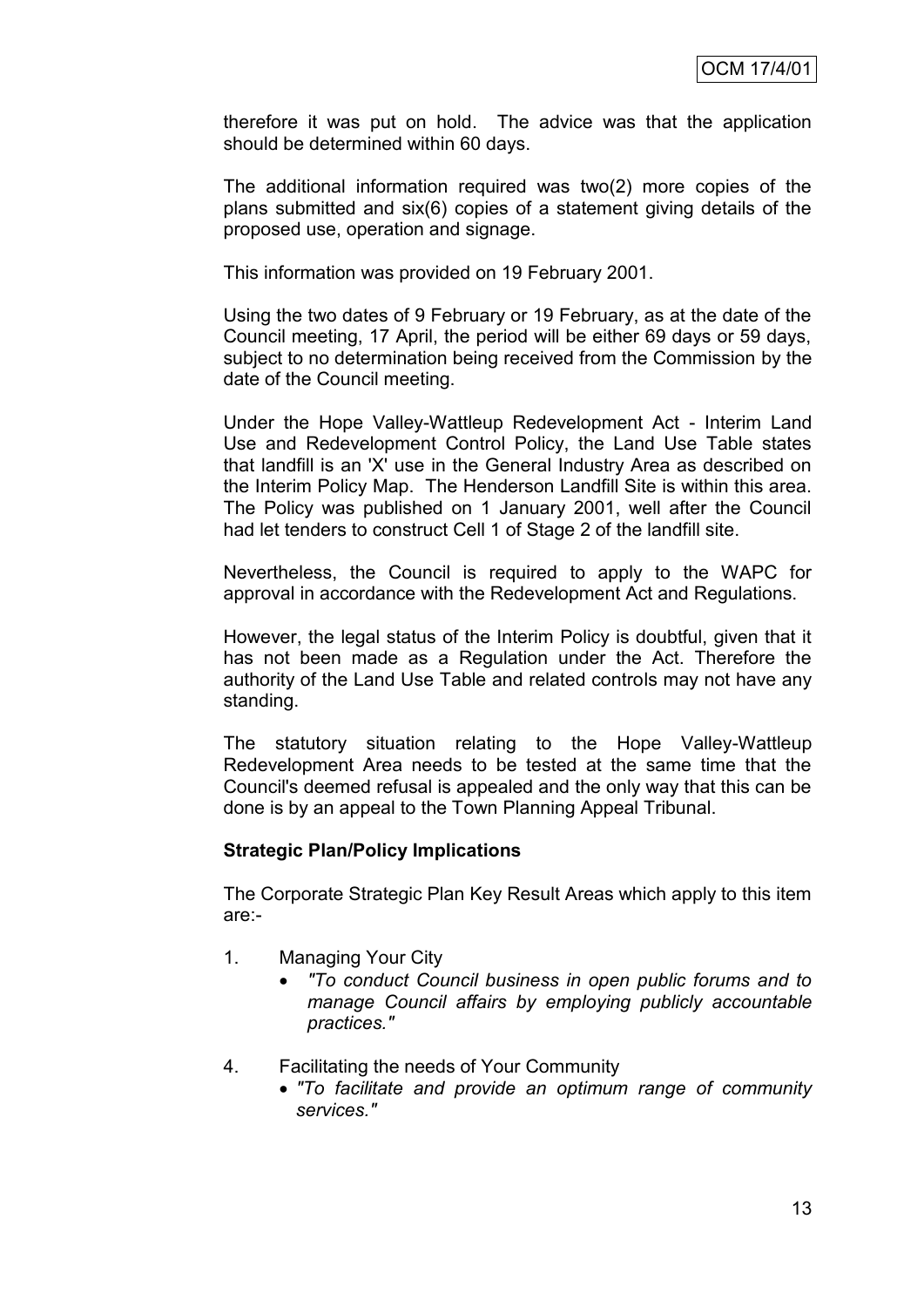therefore it was put on hold. The advice was that the application should be determined within 60 days.

The additional information required was two(2) more copies of the plans submitted and six(6) copies of a statement giving details of the proposed use, operation and signage.

This information was provided on 19 February 2001.

Using the two dates of 9 February or 19 February, as at the date of the Council meeting, 17 April, the period will be either 69 days or 59 days, subject to no determination being received from the Commission by the date of the Council meeting.

Under the Hope Valley-Wattleup Redevelopment Act - Interim Land Use and Redevelopment Control Policy, the Land Use Table states that landfill is an 'X' use in the General Industry Area as described on the Interim Policy Map. The Henderson Landfill Site is within this area. The Policy was published on 1 January 2001, well after the Council had let tenders to construct Cell 1 of Stage 2 of the landfill site.

Nevertheless, the Council is required to apply to the WAPC for approval in accordance with the Redevelopment Act and Regulations.

However, the legal status of the Interim Policy is doubtful, given that it has not been made as a Regulation under the Act. Therefore the authority of the Land Use Table and related controls may not have any standing.

The statutory situation relating to the Hope Valley-Wattleup Redevelopment Area needs to be tested at the same time that the Council's deemed refusal is appealed and the only way that this can be done is by an appeal to the Town Planning Appeal Tribunal.

**Strategic Plan/Policy Implications**

The Corporate Strategic Plan Key Result Areas which apply to this item are:-

1. Managing Your City
   - *"To conduct Council business in open public forums and to manage Council affairs by employing publicly accountable practices."*

4. Facilitating the needs of Your Community
   - *"To facilitate and provide an optimum range of community services."*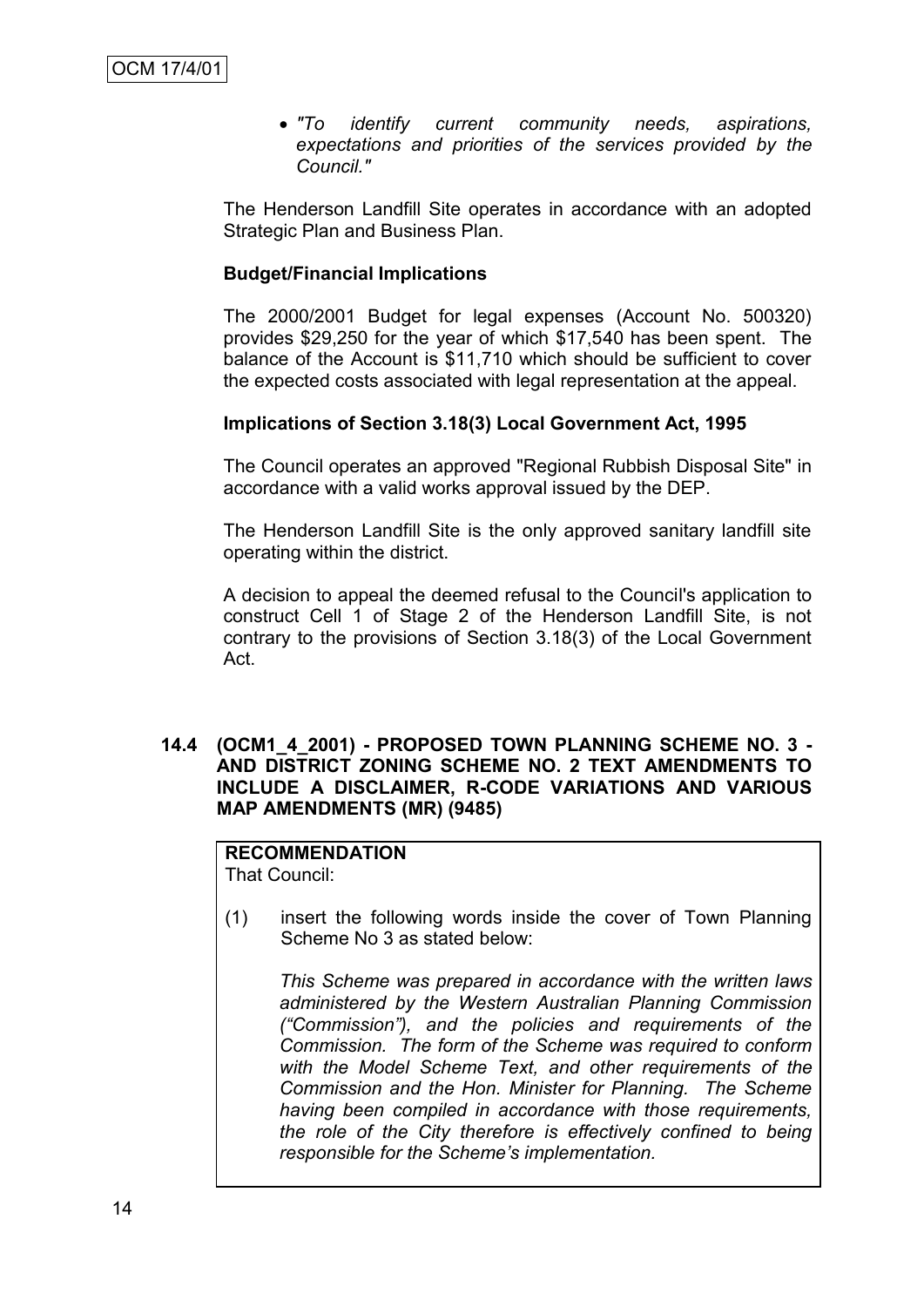- *"To identify current community needs, aspirations, expectations and priorities of the services provided by the Council."*

The Henderson Landfill Site operates in accordance with an adopted Strategic Plan and Business Plan.

**Budget/Financial Implications**

The 2000/2001 Budget for legal expenses (Account No. 500320) provides $29,250 for the year of which $17,540 has been spent. The balance of the Account is $11,710 which should be sufficient to cover the expected costs associated with legal representation at the appeal.

**Implications of Section 3.18(3) Local Government Act, 1995**

The Council operates an approved "Regional Rubbish Disposal Site" in accordance with a valid works approval issued by the DEP.

The Henderson Landfill Site is the only approved sanitary landfill site operating within the district.

A decision to appeal the deemed refusal to the Council's application to construct Cell 1 of Stage 2 of the Henderson Landfill Site, is not contrary to the provisions of Section 3.18(3) of the Local Government Act.

## 14.4 (OCM1_4_2001) - PROPOSED TOWN PLANNING SCHEME NO. 3 - AND DISTRICT ZONING SCHEME NO. 2 TEXT AMENDMENTS TO INCLUDE A DISCLAIMER, R-CODE VARIATIONS AND VARIOUS MAP AMENDMENTS (MR) (9485)

**RECOMMENDATION**
That Council:

(1) insert the following words inside the cover of Town Planning Scheme No 3 as stated below:

*This Scheme was prepared in accordance with the written laws administered by the Western Australian Planning Commission ("Commission"), and the policies and requirements of the Commission. The form of the Scheme was required to conform with the Model Scheme Text, and other requirements of the Commission and the Hon. Minister for Planning. The Scheme having been compiled in accordance with those requirements, the role of the City therefore is effectively confined to being responsible for the Scheme's implementation.*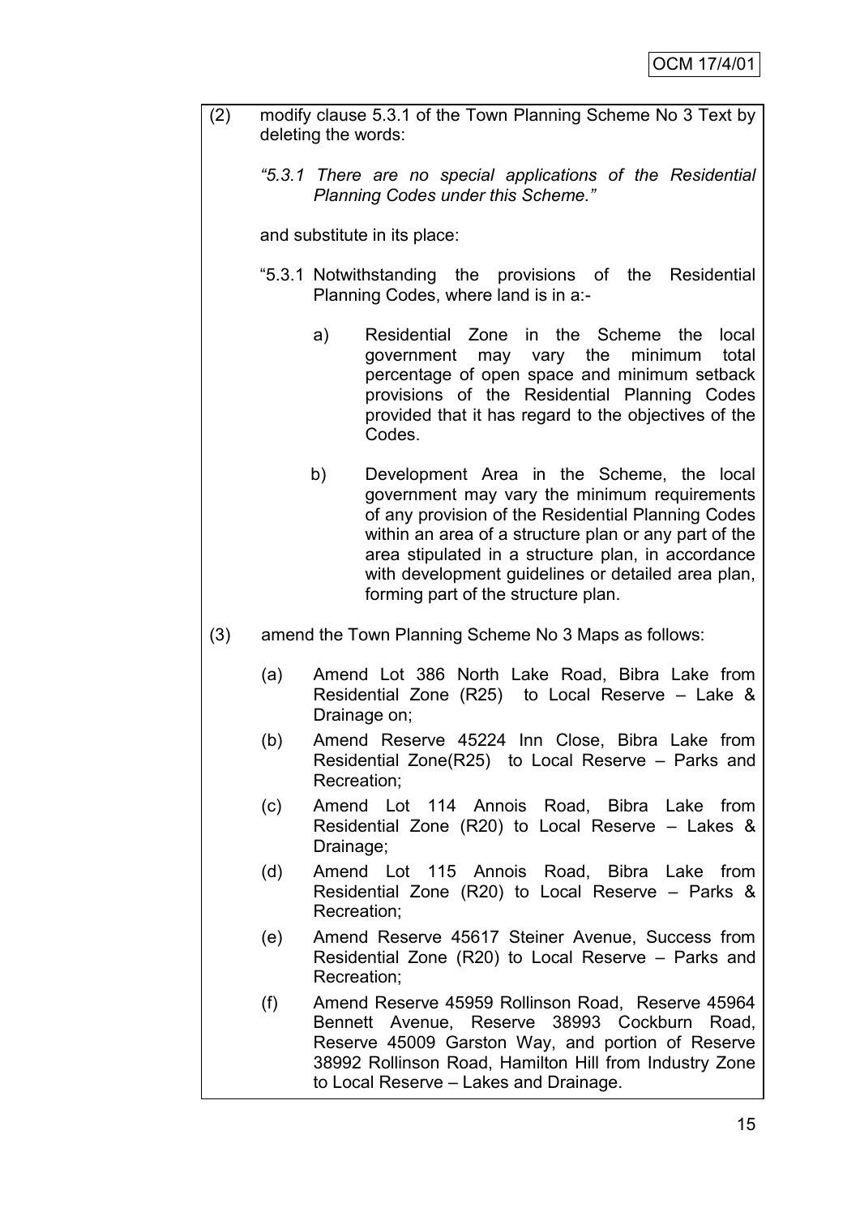(2) modify clause 5.3.1 of the Town Planning Scheme No 3 Text by deleting the words:

*"5.3.1 There are no special applications of the Residential Planning Codes under this Scheme."*

and substitute in its place:

"5.3.1 Notwithstanding the provisions of the Residential Planning Codes, where land is in a:-

a) Residential Zone in the Scheme the local government may vary the minimum total percentage of open space and minimum setback provisions of the Residential Planning Codes provided that it has regard to the objectives of the Codes.

b) Development Area in the Scheme, the local government may vary the minimum requirements of any provision of the Residential Planning Codes within an area of a structure plan or any part of the area stipulated in a structure plan, in accordance with development guidelines or detailed area plan, forming part of the structure plan.

(3) amend the Town Planning Scheme No 3 Maps as follows:

(a) Amend Lot 386 North Lake Road, Bibra Lake from Residential Zone (R25) to Local Reserve – Lake & Drainage on;

(b) Amend Reserve 45224 Inn Close, Bibra Lake from Residential Zone(R25) to Local Reserve – Parks and Recreation;

(c) Amend Lot 114 Annois Road, Bibra Lake from Residential Zone (R20) to Local Reserve – Lakes & Drainage;

(d) Amend Lot 115 Annois Road, Bibra Lake from Residential Zone (R20) to Local Reserve – Parks & Recreation;

(e) Amend Reserve 45617 Steiner Avenue, Success from Residential Zone (R20) to Local Reserve – Parks and Recreation;

(f) Amend Reserve 45959 Rollinson Road, Reserve 45964 Bennett Avenue, Reserve 38993 Cockburn Road, Reserve 45009 Garston Way, and portion of Reserve 38992 Rollinson Road, Hamilton Hill from Industry Zone to Local Reserve – Lakes and Drainage.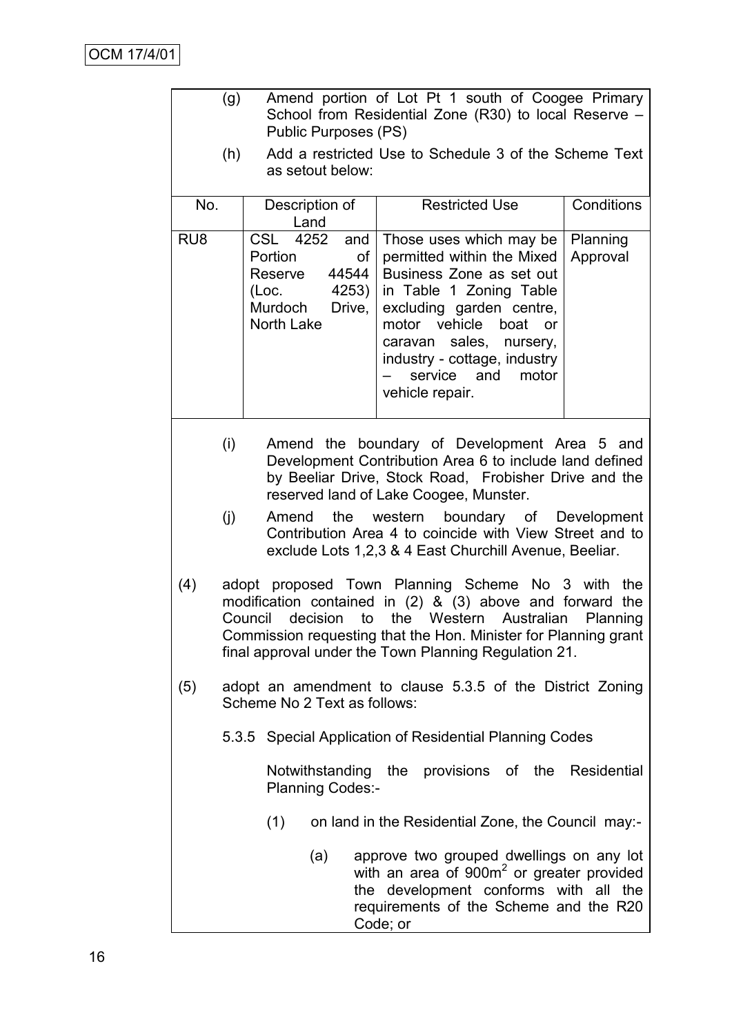(g) Amend portion of Lot Pt 1 south of Coogee Primary School from Residential Zone (R30) to local Reserve – Public Purposes (PS)

(h) Add a restricted Use to Schedule 3 of the Scheme Text as setout below:

| No. | Description of Land | Restricted Use | Conditions |
|---|---|---|---|
| RU8 | CSL 4252 and Portion of Reserve 44544 (Loc. 4253) Murdoch Drive, North Lake | Those uses which may be permitted within the Mixed Business Zone as set out in Table 1 Zoning Table excluding garden centre, motor vehicle boat or caravan sales, nursery, industry - cottage, industry – service and motor vehicle repair. | Planning Approval |

(i) Amend the boundary of Development Area 5 and Development Contribution Area 6 to include land defined by Beeliar Drive, Stock Road, Frobisher Drive and the reserved land of Lake Coogee, Munster.

(j) Amend the western boundary of Development Contribution Area 4 to coincide with View Street and to exclude Lots 1,2,3 & 4 East Churchill Avenue, Beeliar.

(4) adopt proposed Town Planning Scheme No 3 with the modification contained in (2) & (3) above and forward the Council decision to the Western Australian Planning Commission requesting that the Hon. Minister for Planning grant final approval under the Town Planning Regulation 21.

(5) adopt an amendment to clause 5.3.5 of the District Zoning Scheme No 2 Text as follows:

5.3.5 Special Application of Residential Planning Codes

Notwithstanding the provisions of the Residential Planning Codes:-

(1) on land in the Residential Zone, the Council may:-

(a) approve two grouped dwellings on any lot with an area of $900m^2$ or greater provided the development conforms with all the requirements of the Scheme and the R20 Code; or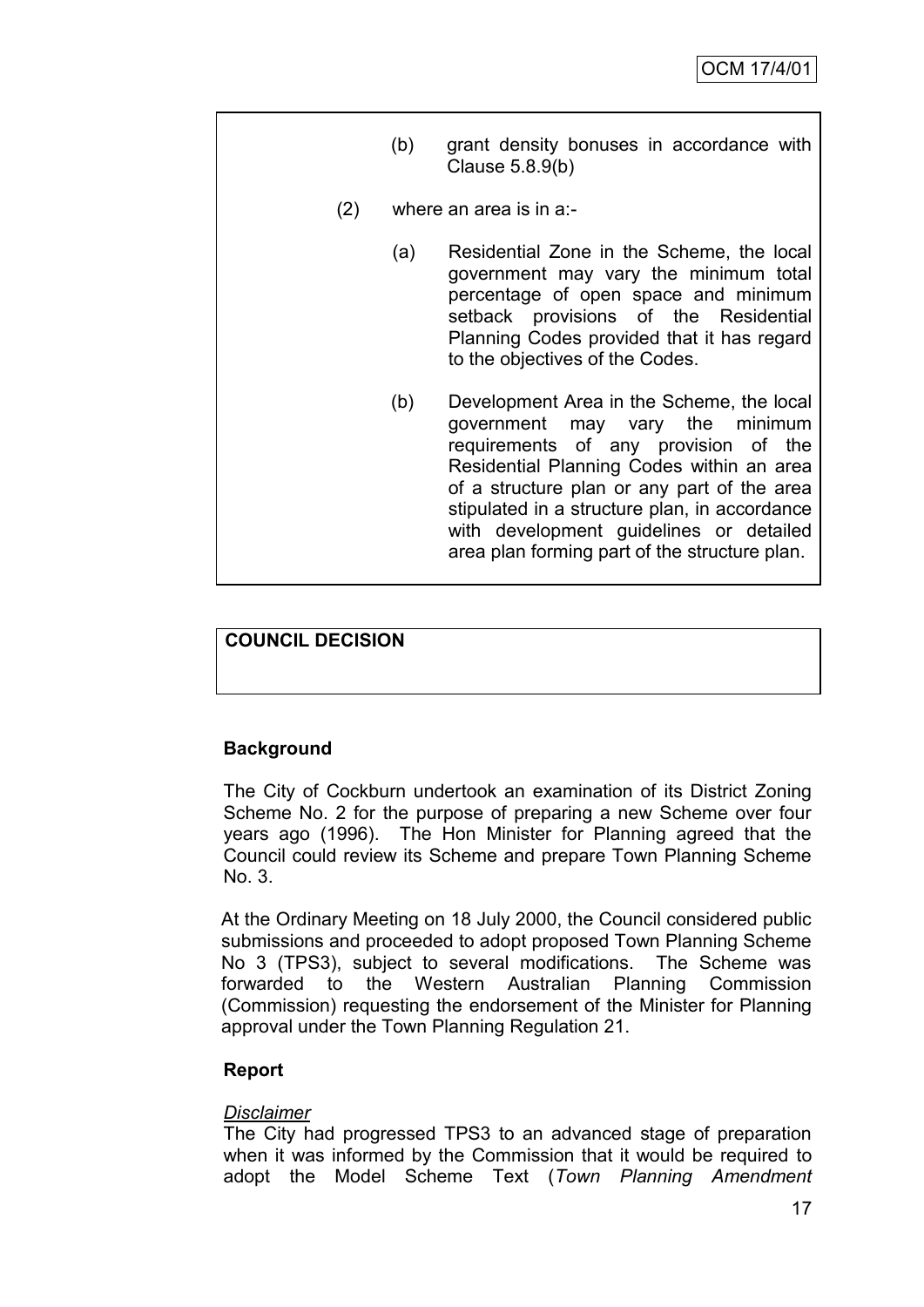(b) grant density bonuses in accordance with Clause 5.8.9(b)

(2) where an area is in a:-

(a) Residential Zone in the Scheme, the local government may vary the minimum total percentage of open space and minimum setback provisions of the Residential Planning Codes provided that it has regard to the objectives of the Codes.

(b) Development Area in the Scheme, the local government may vary the minimum requirements of any provision of the Residential Planning Codes within an area of a structure plan or any part of the area stipulated in a structure plan, in accordance with development guidelines or detailed area plan forming part of the structure plan.

**COUNCIL DECISION**

**Background**

The City of Cockburn undertook an examination of its District Zoning Scheme No. 2 for the purpose of preparing a new Scheme over four years ago (1996). The Hon Minister for Planning agreed that the Council could review its Scheme and prepare Town Planning Scheme No. 3.

At the Ordinary Meeting on 18 July 2000, the Council considered public submissions and proceeded to adopt proposed Town Planning Scheme No 3 (TPS3), subject to several modifications. The Scheme was forwarded to the Western Australian Planning Commission (Commission) requesting the endorsement of the Minister for Planning approval under the Town Planning Regulation 21.

**Report**

*Disclaimer*

The City had progressed TPS3 to an advanced stage of preparation when it was informed by the Commission that it would be required to adopt the Model Scheme Text (*Town Planning Amendment*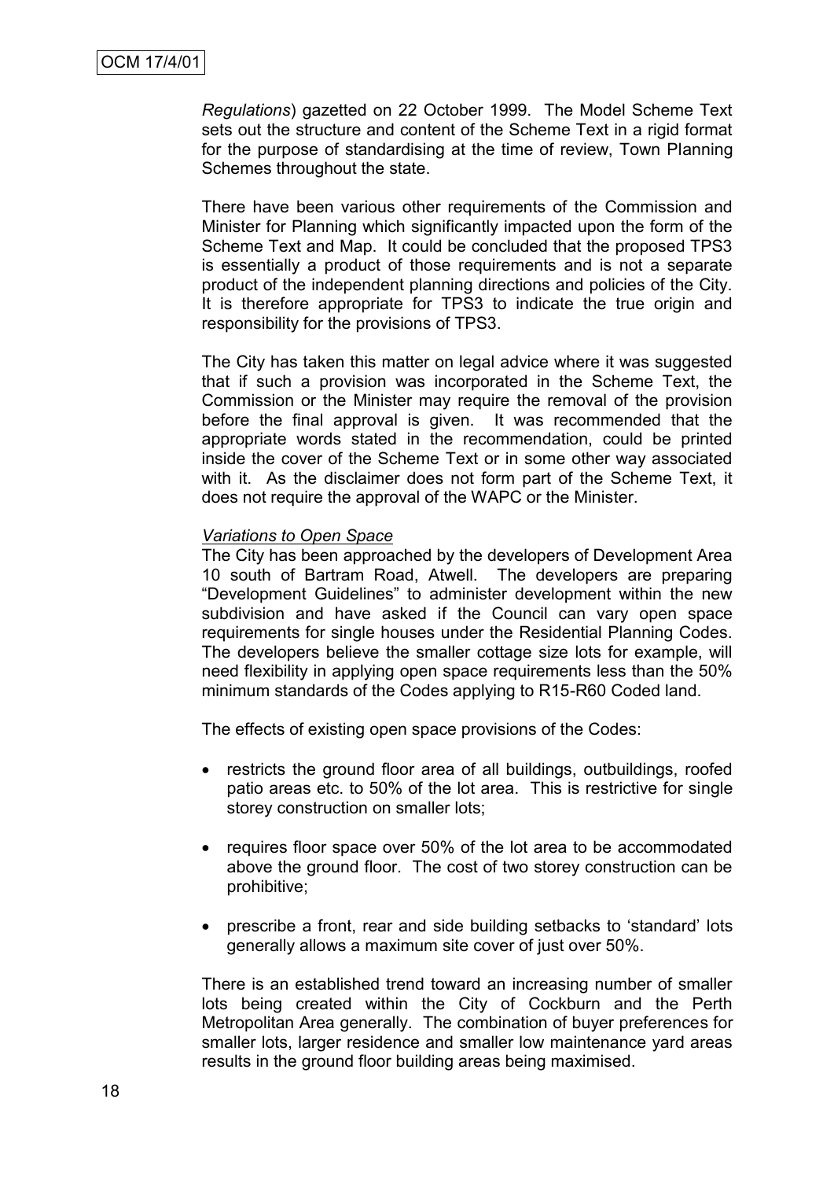*Regulations*) gazetted on 22 October 1999. The Model Scheme Text sets out the structure and content of the Scheme Text in a rigid format for the purpose of standardising at the time of review, Town Planning Schemes throughout the state.

There have been various other requirements of the Commission and Minister for Planning which significantly impacted upon the form of the Scheme Text and Map. It could be concluded that the proposed TPS3 is essentially a product of those requirements and is not a separate product of the independent planning directions and policies of the City. It is therefore appropriate for TPS3 to indicate the true origin and responsibility for the provisions of TPS3.

The City has taken this matter on legal advice where it was suggested that if such a provision was incorporated in the Scheme Text, the Commission or the Minister may require the removal of the provision before the final approval is given. It was recommended that the appropriate words stated in the recommendation, could be printed inside the cover of the Scheme Text or in some other way associated with it. As the disclaimer does not form part of the Scheme Text, it does not require the approval of the WAPC or the Minister.

<u>*Variations to Open Space*</u>

The City has been approached by the developers of Development Area 10 south of Bartram Road, Atwell. The developers are preparing "Development Guidelines" to administer development within the new subdivision and have asked if the Council can vary open space requirements for single houses under the Residential Planning Codes. The developers believe the smaller cottage size lots for example, will need flexibility in applying open space requirements less than the 50% minimum standards of the Codes applying to R15-R60 Coded land.

The effects of existing open space provisions of the Codes:

- restricts the ground floor area of all buildings, outbuildings, roofed patio areas etc. to 50% of the lot area. This is restrictive for single storey construction on smaller lots;
- requires floor space over 50% of the lot area to be accommodated above the ground floor. The cost of two storey construction can be prohibitive;
- prescribe a front, rear and side building setbacks to 'standard' lots generally allows a maximum site cover of just over 50%.

There is an established trend toward an increasing number of smaller lots being created within the City of Cockburn and the Perth Metropolitan Area generally. The combination of buyer preferences for smaller lots, larger residence and smaller low maintenance yard areas results in the ground floor building areas being maximised.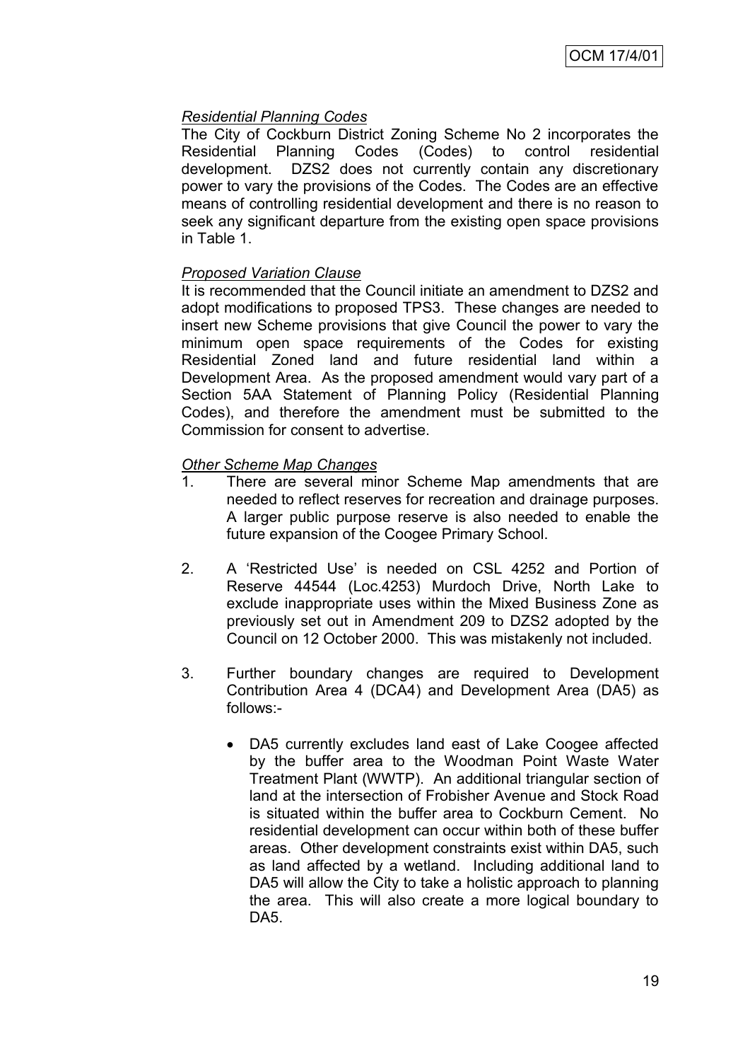*Residential Planning Codes*

The City of Cockburn District Zoning Scheme No 2 incorporates the Residential Planning Codes (Codes) to control residential development. DZS2 does not currently contain any discretionary power to vary the provisions of the Codes. The Codes are an effective means of controlling residential development and there is no reason to seek any significant departure from the existing open space provisions in Table 1.

*Proposed Variation Clause*

It is recommended that the Council initiate an amendment to DZS2 and adopt modifications to proposed TPS3. These changes are needed to insert new Scheme provisions that give Council the power to vary the minimum open space requirements of the Codes for existing Residential Zoned land and future residential land within a Development Area. As the proposed amendment would vary part of a Section 5AA Statement of Planning Policy (Residential Planning Codes), and therefore the amendment must be submitted to the Commission for consent to advertise.

*Other Scheme Map Changes*

1. There are several minor Scheme Map amendments that are needed to reflect reserves for recreation and drainage purposes. A larger public purpose reserve is also needed to enable the future expansion of the Coogee Primary School.

2. A 'Restricted Use' is needed on CSL 4252 and Portion of Reserve 44544 (Loc.4253) Murdoch Drive, North Lake to exclude inappropriate uses within the Mixed Business Zone as previously set out in Amendment 209 to DZS2 adopted by the Council on 12 October 2000. This was mistakenly not included.

3. Further boundary changes are required to Development Contribution Area 4 (DCA4) and Development Area (DA5) as follows:-

   - DA5 currently excludes land east of Lake Coogee affected by the buffer area to the Woodman Point Waste Water Treatment Plant (WWTP). An additional triangular section of land at the intersection of Frobisher Avenue and Stock Road is situated within the buffer area to Cockburn Cement. No residential development can occur within both of these buffer areas. Other development constraints exist within DA5, such as land affected by a wetland. Including additional land to DA5 will allow the City to take a holistic approach to planning the area. This will also create a more logical boundary to DA5.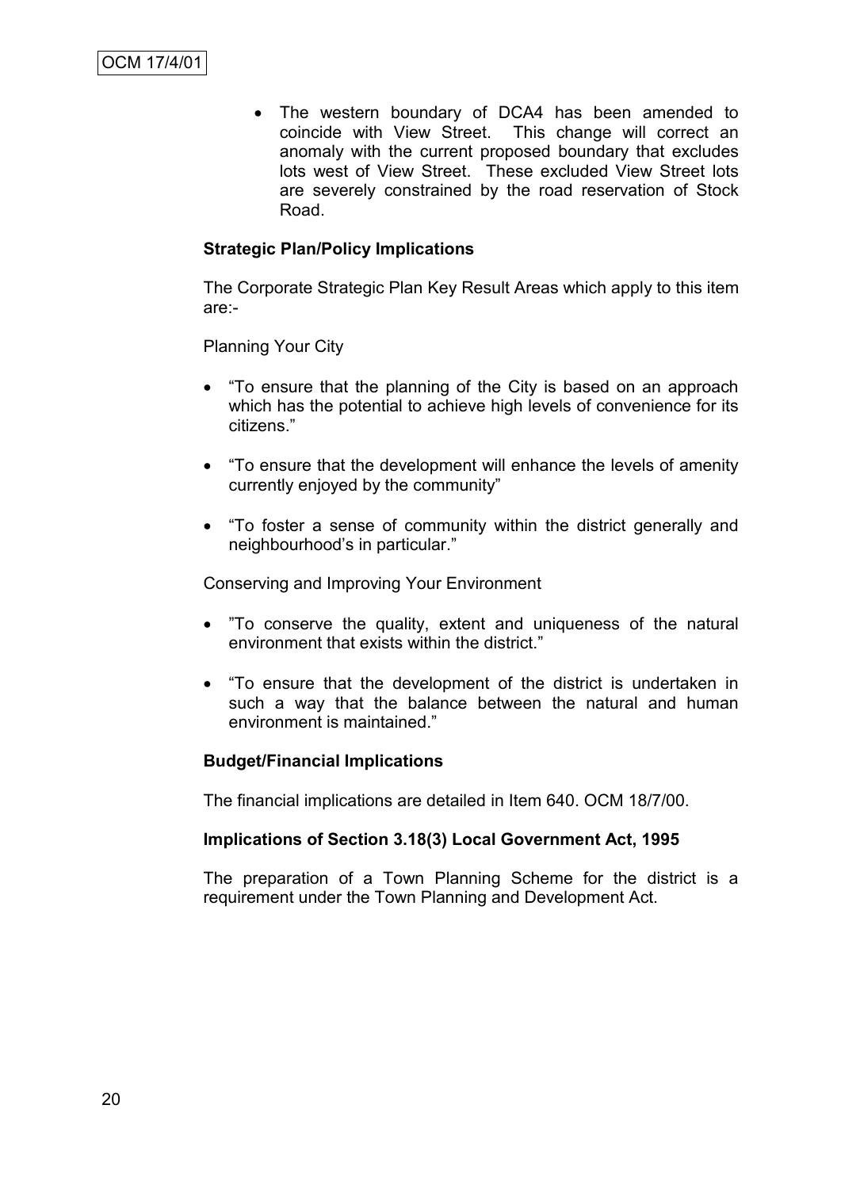- The western boundary of DCA4 has been amended to coincide with View Street. This change will correct an anomaly with the current proposed boundary that excludes lots west of View Street. These excluded View Street lots are severely constrained by the road reservation of Stock Road.

**Strategic Plan/Policy Implications**

The Corporate Strategic Plan Key Result Areas which apply to this item are:-

Planning Your City

- "To ensure that the planning of the City is based on an approach which has the potential to achieve high levels of convenience for its citizens."
- "To ensure that the development will enhance the levels of amenity currently enjoyed by the community"
- "To foster a sense of community within the district generally and neighbourhood's in particular."

Conserving and Improving Your Environment

- "To conserve the quality, extent and uniqueness of the natural environment that exists within the district."
- "To ensure that the development of the district is undertaken in such a way that the balance between the natural and human environment is maintained."

**Budget/Financial Implications**

The financial implications are detailed in Item 640. OCM 18/7/00.

**Implications of Section 3.18(3) Local Government Act, 1995**

The preparation of a Town Planning Scheme for the district is a requirement under the Town Planning and Development Act.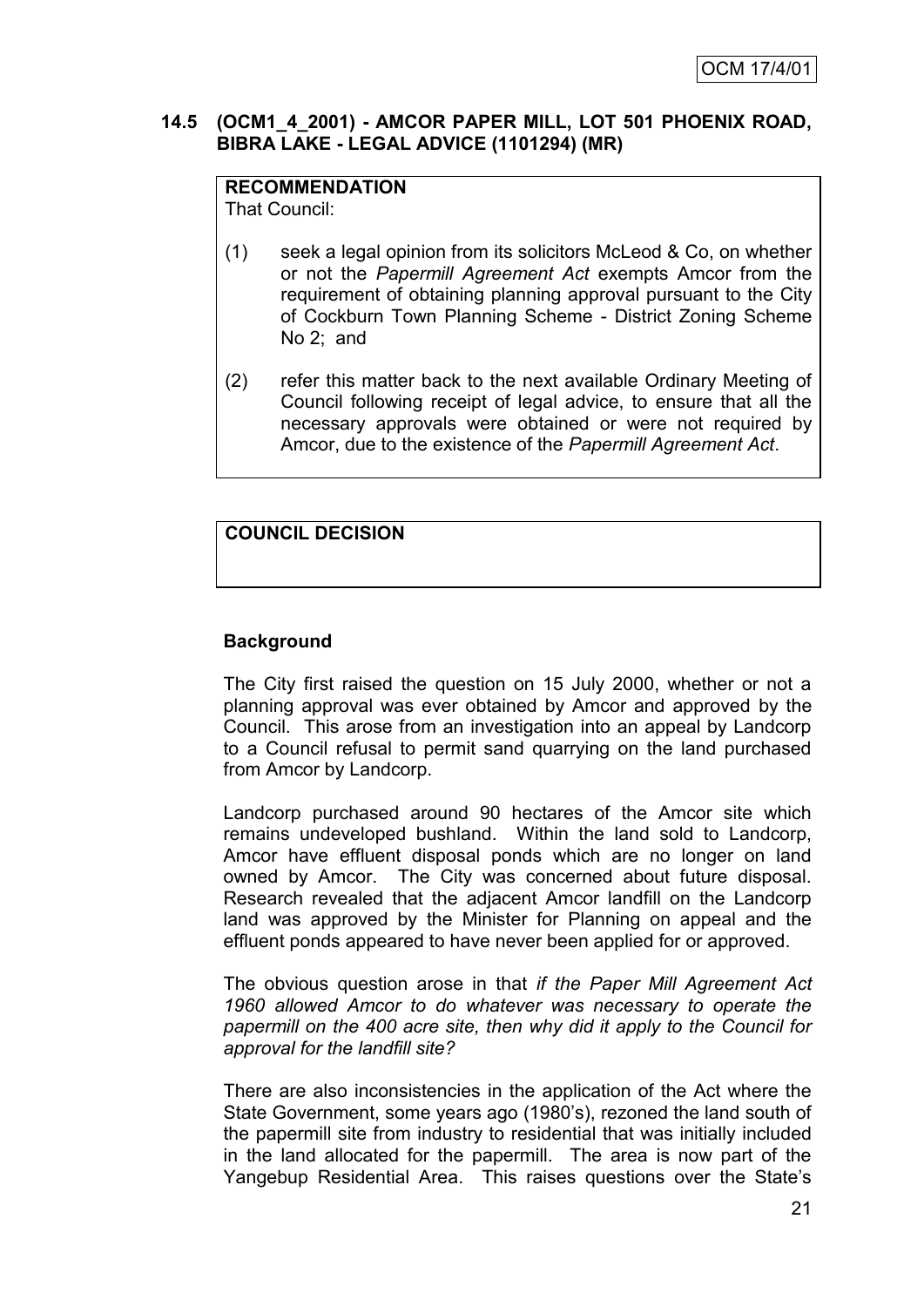### 14.5 (OCM1_4_2001) - AMCOR PAPER MILL, LOT 501 PHOENIX ROAD, BIBRA LAKE - LEGAL ADVICE (1101294) (MR)

**RECOMMENDATION**
That Council:

(1) seek a legal opinion from its solicitors McLeod & Co, on whether or not the *Papermill Agreement Act* exempts Amcor from the requirement of obtaining planning approval pursuant to the City of Cockburn Town Planning Scheme - District Zoning Scheme No 2; and

(2) refer this matter back to the next available Ordinary Meeting of Council following receipt of legal advice, to ensure that all the necessary approvals were obtained or were not required by Amcor, due to the existence of the *Papermill Agreement Act*.

**COUNCIL DECISION**

**Background**

The City first raised the question on 15 July 2000, whether or not a planning approval was ever obtained by Amcor and approved by the Council. This arose from an investigation into an appeal by Landcorp to a Council refusal to permit sand quarrying on the land purchased from Amcor by Landcorp.

Landcorp purchased around 90 hectares of the Amcor site which remains undeveloped bushland. Within the land sold to Landcorp, Amcor have effluent disposal ponds which are no longer on land owned by Amcor. The City was concerned about future disposal. Research revealed that the adjacent Amcor landfill on the Landcorp land was approved by the Minister for Planning on appeal and the effluent ponds appeared to have never been applied for or approved.

The obvious question arose in that *if the Paper Mill Agreement Act 1960 allowed Amcor to do whatever was necessary to operate the papermill on the 400 acre site, then why did it apply to the Council for approval for the landfill site?*

There are also inconsistencies in the application of the Act where the State Government, some years ago (1980's), rezoned the land south of the papermill site from industry to residential that was initially included in the land allocated for the papermill. The area is now part of the Yangebup Residential Area. This raises questions over the State's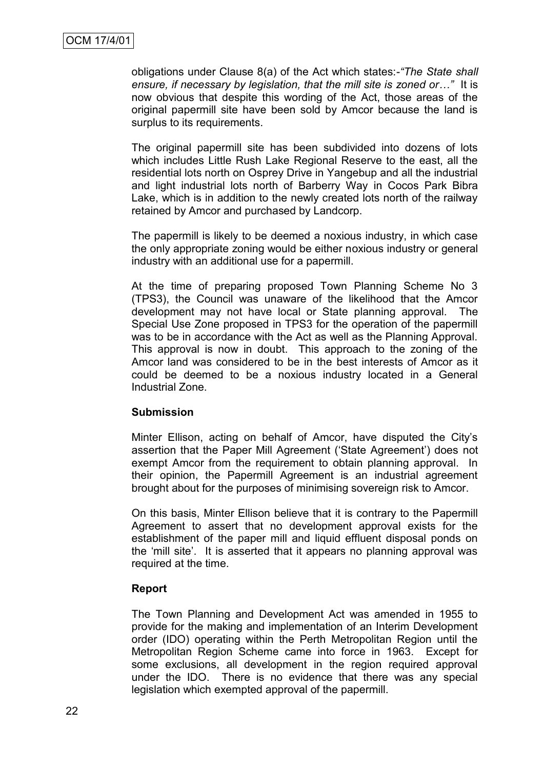obligations under Clause 8(a) of the Act which states:-*"The State shall ensure, if necessary by legislation, that the mill site is zoned or…"* It is now obvious that despite this wording of the Act, those areas of the original papermill site have been sold by Amcor because the land is surplus to its requirements.

The original papermill site has been subdivided into dozens of lots which includes Little Rush Lake Regional Reserve to the east, all the residential lots north on Osprey Drive in Yangebup and all the industrial and light industrial lots north of Barberry Way in Cocos Park Bibra Lake, which is in addition to the newly created lots north of the railway retained by Amcor and purchased by Landcorp.

The papermill is likely to be deemed a noxious industry, in which case the only appropriate zoning would be either noxious industry or general industry with an additional use for a papermill.

At the time of preparing proposed Town Planning Scheme No 3 (TPS3), the Council was unaware of the likelihood that the Amcor development may not have local or State planning approval. The Special Use Zone proposed in TPS3 for the operation of the papermill was to be in accordance with the Act as well as the Planning Approval. This approval is now in doubt. This approach to the zoning of the Amcor land was considered to be in the best interests of Amcor as it could be deemed to be a noxious industry located in a General Industrial Zone.

**Submission**

Minter Ellison, acting on behalf of Amcor, have disputed the City's assertion that the Paper Mill Agreement ('State Agreement') does not exempt Amcor from the requirement to obtain planning approval. In their opinion, the Papermill Agreement is an industrial agreement brought about for the purposes of minimising sovereign risk to Amcor.

On this basis, Minter Ellison believe that it is contrary to the Papermill Agreement to assert that no development approval exists for the establishment of the paper mill and liquid effluent disposal ponds on the 'mill site'. It is asserted that it appears no planning approval was required at the time.

**Report**

The Town Planning and Development Act was amended in 1955 to provide for the making and implementation of an Interim Development order (IDO) operating within the Perth Metropolitan Region until the Metropolitan Region Scheme came into force in 1963. Except for some exclusions, all development in the region required approval under the IDO. There is no evidence that there was any special legislation which exempted approval of the papermill.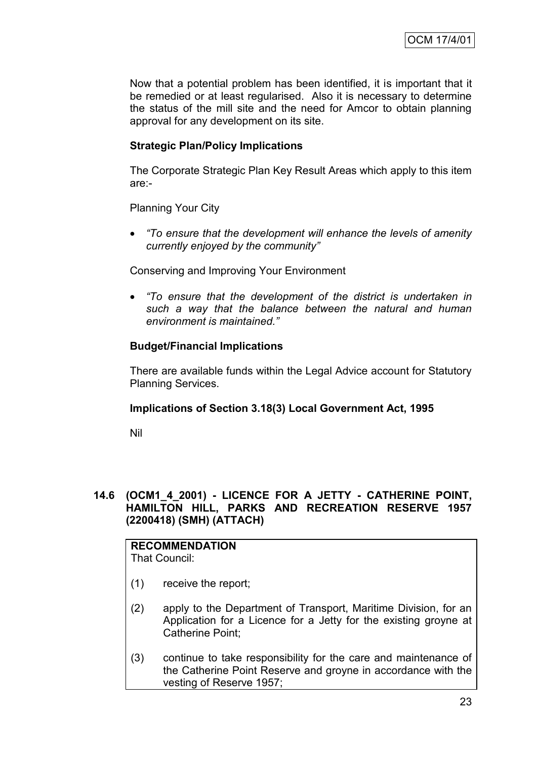Now that a potential problem has been identified, it is important that it be remedied or at least regularised. Also it is necessary to determine the status of the mill site and the need for Amcor to obtain planning approval for any development on its site.

**Strategic Plan/Policy Implications**

The Corporate Strategic Plan Key Result Areas which apply to this item are:-

Planning Your City

- *"To ensure that the development will enhance the levels of amenity currently enjoyed by the community"*

Conserving and Improving Your Environment

- *"To ensure that the development of the district is undertaken in such a way that the balance between the natural and human environment is maintained."*

**Budget/Financial Implications**

There are available funds within the Legal Advice account for Statutory Planning Services.

**Implications of Section 3.18(3) Local Government Act, 1995**

Nil

## 14.6 (OCM1_4_2001) - LICENCE FOR A JETTY - CATHERINE POINT, HAMILTON HILL, PARKS AND RECREATION RESERVE 1957 (2200418) (SMH) (ATTACH)

**RECOMMENDATION**

That Council:

(1) receive the report;

(2) apply to the Department of Transport, Maritime Division, for an Application for a Licence for a Jetty for the existing groyne at Catherine Point;

(3) continue to take responsibility for the care and maintenance of the Catherine Point Reserve and groyne in accordance with the vesting of Reserve 1957;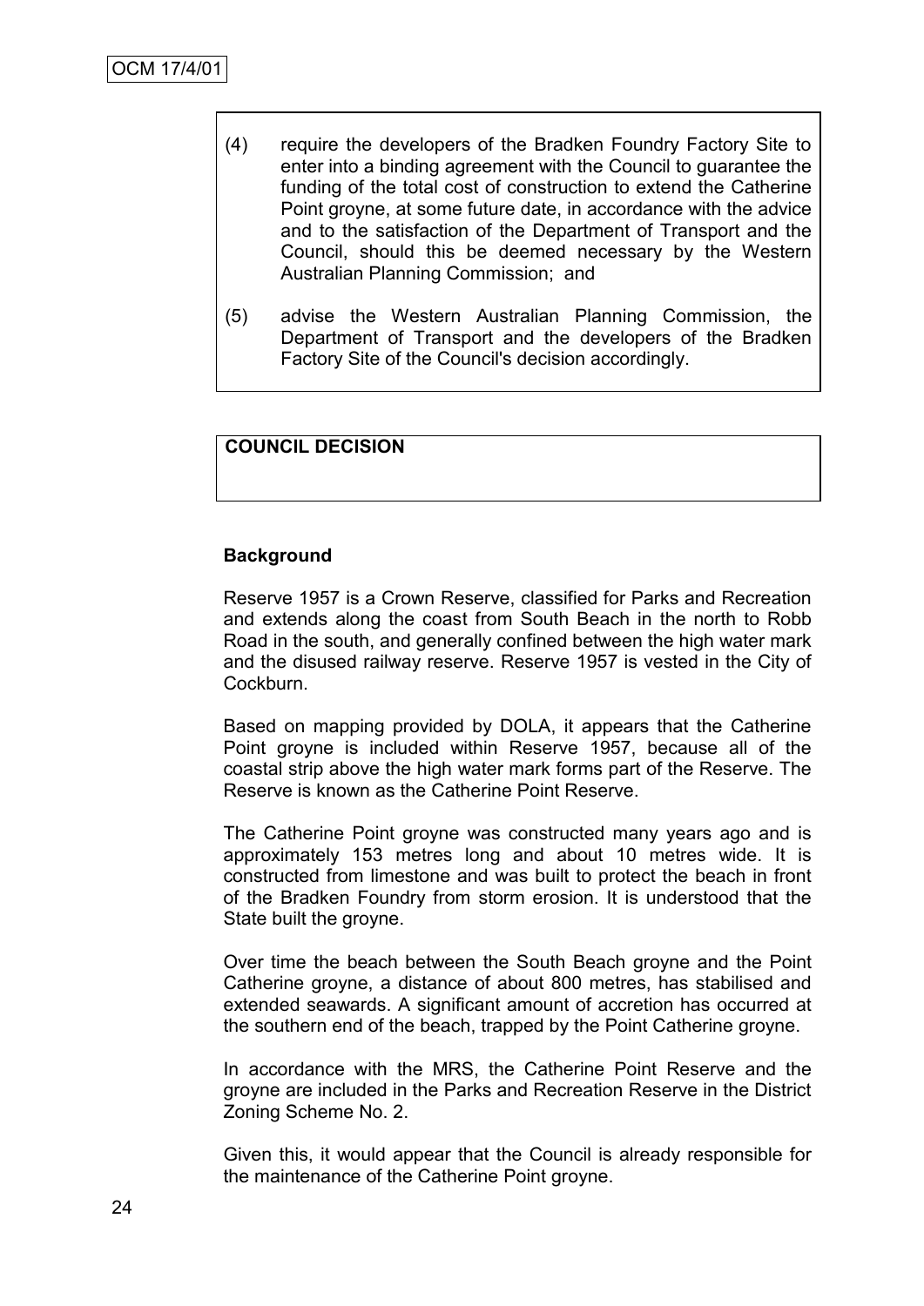(4) require the developers of the Bradken Foundry Factory Site to enter into a binding agreement with the Council to guarantee the funding of the total cost of construction to extend the Catherine Point groyne, at some future date, in accordance with the advice and to the satisfaction of the Department of Transport and the Council, should this be deemed necessary by the Western Australian Planning Commission; and

(5) advise the Western Australian Planning Commission, the Department of Transport and the developers of the Bradken Factory Site of the Council's decision accordingly.

**COUNCIL DECISION**

**Background**

Reserve 1957 is a Crown Reserve, classified for Parks and Recreation and extends along the coast from South Beach in the north to Robb Road in the south, and generally confined between the high water mark and the disused railway reserve. Reserve 1957 is vested in the City of Cockburn.

Based on mapping provided by DOLA, it appears that the Catherine Point groyne is included within Reserve 1957, because all of the coastal strip above the high water mark forms part of the Reserve. The Reserve is known as the Catherine Point Reserve.

The Catherine Point groyne was constructed many years ago and is approximately 153 metres long and about 10 metres wide. It is constructed from limestone and was built to protect the beach in front of the Bradken Foundry from storm erosion. It is understood that the State built the groyne.

Over time the beach between the South Beach groyne and the Point Catherine groyne, a distance of about 800 metres, has stabilised and extended seawards. A significant amount of accretion has occurred at the southern end of the beach, trapped by the Point Catherine groyne.

In accordance with the MRS, the Catherine Point Reserve and the groyne are included in the Parks and Recreation Reserve in the District Zoning Scheme No. 2.

Given this, it would appear that the Council is already responsible for the maintenance of the Catherine Point groyne.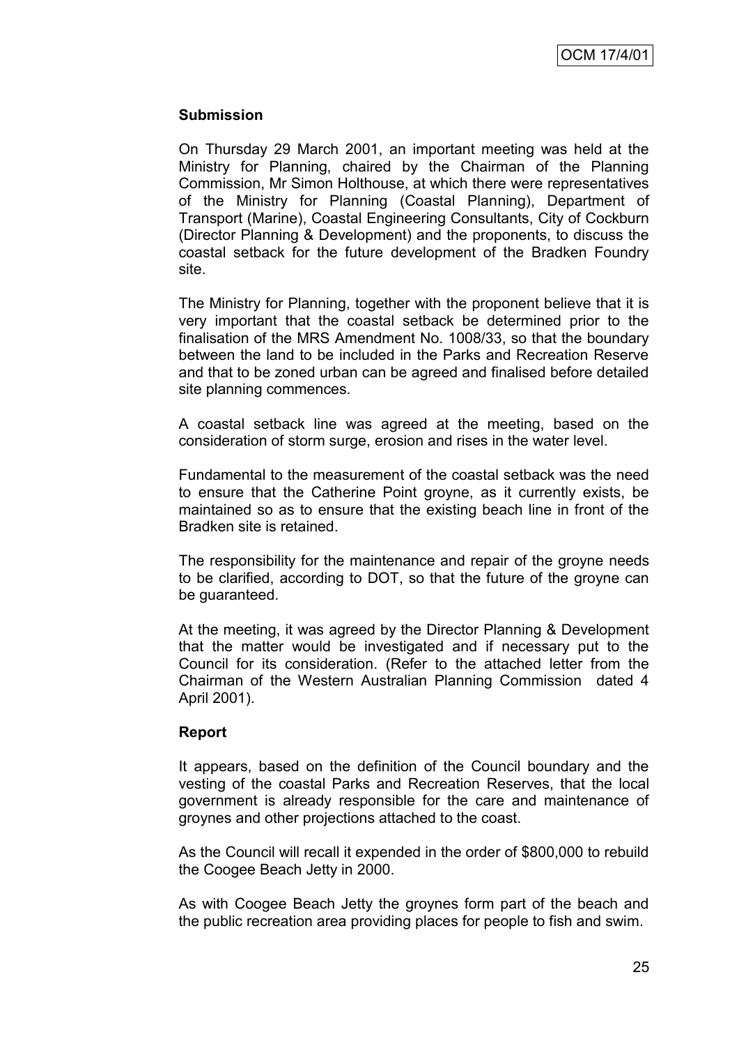**Submission**

On Thursday 29 March 2001, an important meeting was held at the Ministry for Planning, chaired by the Chairman of the Planning Commission, Mr Simon Holthouse, at which there were representatives of the Ministry for Planning (Coastal Planning), Department of Transport (Marine), Coastal Engineering Consultants, City of Cockburn (Director Planning & Development) and the proponents, to discuss the coastal setback for the future development of the Bradken Foundry site.

The Ministry for Planning, together with the proponent believe that it is very important that the coastal setback be determined prior to the finalisation of the MRS Amendment No. 1008/33, so that the boundary between the land to be included in the Parks and Recreation Reserve and that to be zoned urban can be agreed and finalised before detailed site planning commences.

A coastal setback line was agreed at the meeting, based on the consideration of storm surge, erosion and rises in the water level.

Fundamental to the measurement of the coastal setback was the need to ensure that the Catherine Point groyne, as it currently exists, be maintained so as to ensure that the existing beach line in front of the Bradken site is retained.

The responsibility for the maintenance and repair of the groyne needs to be clarified, according to DOT, so that the future of the groyne can be guaranteed.

At the meeting, it was agreed by the Director Planning & Development that the matter would be investigated and if necessary put to the Council for its consideration. (Refer to the attached letter from the Chairman of the Western Australian Planning Commission dated 4 April 2001).

**Report**

It appears, based on the definition of the Council boundary and the vesting of the coastal Parks and Recreation Reserves, that the local government is already responsible for the care and maintenance of groynes and other projections attached to the coast.

As the Council will recall it expended in the order of $800,000 to rebuild the Coogee Beach Jetty in 2000.

As with Coogee Beach Jetty the groynes form part of the beach and the public recreation area providing places for people to fish and swim.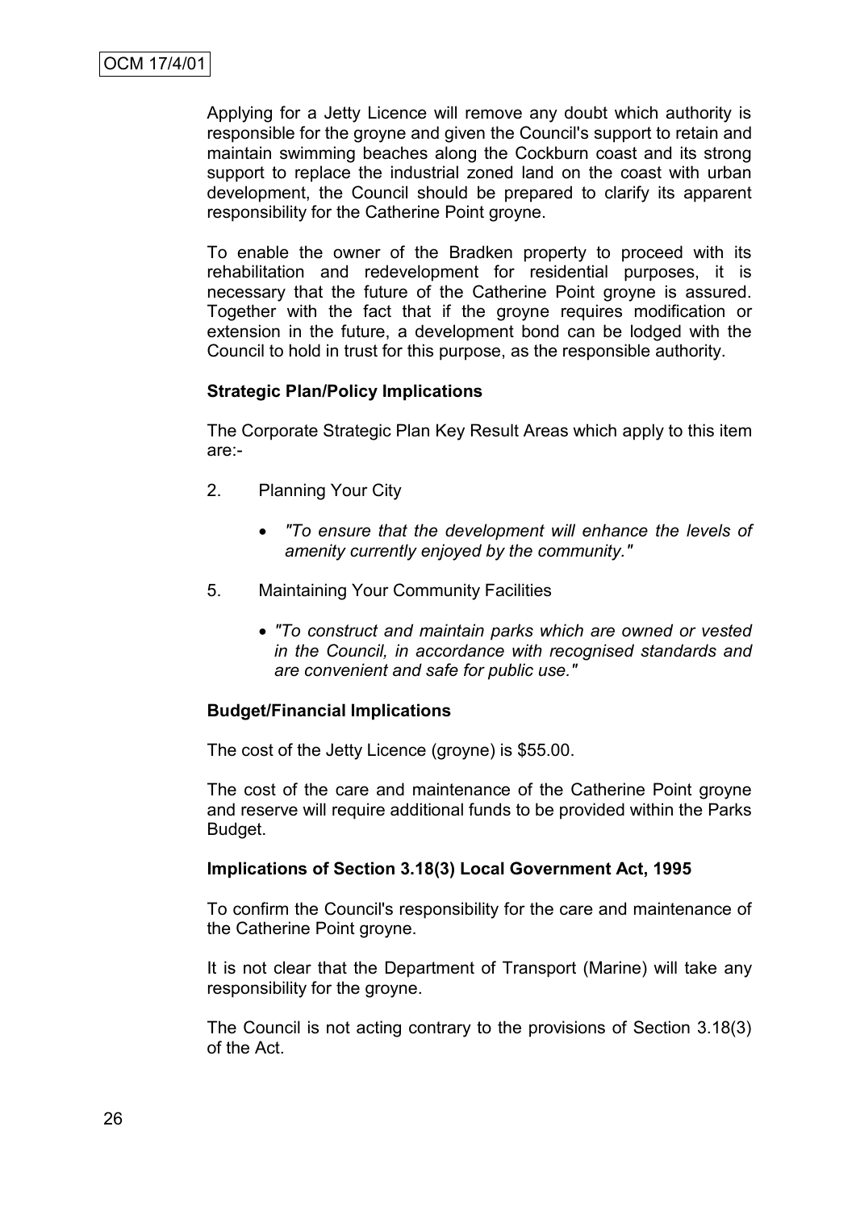Applying for a Jetty Licence will remove any doubt which authority is responsible for the groyne and given the Council's support to retain and maintain swimming beaches along the Cockburn coast and its strong support to replace the industrial zoned land on the coast with urban development, the Council should be prepared to clarify its apparent responsibility for the Catherine Point groyne.

To enable the owner of the Bradken property to proceed with its rehabilitation and redevelopment for residential purposes, it is necessary that the future of the Catherine Point groyne is assured. Together with the fact that if the groyne requires modification or extension in the future, a development bond can be lodged with the Council to hold in trust for this purpose, as the responsible authority.

**Strategic Plan/Policy Implications**

The Corporate Strategic Plan Key Result Areas which apply to this item are:-

2. Planning Your City

   - *"To ensure that the development will enhance the levels of amenity currently enjoyed by the community."*

5. Maintaining Your Community Facilities

   - *"To construct and maintain parks which are owned or vested in the Council, in accordance with recognised standards and are convenient and safe for public use."*

**Budget/Financial Implications**

The cost of the Jetty Licence (groyne) is $55.00.

The cost of the care and maintenance of the Catherine Point groyne and reserve will require additional funds to be provided within the Parks Budget.

**Implications of Section 3.18(3) Local Government Act, 1995**

To confirm the Council's responsibility for the care and maintenance of the Catherine Point groyne.

It is not clear that the Department of Transport (Marine) will take any responsibility for the groyne.

The Council is not acting contrary to the provisions of Section 3.18(3) of the Act.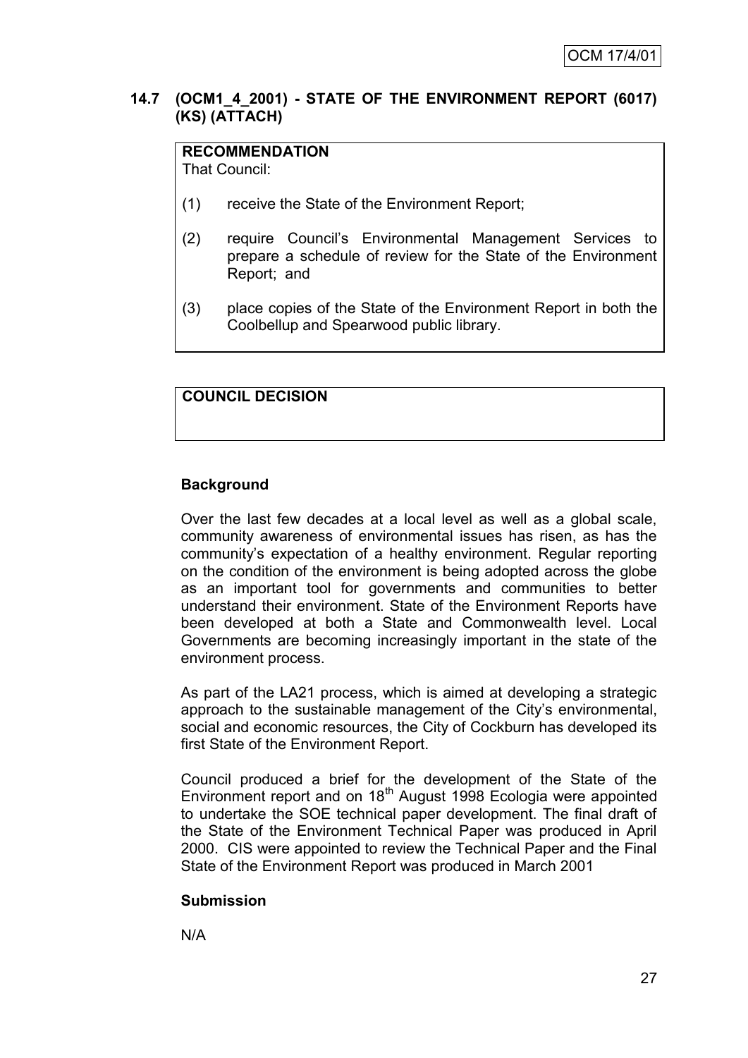### 14.7 (OCM1_4_2001) - STATE OF THE ENVIRONMENT REPORT (6017) (KS) (ATTACH)

**RECOMMENDATION**
That Council:

(1) receive the State of the Environment Report;

(2) require Council's Environmental Management Services to prepare a schedule of review for the State of the Environment Report; and

(3) place copies of the State of the Environment Report in both the Coolbellup and Spearwood public library.

**COUNCIL DECISION**

**Background**

Over the last few decades at a local level as well as a global scale, community awareness of environmental issues has risen, as has the community's expectation of a healthy environment. Regular reporting on the condition of the environment is being adopted across the globe as an important tool for governments and communities to better understand their environment. State of the Environment Reports have been developed at both a State and Commonwealth level. Local Governments are becoming increasingly important in the state of the environment process.

As part of the LA21 process, which is aimed at developing a strategic approach to the sustainable management of the City's environmental, social and economic resources, the City of Cockburn has developed its first State of the Environment Report.

Council produced a brief for the development of the State of the Environment report and on 18th August 1998 Ecologia were appointed to undertake the SOE technical paper development. The final draft of the State of the Environment Technical Paper was produced in April 2000. CIS were appointed to review the Technical Paper and the Final State of the Environment Report was produced in March 2001

**Submission**

N/A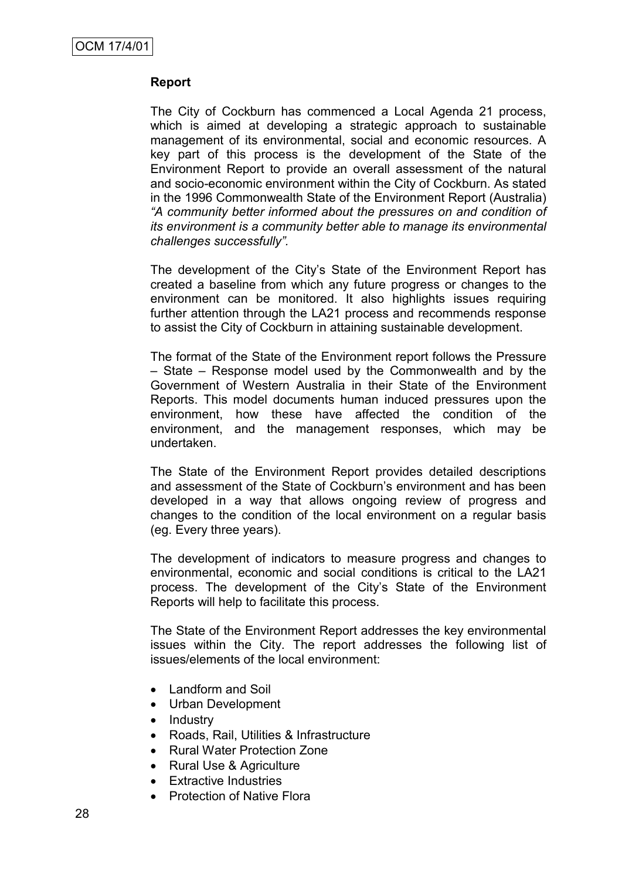**Report**

The City of Cockburn has commenced a Local Agenda 21 process, which is aimed at developing a strategic approach to sustainable management of its environmental, social and economic resources. A key part of this process is the development of the State of the Environment Report to provide an overall assessment of the natural and socio-economic environment within the City of Cockburn. As stated in the 1996 Commonwealth State of the Environment Report (Australia) *"A community better informed about the pressures on and condition of its environment is a community better able to manage its environmental challenges successfully".*

The development of the City's State of the Environment Report has created a baseline from which any future progress or changes to the environment can be monitored. It also highlights issues requiring further attention through the LA21 process and recommends response to assist the City of Cockburn in attaining sustainable development.

The format of the State of the Environment report follows the Pressure – State – Response model used by the Commonwealth and by the Government of Western Australia in their State of the Environment Reports. This model documents human induced pressures upon the environment, how these have affected the condition of the environment, and the management responses, which may be undertaken.

The State of the Environment Report provides detailed descriptions and assessment of the State of Cockburn's environment and has been developed in a way that allows ongoing review of progress and changes to the condition of the local environment on a regular basis (eg. Every three years).

The development of indicators to measure progress and changes to environmental, economic and social conditions is critical to the LA21 process. The development of the City's State of the Environment Reports will help to facilitate this process.

The State of the Environment Report addresses the key environmental issues within the City. The report addresses the following list of issues/elements of the local environment:

- Landform and Soil
- Urban Development
- Industry
- Roads, Rail, Utilities & Infrastructure
- Rural Water Protection Zone
- Rural Use & Agriculture
- Extractive Industries
- Protection of Native Flora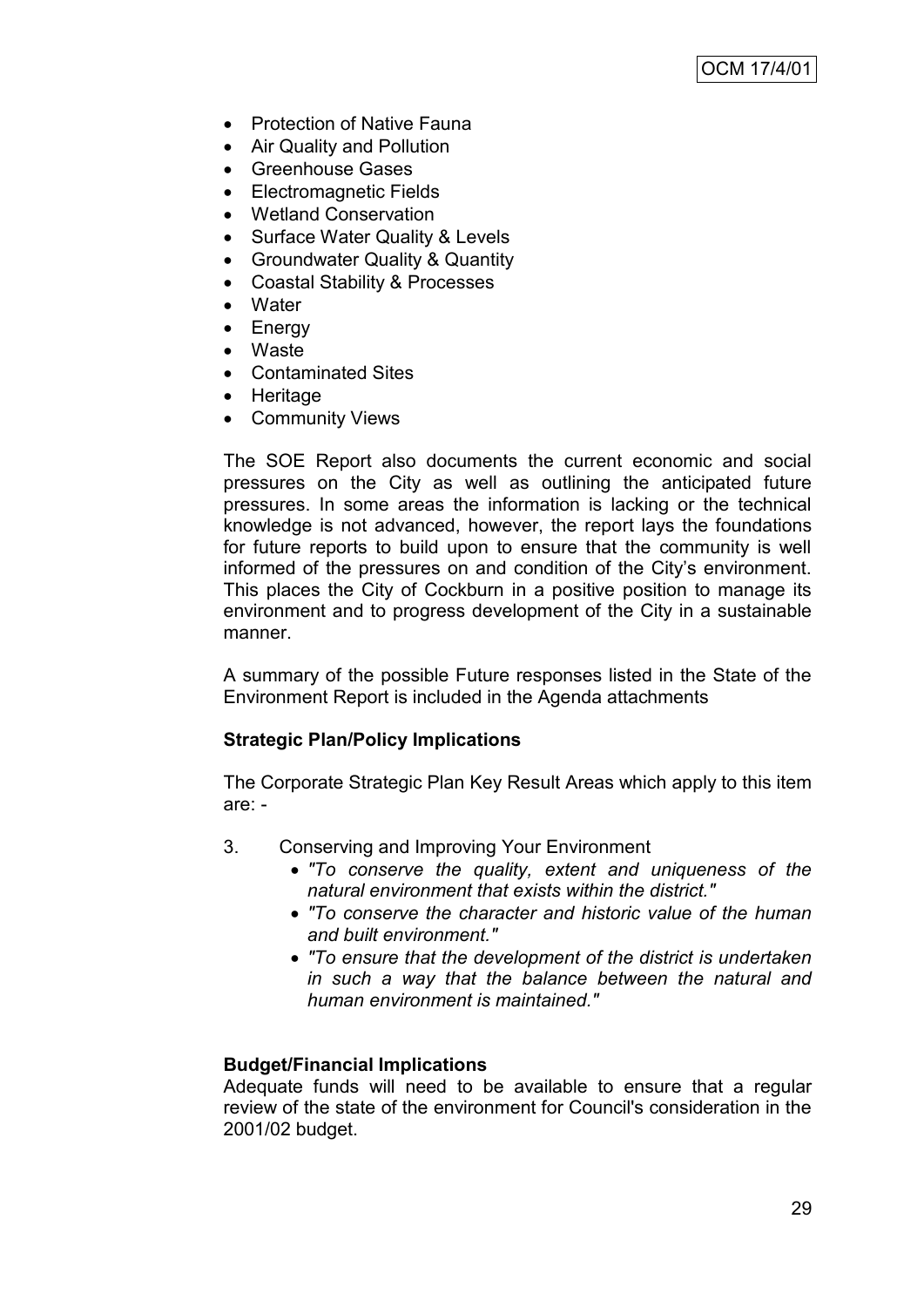- Protection of Native Fauna
- Air Quality and Pollution
- Greenhouse Gases
- Electromagnetic Fields
- Wetland Conservation
- Surface Water Quality & Levels
- Groundwater Quality & Quantity
- Coastal Stability & Processes
- Water
- Energy
- Waste
- Contaminated Sites
- Heritage
- Community Views

The SOE Report also documents the current economic and social pressures on the City as well as outlining the anticipated future pressures. In some areas the information is lacking or the technical knowledge is not advanced, however, the report lays the foundations for future reports to build upon to ensure that the community is well informed of the pressures on and condition of the City's environment. This places the City of Cockburn in a positive position to manage its environment and to progress development of the City in a sustainable manner.

A summary of the possible Future responses listed in the State of the Environment Report is included in the Agenda attachments

**Strategic Plan/Policy Implications**

The Corporate Strategic Plan Key Result Areas which apply to this item are: -

3. Conserving and Improving Your Environment
   - *"To conserve the quality, extent and uniqueness of the natural environment that exists within the district."*
   - *"To conserve the character and historic value of the human and built environment."*
   - *"To ensure that the development of the district is undertaken in such a way that the balance between the natural and human environment is maintained."*

**Budget/Financial Implications**

Adequate funds will need to be available to ensure that a regular review of the state of the environment for Council's consideration in the 2001/02 budget.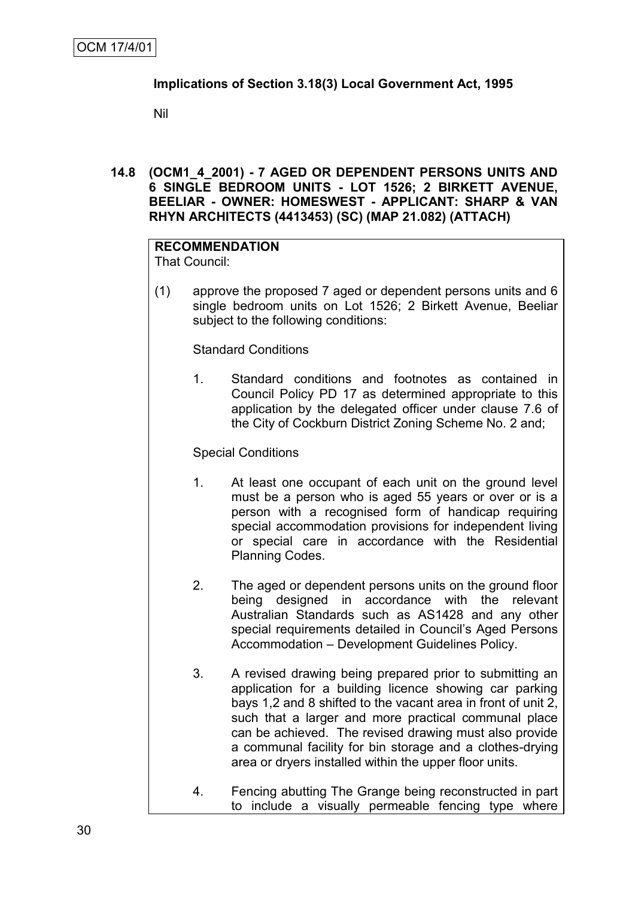OCM 17/4/01

**Implications of Section 3.18(3) Local Government Act, 1995**

Nil

### 14.8 (OCM1_4_2001) - 7 AGED OR DEPENDENT PERSONS UNITS AND 6 SINGLE BEDROOM UNITS - LOT 1526; 2 BIRKETT AVENUE, BEELIAR - OWNER: HOMESWEST - APPLICANT: SHARP & VAN RHYN ARCHITECTS (4413453) (SC) (MAP 21.082) (ATTACH)

**RECOMMENDATION**

That Council:

(1) approve the proposed 7 aged or dependent persons units and 6 single bedroom units on Lot 1526; 2 Birkett Avenue, Beeliar subject to the following conditions:

Standard Conditions

1. Standard conditions and footnotes as contained in Council Policy PD 17 as determined appropriate to this application by the delegated officer under clause 7.6 of the City of Cockburn District Zoning Scheme No. 2 and;

Special Conditions

1. At least one occupant of each unit on the ground level must be a person who is aged 55 years or over or is a person with a recognised form of handicap requiring special accommodation provisions for independent living or special care in accordance with the Residential Planning Codes.

2. The aged or dependent persons units on the ground floor being designed in accordance with the relevant Australian Standards such as AS1428 and any other special requirements detailed in Council's Aged Persons Accommodation – Development Guidelines Policy.

3. A revised drawing being prepared prior to submitting an application for a building licence showing car parking bays 1,2 and 8 shifted to the vacant area in front of unit 2, such that a larger and more practical communal place can be achieved. The revised drawing must also provide a communal facility for bin storage and a clothes-drying area or dryers installed within the upper floor units.

4. Fencing abutting The Grange being reconstructed in part to include a visually permeable fencing type where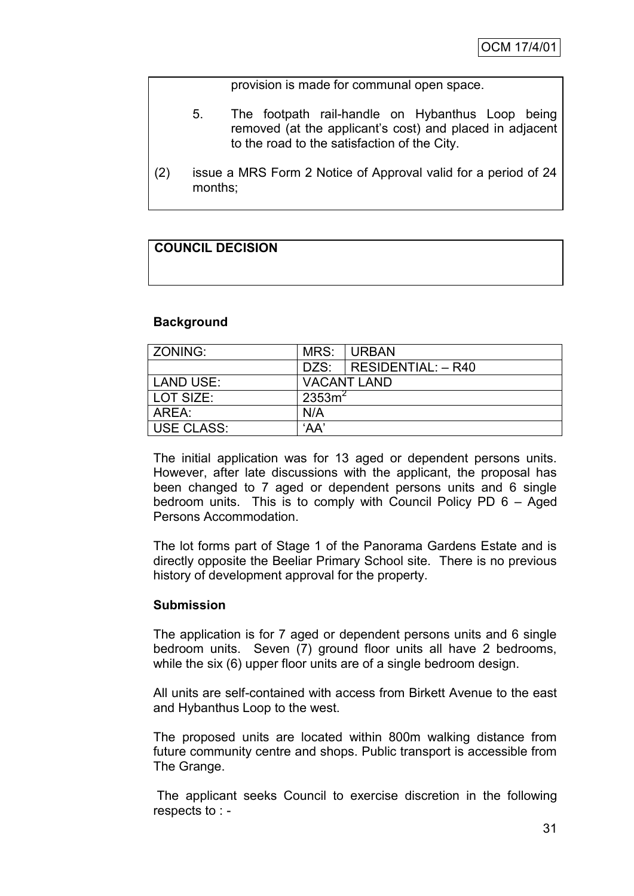provision is made for communal open space.

5. The footpath rail-handle on Hybanthus Loop being removed (at the applicant's cost) and placed in adjacent to the road to the satisfaction of the City.

(2) issue a MRS Form 2 Notice of Approval valid for a period of 24 months;

**COUNCIL DECISION**

**Background**

| ZONING: | MRS: | URBAN |
|---|---|---|
| | DZS: | RESIDENTIAL: – R40 |
| LAND USE: | VACANT LAND | |
| LOT SIZE: | $2353m^2$ | |
| AREA: | N/A | |
| USE CLASS: | 'AA' | |

The initial application was for 13 aged or dependent persons units. However, after late discussions with the applicant, the proposal has been changed to 7 aged or dependent persons units and 6 single bedroom units. This is to comply with Council Policy PD 6 – Aged Persons Accommodation.

The lot forms part of Stage 1 of the Panorama Gardens Estate and is directly opposite the Beeliar Primary School site. There is no previous history of development approval for the property.

**Submission**

The application is for 7 aged or dependent persons units and 6 single bedroom units. Seven (7) ground floor units all have 2 bedrooms, while the six (6) upper floor units are of a single bedroom design.

All units are self-contained with access from Birkett Avenue to the east and Hybanthus Loop to the west.

The proposed units are located within 800m walking distance from future community centre and shops. Public transport is accessible from The Grange.

The applicant seeks Council to exercise discretion in the following respects to : -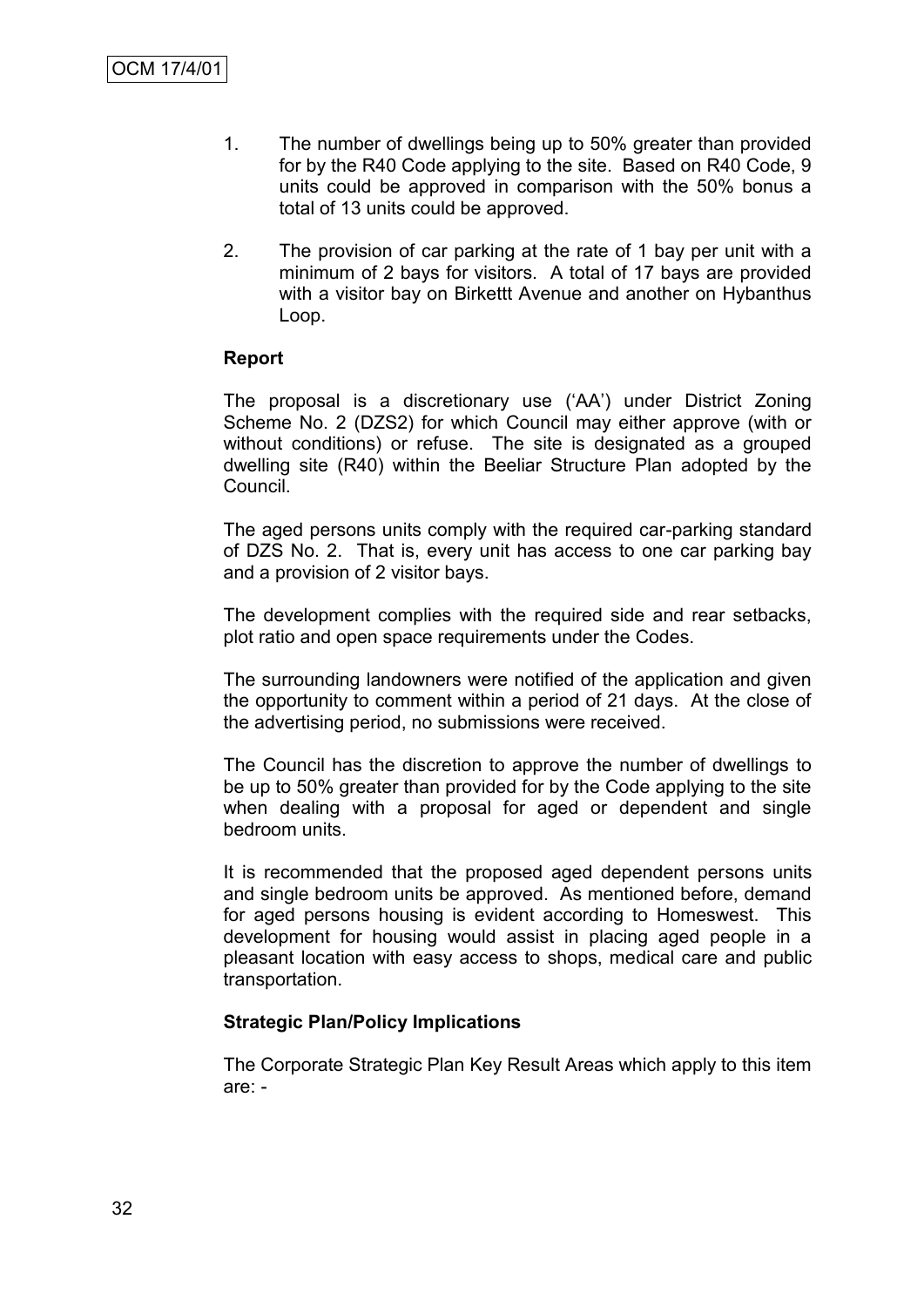OCM 17/4/01

1. The number of dwellings being up to 50% greater than provided for by the R40 Code applying to the site. Based on R40 Code, 9 units could be approved in comparison with the 50% bonus a total of 13 units could be approved.

2. The provision of car parking at the rate of 1 bay per unit with a minimum of 2 bays for visitors. A total of 17 bays are provided with a visitor bay on Birkettt Avenue and another on Hybanthus Loop.

**Report**

The proposal is a discretionary use ('AA') under District Zoning Scheme No. 2 (DZS2) for which Council may either approve (with or without conditions) or refuse. The site is designated as a grouped dwelling site (R40) within the Beeliar Structure Plan adopted by the Council.

The aged persons units comply with the required car-parking standard of DZS No. 2. That is, every unit has access to one car parking bay and a provision of 2 visitor bays.

The development complies with the required side and rear setbacks, plot ratio and open space requirements under the Codes.

The surrounding landowners were notified of the application and given the opportunity to comment within a period of 21 days. At the close of the advertising period, no submissions were received.

The Council has the discretion to approve the number of dwellings to be up to 50% greater than provided for by the Code applying to the site when dealing with a proposal for aged or dependent and single bedroom units.

It is recommended that the proposed aged dependent persons units and single bedroom units be approved. As mentioned before, demand for aged persons housing is evident according to Homeswest. This development for housing would assist in placing aged people in a pleasant location with easy access to shops, medical care and public transportation.

**Strategic Plan/Policy Implications**

The Corporate Strategic Plan Key Result Areas which apply to this item are: -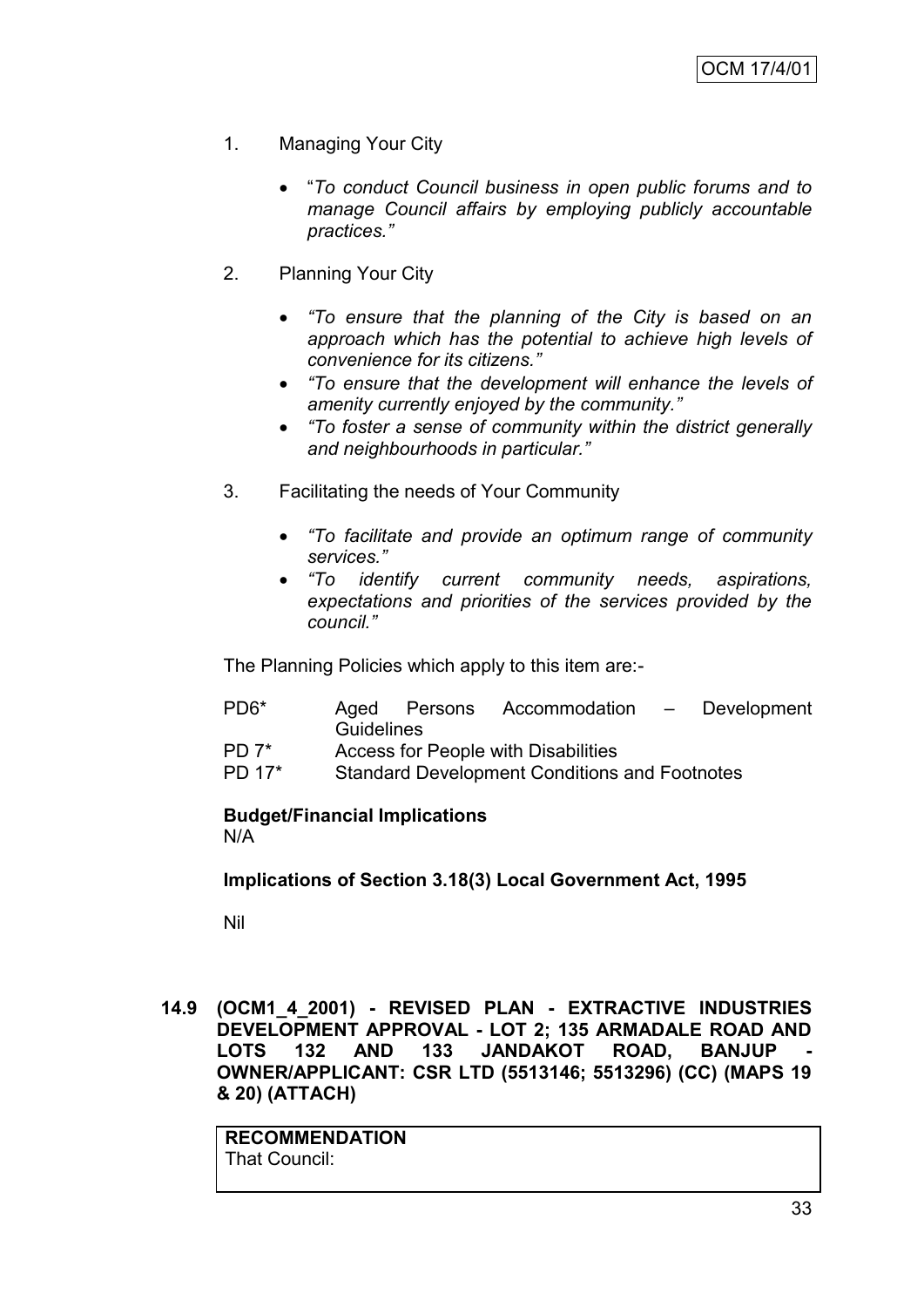1. Managing Your City

    - "*To conduct Council business in open public forums and to manage Council affairs by employing publicly accountable practices."*

2. Planning Your City

    - *"To ensure that the planning of the City is based on an approach which has the potential to achieve high levels of convenience for its citizens."*
    - *"To ensure that the development will enhance the levels of amenity currently enjoyed by the community."*
    - *"To foster a sense of community within the district generally and neighbourhoods in particular."*

3. Facilitating the needs of Your Community

    - *"To facilitate and provide an optimum range of community services."*
    - *"To identify current community needs, aspirations, expectations and priorities of the services provided by the council."*

The Planning Policies which apply to this item are:-

| | |
|---|---|
| PD6* | Aged Persons Accommodation – Development Guidelines |
| PD 7* | Access for People with Disabilities |
| PD 17* | Standard Development Conditions and Footnotes |

**Budget/Financial Implications**
N/A

**Implications of Section 3.18(3) Local Government Act, 1995**

Nil

**14.9 (OCM1_4_2001) - REVISED PLAN - EXTRACTIVE INDUSTRIES DEVELOPMENT APPROVAL - LOT 2; 135 ARMADALE ROAD AND LOTS 132 AND 133 JANDAKOT ROAD, BANJUP - OWNER/APPLICANT: CSR LTD (5513146; 5513296) (CC) (MAPS 19 & 20) (ATTACH)**

**RECOMMENDATION**
That Council: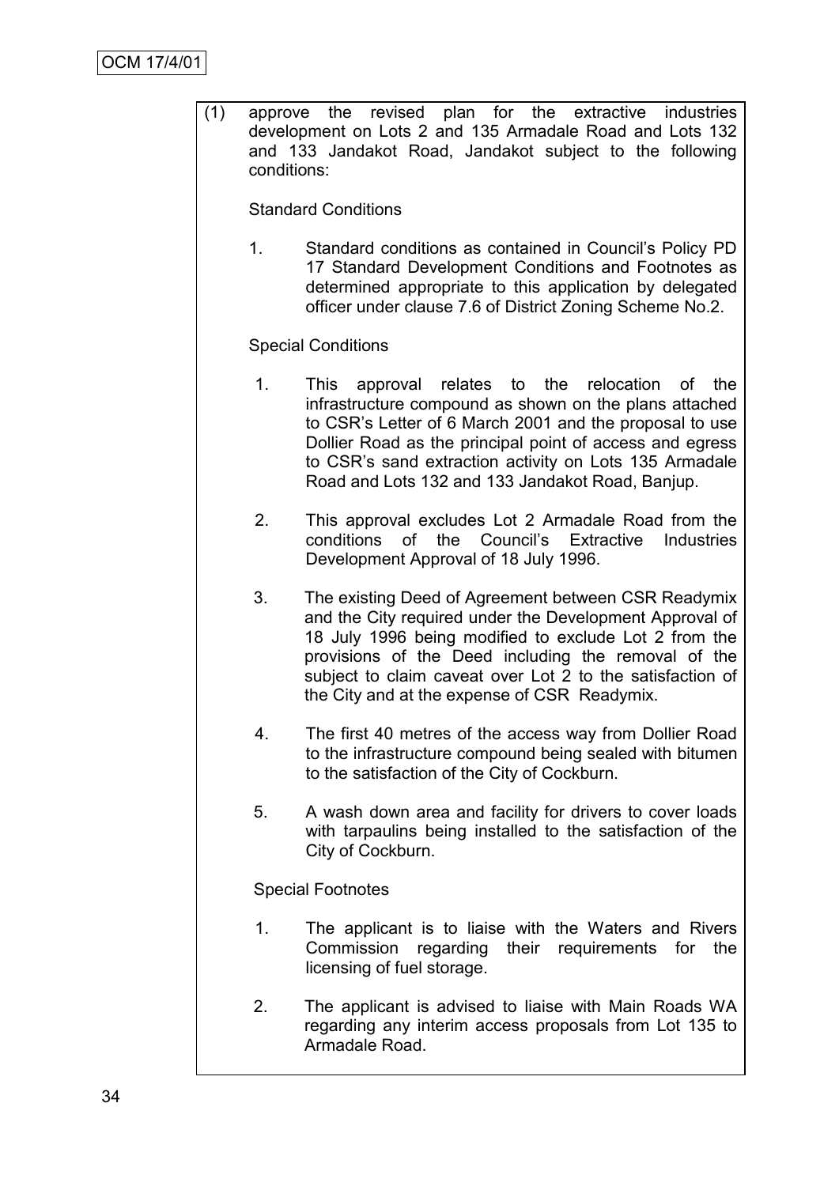(1) approve the revised plan for the extractive industries development on Lots 2 and 135 Armadale Road and Lots 132 and 133 Jandakot Road, Jandakot subject to the following conditions:

Standard Conditions

1. Standard conditions as contained in Council's Policy PD 17 Standard Development Conditions and Footnotes as determined appropriate to this application by delegated officer under clause 7.6 of District Zoning Scheme No.2.

Special Conditions

1. This approval relates to the relocation of the infrastructure compound as shown on the plans attached to CSR's Letter of 6 March 2001 and the proposal to use Dollier Road as the principal point of access and egress to CSR's sand extraction activity on Lots 135 Armadale Road and Lots 132 and 133 Jandakot Road, Banjup.

2. This approval excludes Lot 2 Armadale Road from the conditions of the Council's Extractive Industries Development Approval of 18 July 1996.

3. The existing Deed of Agreement between CSR Readymix and the City required under the Development Approval of 18 July 1996 being modified to exclude Lot 2 from the provisions of the Deed including the removal of the subject to claim caveat over Lot 2 to the satisfaction of the City and at the expense of CSR Readymix.

4. The first 40 metres of the access way from Dollier Road to the infrastructure compound being sealed with bitumen to the satisfaction of the City of Cockburn.

5. A wash down area and facility for drivers to cover loads with tarpaulins being installed to the satisfaction of the City of Cockburn.

Special Footnotes

1. The applicant is to liaise with the Waters and Rivers Commission regarding their requirements for the licensing of fuel storage.

2. The applicant is advised to liaise with Main Roads WA regarding any interim access proposals from Lot 135 to Armadale Road.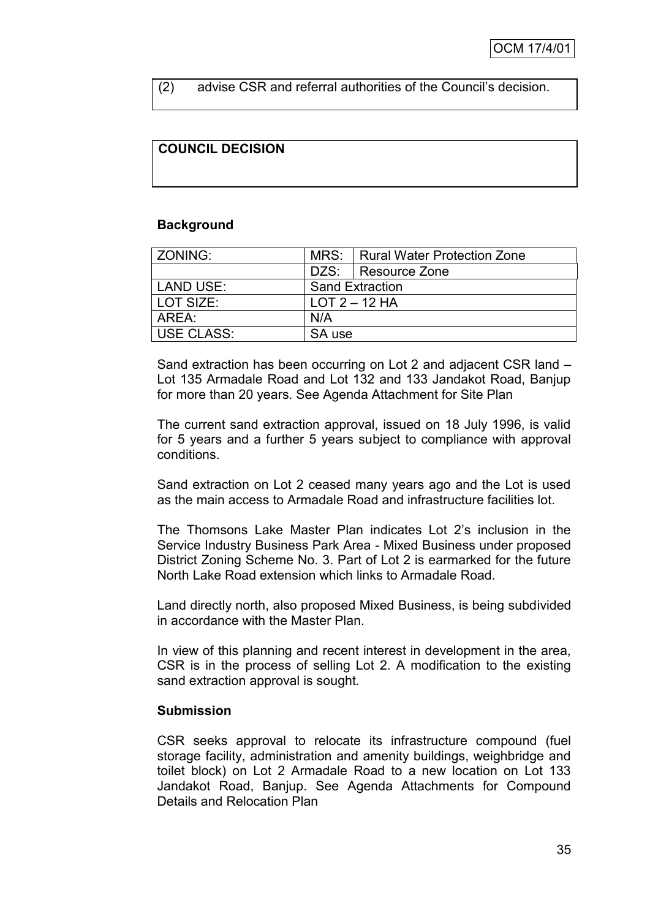(2) advise CSR and referral authorities of the Council's decision.

**COUNCIL DECISION**

**Background**

| ZONING: | MRS: | Rural Water Protection Zone |
|---|---|---|
| | DZS: | Resource Zone |
| LAND USE: | Sand Extraction | |
| LOT SIZE: | LOT 2 – 12 HA | |
| AREA: | N/A | |
| USE CLASS: | SA use | |

Sand extraction has been occurring on Lot 2 and adjacent CSR land – Lot 135 Armadale Road and Lot 132 and 133 Jandakot Road, Banjup for more than 20 years. See Agenda Attachment for Site Plan

The current sand extraction approval, issued on 18 July 1996, is valid for 5 years and a further 5 years subject to compliance with approval conditions.

Sand extraction on Lot 2 ceased many years ago and the Lot is used as the main access to Armadale Road and infrastructure facilities lot.

The Thomsons Lake Master Plan indicates Lot 2's inclusion in the Service Industry Business Park Area - Mixed Business under proposed District Zoning Scheme No. 3. Part of Lot 2 is earmarked for the future North Lake Road extension which links to Armadale Road.

Land directly north, also proposed Mixed Business, is being subdivided in accordance with the Master Plan.

In view of this planning and recent interest in development in the area, CSR is in the process of selling Lot 2. A modification to the existing sand extraction approval is sought.

**Submission**

CSR seeks approval to relocate its infrastructure compound (fuel storage facility, administration and amenity buildings, weighbridge and toilet block) on Lot 2 Armadale Road to a new location on Lot 133 Jandakot Road, Banjup. See Agenda Attachments for Compound Details and Relocation Plan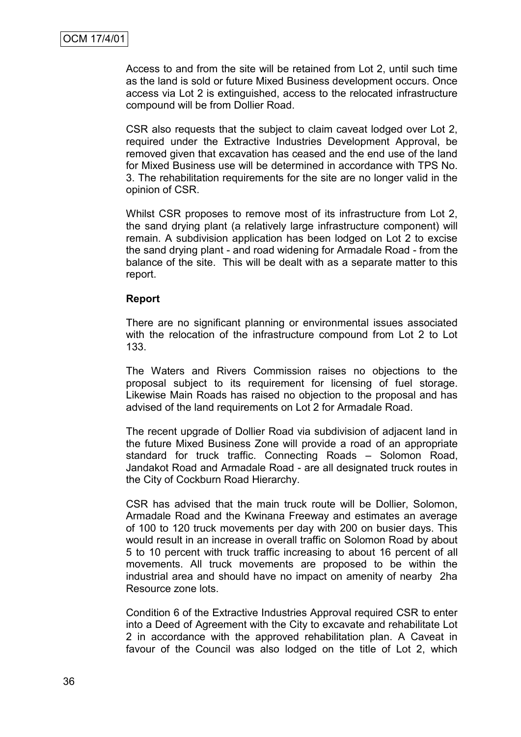Access to and from the site will be retained from Lot 2, until such time as the land is sold or future Mixed Business development occurs. Once access via Lot 2 is extinguished, access to the relocated infrastructure compound will be from Dollier Road.

CSR also requests that the subject to claim caveat lodged over Lot 2, required under the Extractive Industries Development Approval, be removed given that excavation has ceased and the end use of the land for Mixed Business use will be determined in accordance with TPS No. 3. The rehabilitation requirements for the site are no longer valid in the opinion of CSR.

Whilst CSR proposes to remove most of its infrastructure from Lot 2, the sand drying plant (a relatively large infrastructure component) will remain. A subdivision application has been lodged on Lot 2 to excise the sand drying plant - and road widening for Armadale Road - from the balance of the site. This will be dealt with as a separate matter to this report.

**Report**

There are no significant planning or environmental issues associated with the relocation of the infrastructure compound from Lot 2 to Lot 133.

The Waters and Rivers Commission raises no objections to the proposal subject to its requirement for licensing of fuel storage. Likewise Main Roads has raised no objection to the proposal and has advised of the land requirements on Lot 2 for Armadale Road.

The recent upgrade of Dollier Road via subdivision of adjacent land in the future Mixed Business Zone will provide a road of an appropriate standard for truck traffic. Connecting Roads – Solomon Road, Jandakot Road and Armadale Road - are all designated truck routes in the City of Cockburn Road Hierarchy.

CSR has advised that the main truck route will be Dollier, Solomon, Armadale Road and the Kwinana Freeway and estimates an average of 100 to 120 truck movements per day with 200 on busier days. This would result in an increase in overall traffic on Solomon Road by about 5 to 10 percent with truck traffic increasing to about 16 percent of all movements. All truck movements are proposed to be within the industrial area and should have no impact on amenity of nearby 2ha Resource zone lots.

Condition 6 of the Extractive Industries Approval required CSR to enter into a Deed of Agreement with the City to excavate and rehabilitate Lot 2 in accordance with the approved rehabilitation plan. A Caveat in favour of the Council was also lodged on the title of Lot 2, which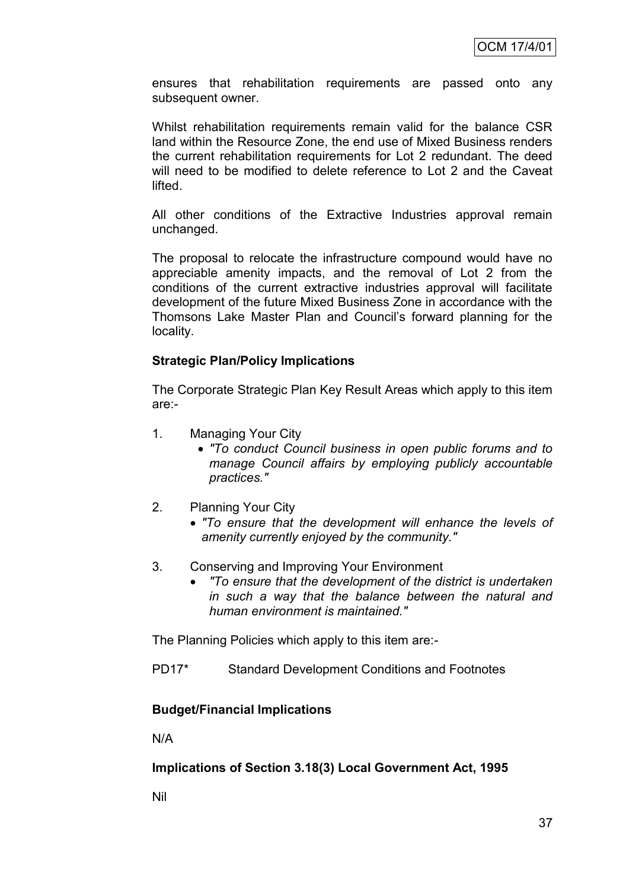ensures that rehabilitation requirements are passed onto any subsequent owner.

Whilst rehabilitation requirements remain valid for the balance CSR land within the Resource Zone, the end use of Mixed Business renders the current rehabilitation requirements for Lot 2 redundant. The deed will need to be modified to delete reference to Lot 2 and the Caveat lifted.

All other conditions of the Extractive Industries approval remain unchanged.

The proposal to relocate the infrastructure compound would have no appreciable amenity impacts, and the removal of Lot 2 from the conditions of the current extractive industries approval will facilitate development of the future Mixed Business Zone in accordance with the Thomsons Lake Master Plan and Council's forward planning for the locality.

**Strategic Plan/Policy Implications**

The Corporate Strategic Plan Key Result Areas which apply to this item are:-

1. Managing Your City
   - *"To conduct Council business in open public forums and to manage Council affairs by employing publicly accountable practices."*
2. Planning Your City
   - *"To ensure that the development will enhance the levels of amenity currently enjoyed by the community."*
3. Conserving and Improving Your Environment
   - *"To ensure that the development of the district is undertaken in such a way that the balance between the natural and human environment is maintained."*

The Planning Policies which apply to this item are:-

PD17* Standard Development Conditions and Footnotes

**Budget/Financial Implications**

N/A

**Implications of Section 3.18(3) Local Government Act, 1995**

Nil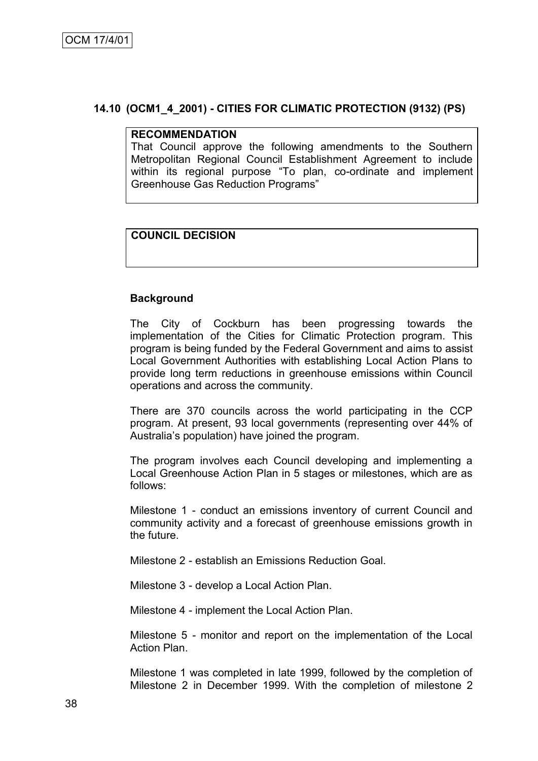OCM 17/4/01

### 14.10 (OCM1_4_2001) - CITIES FOR CLIMATIC PROTECTION (9132) (PS)

| **RECOMMENDATION** |
| --- |
| That Council approve the following amendments to the Southern Metropolitan Regional Council Establishment Agreement to include within its regional purpose "To plan, co-ordinate and implement Greenhouse Gas Reduction Programs" |

| **COUNCIL DECISION** |
| --- |
| |

**Background**

The City of Cockburn has been progressing towards the implementation of the Cities for Climatic Protection program. This program is being funded by the Federal Government and aims to assist Local Government Authorities with establishing Local Action Plans to provide long term reductions in greenhouse emissions within Council operations and across the community.

There are 370 councils across the world participating in the CCP program. At present, 93 local governments (representing over 44% of Australia's population) have joined the program.

The program involves each Council developing and implementing a Local Greenhouse Action Plan in 5 stages or milestones, which are as follows:

Milestone 1 - conduct an emissions inventory of current Council and community activity and a forecast of greenhouse emissions growth in the future.

Milestone 2 - establish an Emissions Reduction Goal.

Milestone 3 - develop a Local Action Plan.

Milestone 4 - implement the Local Action Plan.

Milestone 5 - monitor and report on the implementation of the Local Action Plan.

Milestone 1 was completed in late 1999, followed by the completion of Milestone 2 in December 1999. With the completion of milestone 2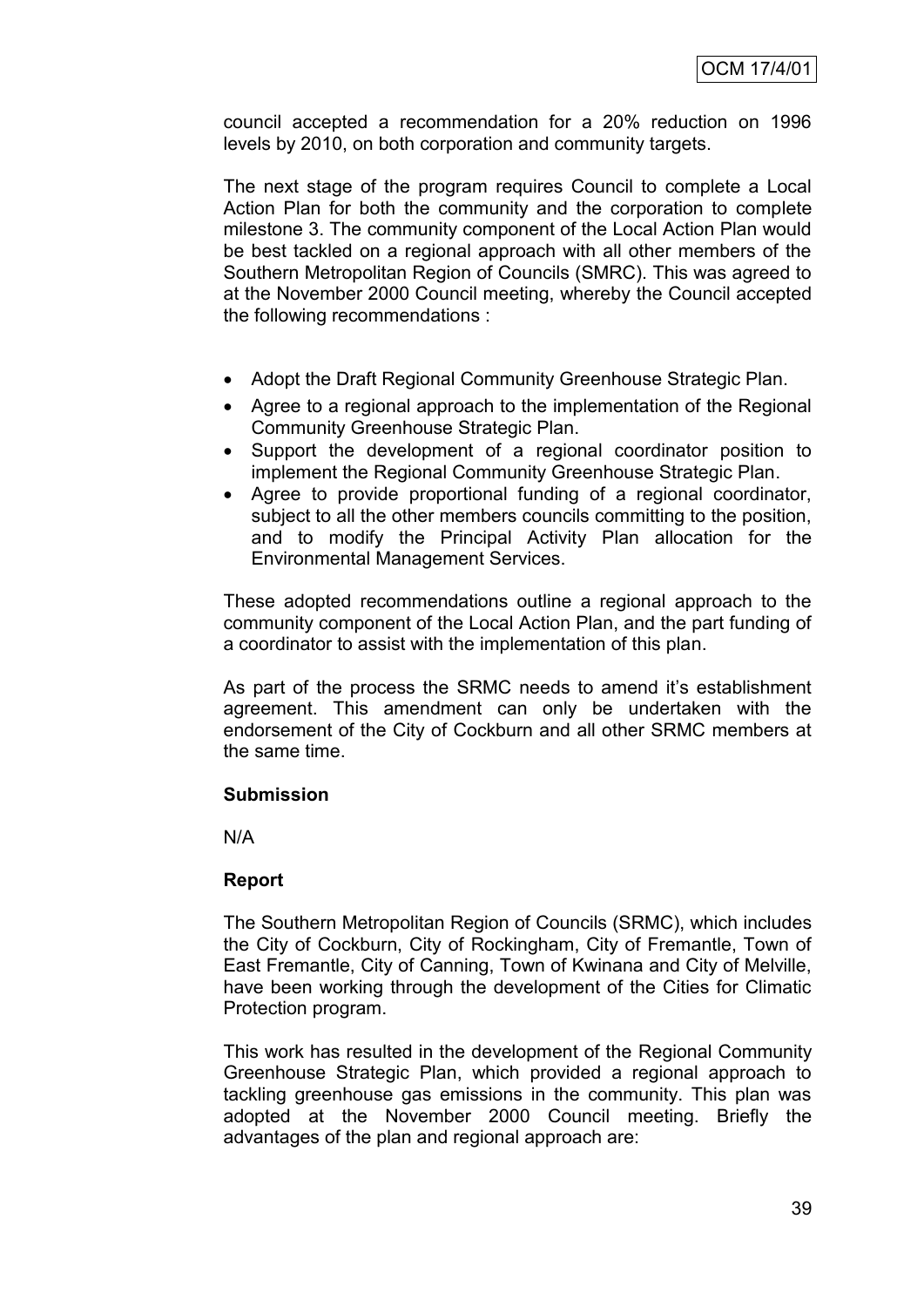council accepted a recommendation for a 20% reduction on 1996 levels by 2010, on both corporation and community targets.

The next stage of the program requires Council to complete a Local Action Plan for both the community and the corporation to complete milestone 3. The community component of the Local Action Plan would be best tackled on a regional approach with all other members of the Southern Metropolitan Region of Councils (SMRC). This was agreed to at the November 2000 Council meeting, whereby the Council accepted the following recommendations :

- Adopt the Draft Regional Community Greenhouse Strategic Plan.
- Agree to a regional approach to the implementation of the Regional Community Greenhouse Strategic Plan.
- Support the development of a regional coordinator position to implement the Regional Community Greenhouse Strategic Plan.
- Agree to provide proportional funding of a regional coordinator, subject to all the other members councils committing to the position, and to modify the Principal Activity Plan allocation for the Environmental Management Services.

These adopted recommendations outline a regional approach to the community component of the Local Action Plan, and the part funding of a coordinator to assist with the implementation of this plan.

As part of the process the SRMC needs to amend it's establishment agreement. This amendment can only be undertaken with the endorsement of the City of Cockburn and all other SRMC members at the same time.

**Submission**

N/A

**Report**

The Southern Metropolitan Region of Councils (SMRC), which includes the City of Cockburn, City of Rockingham, City of Fremantle, Town of East Fremantle, City of Canning, Town of Kwinana and City of Melville, have been working through the development of the Cities for Climatic Protection program.

This work has resulted in the development of the Regional Community Greenhouse Strategic Plan, which provided a regional approach to tackling greenhouse gas emissions in the community. This plan was adopted at the November 2000 Council meeting. Briefly the advantages of the plan and regional approach are: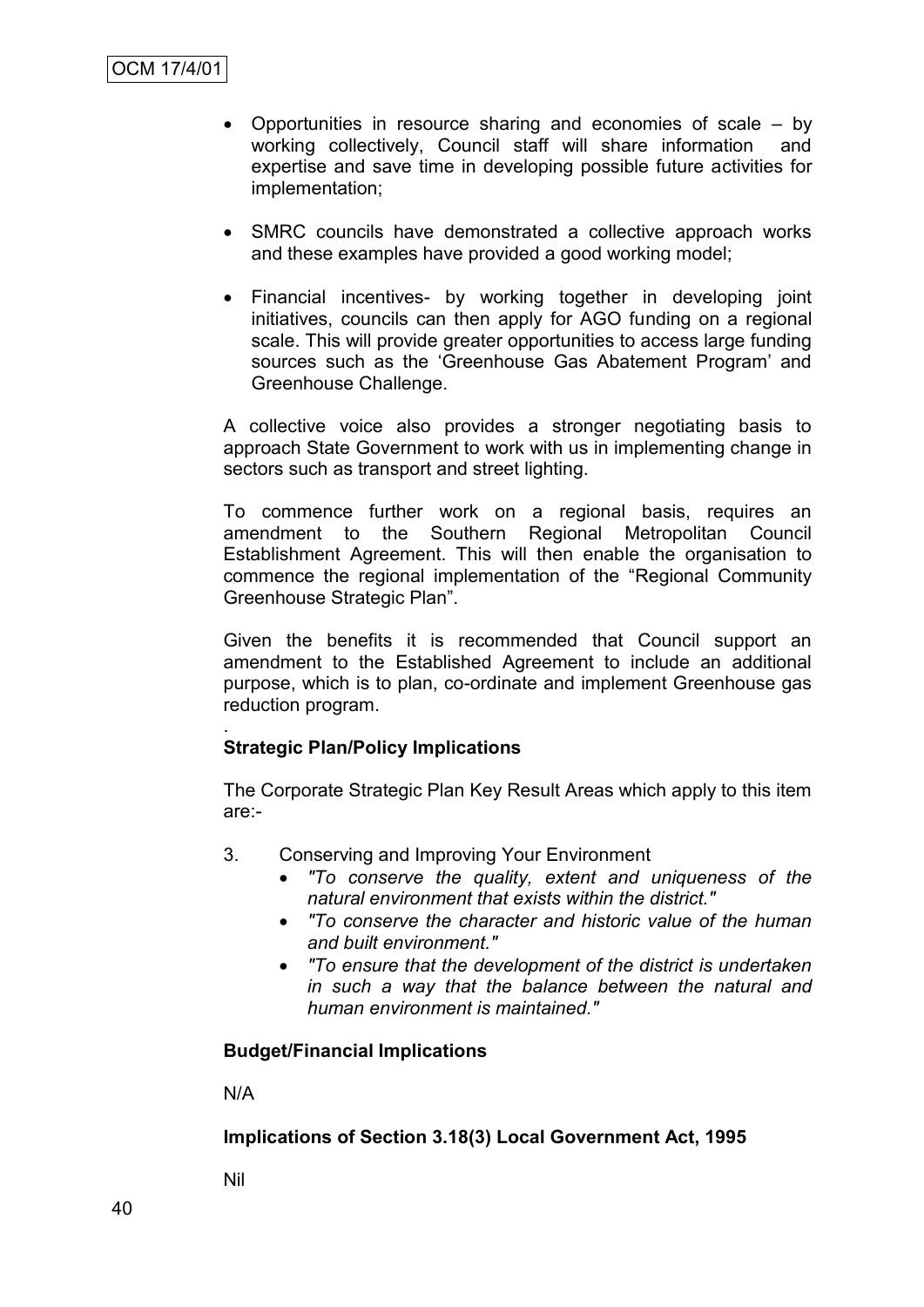- Opportunities in resource sharing and economies of scale – by working collectively, Council staff will share information and expertise and save time in developing possible future activities for implementation;

- SMRC councils have demonstrated a collective approach works and these examples have provided a good working model;

- Financial incentives- by working together in developing joint initiatives, councils can then apply for AGO funding on a regional scale. This will provide greater opportunities to access large funding sources such as the 'Greenhouse Gas Abatement Program' and Greenhouse Challenge.

A collective voice also provides a stronger negotiating basis to approach State Government to work with us in implementing change in sectors such as transport and street lighting.

To commence further work on a regional basis, requires an amendment to the Southern Regional Metropolitan Council Establishment Agreement. This will then enable the organisation to commence the regional implementation of the "Regional Community Greenhouse Strategic Plan".

Given the benefits it is recommended that Council support an amendment to the Established Agreement to include an additional purpose, which is to plan, co-ordinate and implement Greenhouse gas reduction program.

.

**Strategic Plan/Policy Implications**

The Corporate Strategic Plan Key Result Areas which apply to this item are:-

3. Conserving and Improving Your Environment
   - *"To conserve the quality, extent and uniqueness of the natural environment that exists within the district."*
   - *"To conserve the character and historic value of the human and built environment."*
   - *"To ensure that the development of the district is undertaken in such a way that the balance between the natural and human environment is maintained."*

**Budget/Financial Implications**

N/A

**Implications of Section 3.18(3) Local Government Act, 1995**

Nil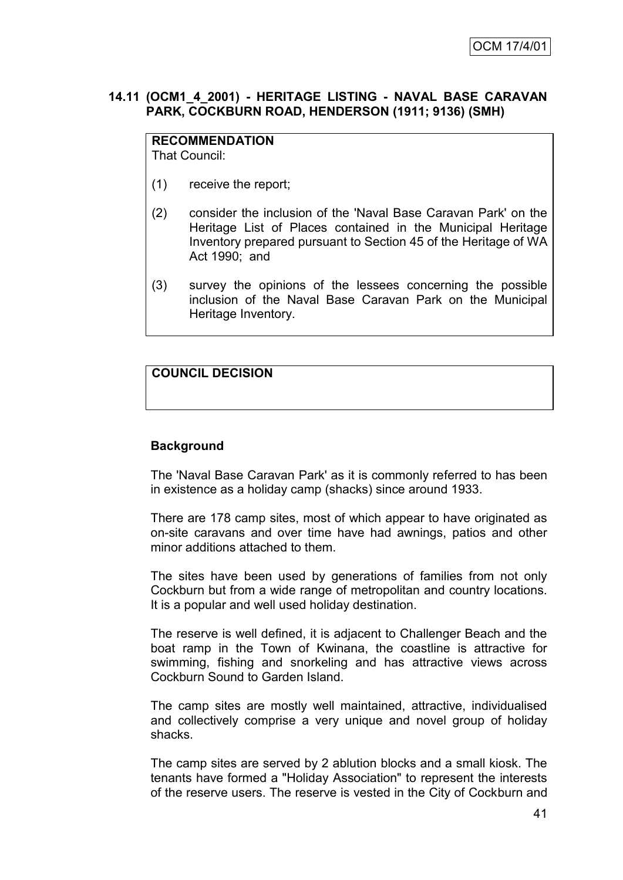## 14.11 (OCM1_4_2001) - HERITAGE LISTING - NAVAL BASE CARAVAN PARK, COCKBURN ROAD, HENDERSON (1911; 9136) (SMH)

**RECOMMENDATION**
That Council:

(1) receive the report;

(2) consider the inclusion of the 'Naval Base Caravan Park' on the Heritage List of Places contained in the Municipal Heritage Inventory prepared pursuant to Section 45 of the Heritage of WA Act 1990; and

(3) survey the opinions of the lessees concerning the possible inclusion of the Naval Base Caravan Park on the Municipal Heritage Inventory.

**COUNCIL DECISION**

**Background**

The 'Naval Base Caravan Park' as it is commonly referred to has been in existence as a holiday camp (shacks) since around 1933.

There are 178 camp sites, most of which appear to have originated as on-site caravans and over time have had awnings, patios and other minor additions attached to them.

The sites have been used by generations of families from not only Cockburn but from a wide range of metropolitan and country locations. It is a popular and well used holiday destination.

The reserve is well defined, it is adjacent to Challenger Beach and the boat ramp in the Town of Kwinana, the coastline is attractive for swimming, fishing and snorkeling and has attractive views across Cockburn Sound to Garden Island.

The camp sites are mostly well maintained, attractive, individualised and collectively comprise a very unique and novel group of holiday shacks.

The camp sites are served by 2 ablution blocks and a small kiosk. The tenants have formed a "Holiday Association" to represent the interests of the reserve users. The reserve is vested in the City of Cockburn and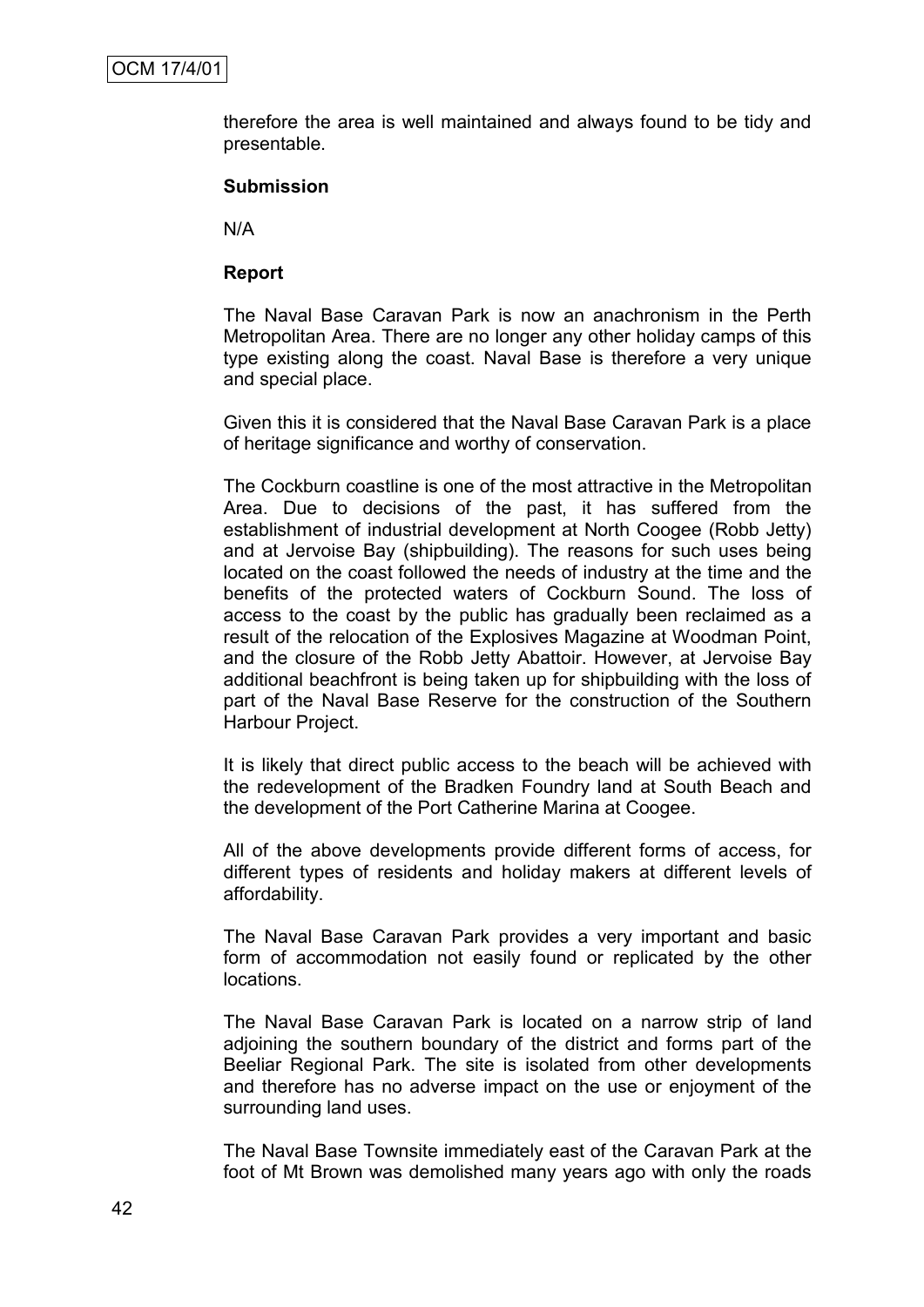therefore the area is well maintained and always found to be tidy and presentable.

**Submission**

N/A

**Report**

The Naval Base Caravan Park is now an anachronism in the Perth Metropolitan Area. There are no longer any other holiday camps of this type existing along the coast. Naval Base is therefore a very unique and special place.

Given this it is considered that the Naval Base Caravan Park is a place of heritage significance and worthy of conservation.

The Cockburn coastline is one of the most attractive in the Metropolitan Area. Due to decisions of the past, it has suffered from the establishment of industrial development at North Coogee (Robb Jetty) and at Jervoise Bay (shipbuilding). The reasons for such uses being located on the coast followed the needs of industry at the time and the benefits of the protected waters of Cockburn Sound. The loss of access to the coast by the public has gradually been reclaimed as a result of the relocation of the Explosives Magazine at Woodman Point, and the closure of the Robb Jetty Abattoir. However, at Jervoise Bay additional beachfront is being taken up for shipbuilding with the loss of part of the Naval Base Reserve for the construction of the Southern Harbour Project.

It is likely that direct public access to the beach will be achieved with the redevelopment of the Bradken Foundry land at South Beach and the development of the Port Catherine Marina at Coogee.

All of the above developments provide different forms of access, for different types of residents and holiday makers at different levels of affordability.

The Naval Base Caravan Park provides a very important and basic form of accommodation not easily found or replicated by the other locations.

The Naval Base Caravan Park is located on a narrow strip of land adjoining the southern boundary of the district and forms part of the Beeliar Regional Park. The site is isolated from other developments and therefore has no adverse impact on the use or enjoyment of the surrounding land uses.

The Naval Base Townsite immediately east of the Caravan Park at the foot of Mt Brown was demolished many years ago with only the roads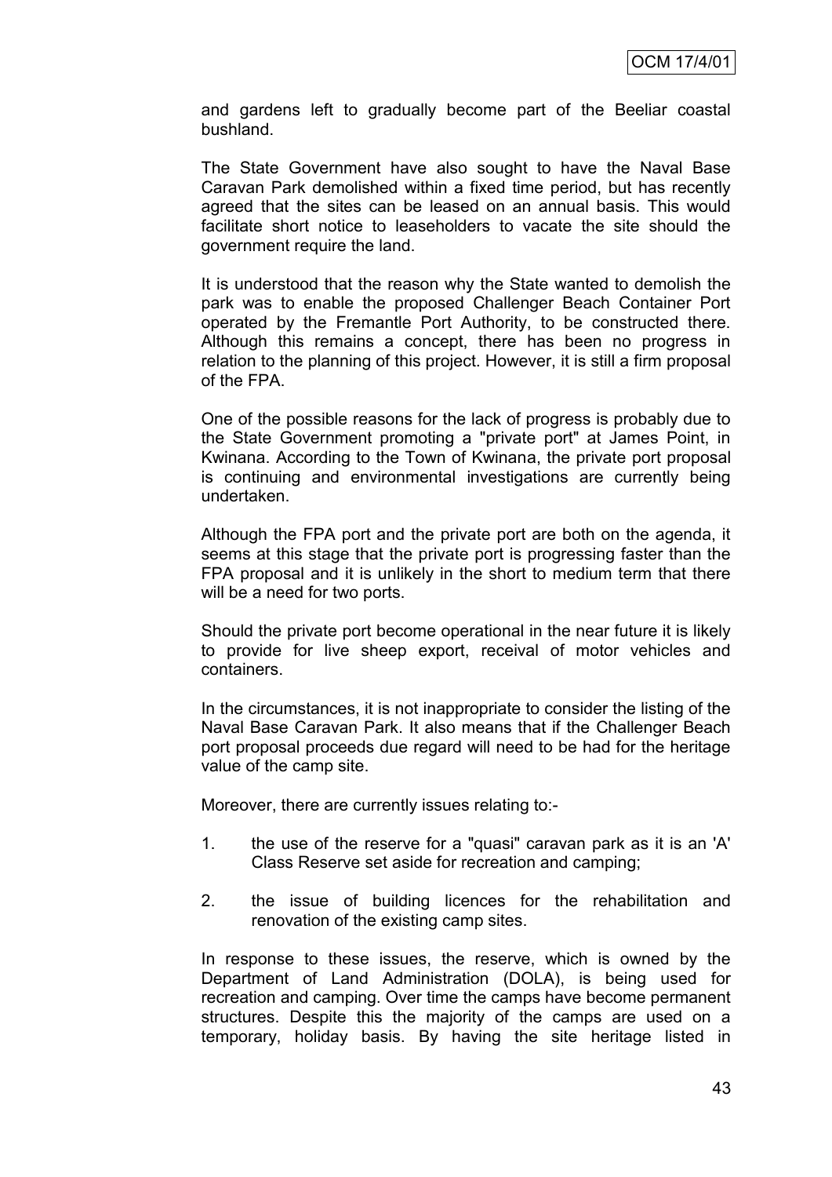and gardens left to gradually become part of the Beeliar coastal bushland.

The State Government have also sought to have the Naval Base Caravan Park demolished within a fixed time period, but has recently agreed that the sites can be leased on an annual basis. This would facilitate short notice to leaseholders to vacate the site should the government require the land.

It is understood that the reason why the State wanted to demolish the park was to enable the proposed Challenger Beach Container Port operated by the Fremantle Port Authority, to be constructed there. Although this remains a concept, there has been no progress in relation to the planning of this project. However, it is still a firm proposal of the FPA.

One of the possible reasons for the lack of progress is probably due to the State Government promoting a "private port" at James Point, in Kwinana. According to the Town of Kwinana, the private port proposal is continuing and environmental investigations are currently being undertaken.

Although the FPA port and the private port are both on the agenda, it seems at this stage that the private port is progressing faster than the FPA proposal and it is unlikely in the short to medium term that there will be a need for two ports.

Should the private port become operational in the near future it is likely to provide for live sheep export, receival of motor vehicles and containers.

In the circumstances, it is not inappropriate to consider the listing of the Naval Base Caravan Park. It also means that if the Challenger Beach port proposal proceeds due regard will need to be had for the heritage value of the camp site.

Moreover, there are currently issues relating to:-

1. the use of the reserve for a "quasi" caravan park as it is an 'A' Class Reserve set aside for recreation and camping;
2. the issue of building licences for the rehabilitation and renovation of the existing camp sites.

In response to these issues, the reserve, which is owned by the Department of Land Administration (DOLA), is being used for recreation and camping. Over time the camps have become permanent structures. Despite this the majority of the camps are used on a temporary, holiday basis. By having the site heritage listed in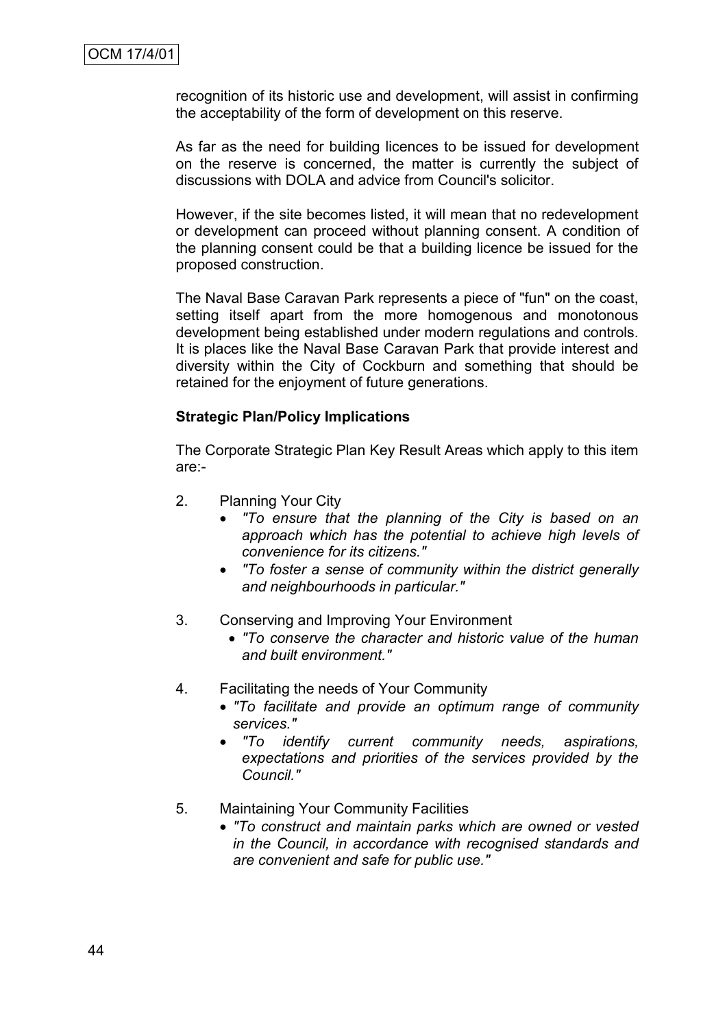recognition of its historic use and development, will assist in confirming the acceptability of the form of development on this reserve.

As far as the need for building licences to be issued for development on the reserve is concerned, the matter is currently the subject of discussions with DOLA and advice from Council's solicitor.

However, if the site becomes listed, it will mean that no redevelopment or development can proceed without planning consent. A condition of the planning consent could be that a building licence be issued for the proposed construction.

The Naval Base Caravan Park represents a piece of "fun" on the coast, setting itself apart from the more homogenous and monotonous development being established under modern regulations and controls. It is places like the Naval Base Caravan Park that provide interest and diversity within the City of Cockburn and something that should be retained for the enjoyment of future generations.

**Strategic Plan/Policy Implications**

The Corporate Strategic Plan Key Result Areas which apply to this item are:-

2. Planning Your City
   - *"To ensure that the planning of the City is based on an approach which has the potential to achieve high levels of convenience for its citizens."*
   - *"To foster a sense of community within the district generally and neighbourhoods in particular."*

3. Conserving and Improving Your Environment
   - *"To conserve the character and historic value of the human and built environment."*

4. Facilitating the needs of Your Community
   - *"To facilitate and provide an optimum range of community services."*
   - *"To identify current community needs, aspirations, expectations and priorities of the services provided by the Council."*

5. Maintaining Your Community Facilities
   - *"To construct and maintain parks which are owned or vested in the Council, in accordance with recognised standards and are convenient and safe for public use."*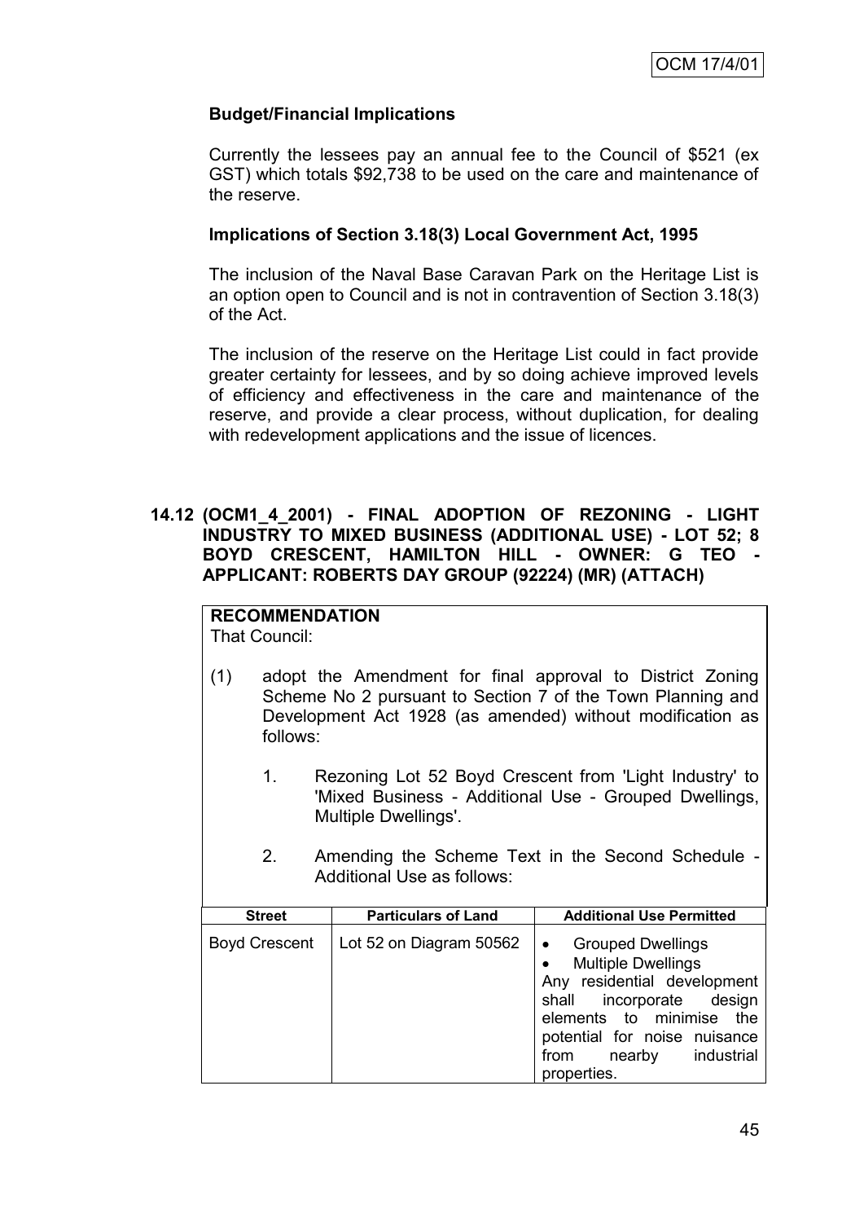**Budget/Financial Implications**

Currently the lessees pay an annual fee to the Council of $521 (ex GST) which totals $92,738 to be used on the care and maintenance of the reserve.

**Implications of Section 3.18(3) Local Government Act, 1995**

The inclusion of the Naval Base Caravan Park on the Heritage List is an option open to Council and is not in contravention of Section 3.18(3) of the Act.

The inclusion of the reserve on the Heritage List could in fact provide greater certainty for lessees, and by so doing achieve improved levels of efficiency and effectiveness in the care and maintenance of the reserve, and provide a clear process, without duplication, for dealing with redevelopment applications and the issue of licences.

## 14.12 (OCM1_4_2001) - FINAL ADOPTION OF REZONING - LIGHT INDUSTRY TO MIXED BUSINESS (ADDITIONAL USE) - LOT 52; 8 BOYD CRESCENT, HAMILTON HILL - OWNER: G TEO - APPLICANT: ROBERTS DAY GROUP (92224) (MR) (ATTACH)

**RECOMMENDATION**
That Council:

(1) adopt the Amendment for final approval to District Zoning Scheme No 2 pursuant to Section 7 of the Town Planning and Development Act 1928 (as amended) without modification as follows:

1. Rezoning Lot 52 Boyd Crescent from 'Light Industry' to 'Mixed Business - Additional Use - Grouped Dwellings, Multiple Dwellings'.

2. Amending the Scheme Text in the Second Schedule - Additional Use as follows:

| Street | Particulars of Land | Additional Use Permitted |
|---|---|---|
| Boyd Crescent | Lot 52 on Diagram 50562 | • Grouped Dwellings<br>• Multiple Dwellings<br>Any residential development shall incorporate design elements to minimise the potential for noise nuisance from nearby industrial properties. |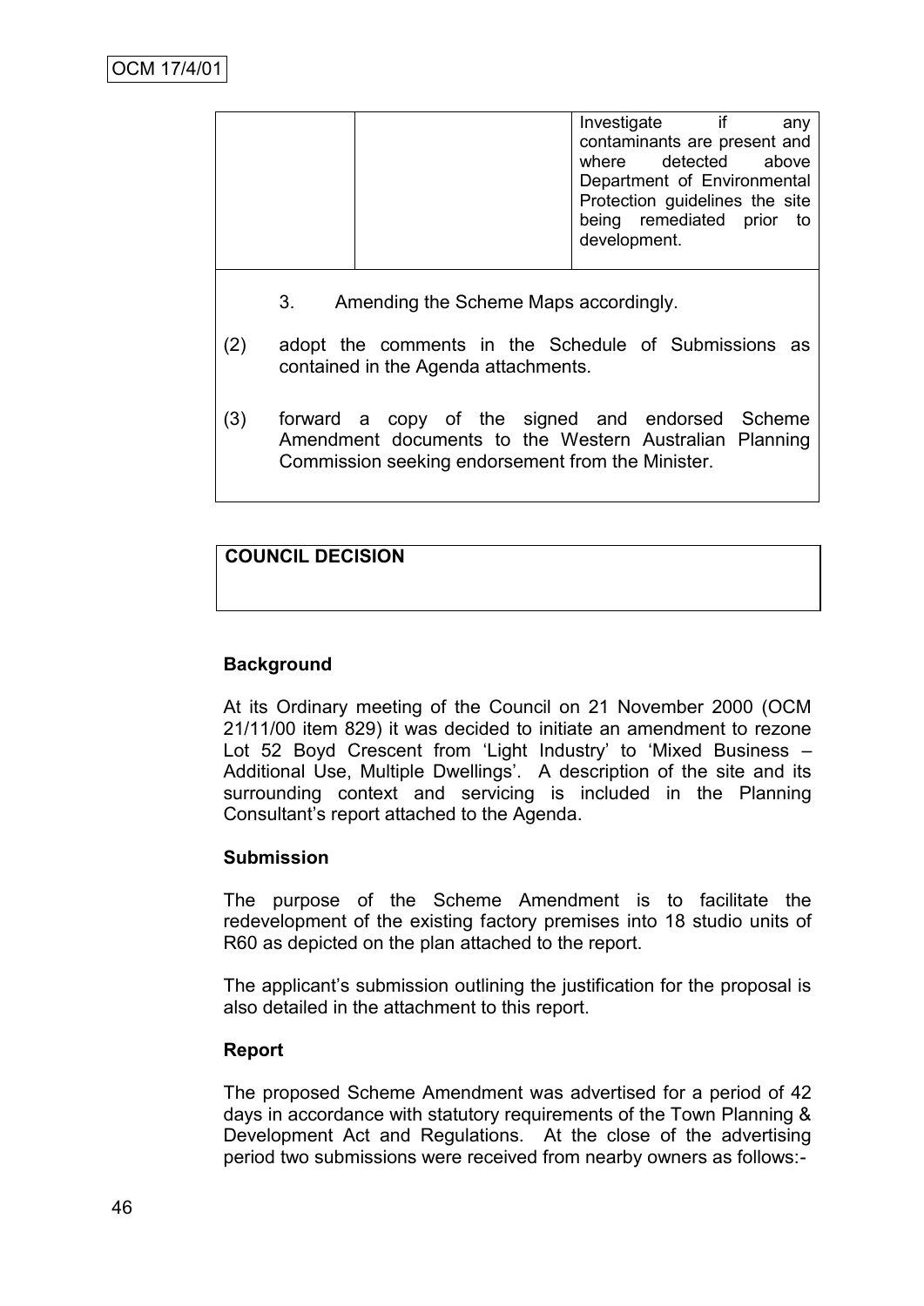|  |  | Investigate if any contaminants are present and where detected above Department of Environmental Protection guidelines the site being remediated prior to development. |
|---|---|---|

3. Amending the Scheme Maps accordingly.

(2) adopt the comments in the Schedule of Submissions as contained in the Agenda attachments.

(3) forward a copy of the signed and endorsed Scheme Amendment documents to the Western Australian Planning Commission seeking endorsement from the Minister.

**COUNCIL DECISION**

### Background

At its Ordinary meeting of the Council on 21 November 2000 (OCM 21/11/00 item 829) it was decided to initiate an amendment to rezone Lot 52 Boyd Crescent from 'Light Industry' to 'Mixed Business – Additional Use, Multiple Dwellings'. A description of the site and its surrounding context and servicing is included in the Planning Consultant's report attached to the Agenda.

### Submission

The purpose of the Scheme Amendment is to facilitate the redevelopment of the existing factory premises into 18 studio units of R60 as depicted on the plan attached to the report.

The applicant's submission outlining the justification for the proposal is also detailed in the attachment to this report.

### Report

The proposed Scheme Amendment was advertised for a period of 42 days in accordance with statutory requirements of the Town Planning & Development Act and Regulations. At the close of the advertising period two submissions were received from nearby owners as follows:-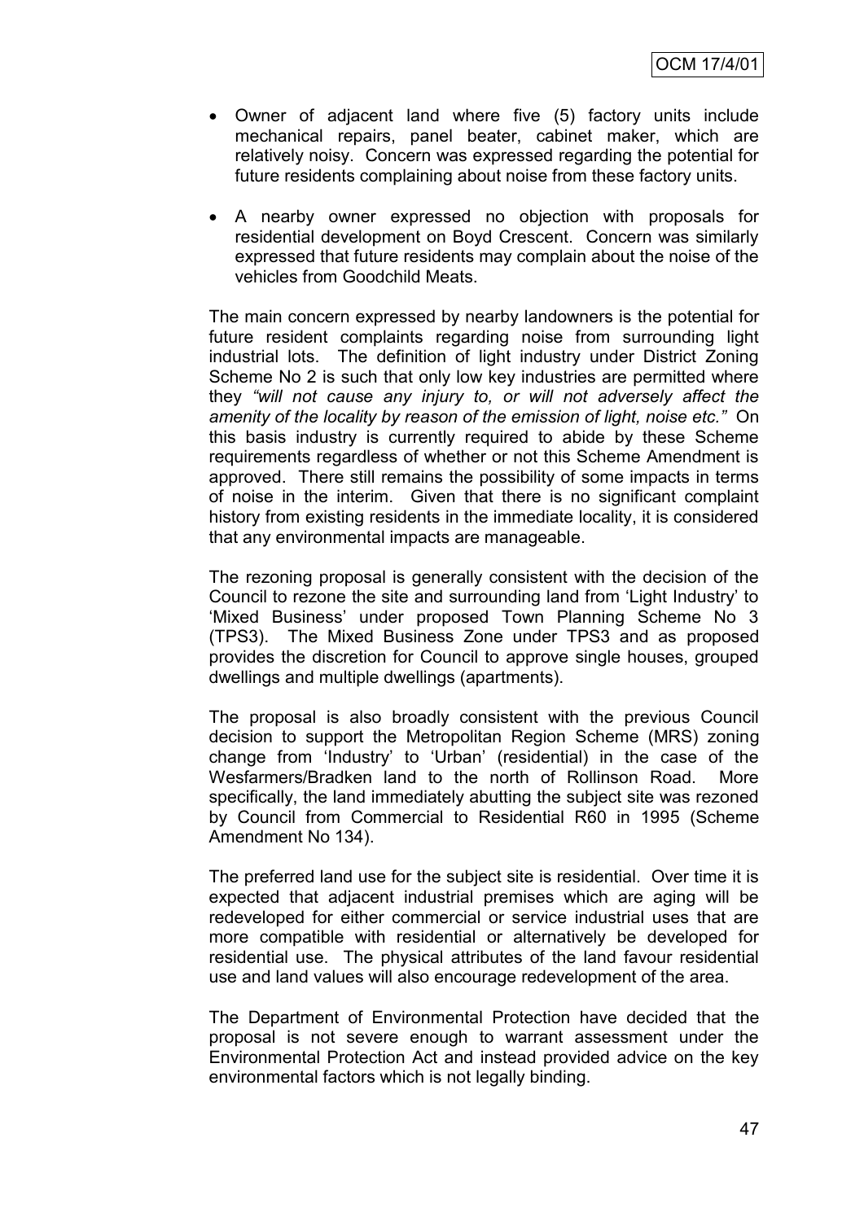- Owner of adjacent land where five (5) factory units include mechanical repairs, panel beater, cabinet maker, which are relatively noisy. Concern was expressed regarding the potential for future residents complaining about noise from these factory units.

- A nearby owner expressed no objection with proposals for residential development on Boyd Crescent. Concern was similarly expressed that future residents may complain about the noise of the vehicles from Goodchild Meats.

The main concern expressed by nearby landowners is the potential for future resident complaints regarding noise from surrounding light industrial lots. The definition of light industry under District Zoning Scheme No 2 is such that only low key industries are permitted where they *"will not cause any injury to, or will not adversely affect the amenity of the locality by reason of the emission of light, noise etc."* On this basis industry is currently required to abide by these Scheme requirements regardless of whether or not this Scheme Amendment is approved. There still remains the possibility of some impacts in terms of noise in the interim. Given that there is no significant complaint history from existing residents in the immediate locality, it is considered that any environmental impacts are manageable.

The rezoning proposal is generally consistent with the decision of the Council to rezone the site and surrounding land from 'Light Industry' to 'Mixed Business' under proposed Town Planning Scheme No 3 (TPS3). The Mixed Business Zone under TPS3 and as proposed provides the discretion for Council to approve single houses, grouped dwellings and multiple dwellings (apartments).

The proposal is also broadly consistent with the previous Council decision to support the Metropolitan Region Scheme (MRS) zoning change from 'Industry' to 'Urban' (residential) in the case of the Wesfarmers/Bradken land to the north of Rollinson Road. More specifically, the land immediately abutting the subject site was rezoned by Council from Commercial to Residential R60 in 1995 (Scheme Amendment No 134).

The preferred land use for the subject site is residential. Over time it is expected that adjacent industrial premises which are aging will be redeveloped for either commercial or service industrial uses that are more compatible with residential or alternatively be developed for residential use. The physical attributes of the land favour residential use and land values will also encourage redevelopment of the area.

The Department of Environmental Protection have decided that the proposal is not severe enough to warrant assessment under the Environmental Protection Act and instead provided advice on the key environmental factors which is not legally binding.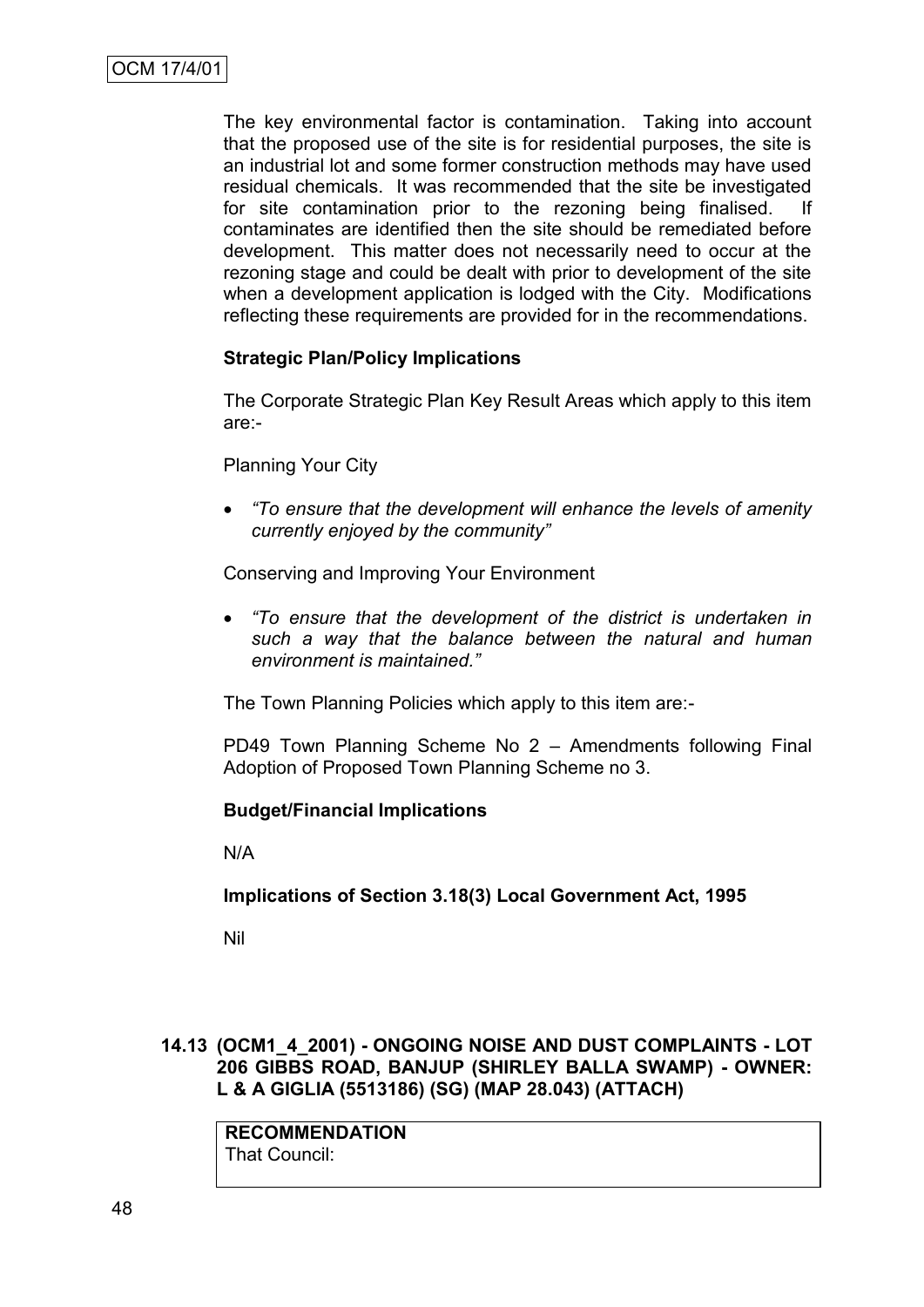The key environmental factor is contamination. Taking into account that the proposed use of the site is for residential purposes, the site is an industrial lot and some former construction methods may have used residual chemicals. It was recommended that the site be investigated for site contamination prior to the rezoning being finalised. If contaminates are identified then the site should be remediated before development. This matter does not necessarily need to occur at the rezoning stage and could be dealt with prior to development of the site when a development application is lodged with the City. Modifications reflecting these requirements are provided for in the recommendations.

**Strategic Plan/Policy Implications**

The Corporate Strategic Plan Key Result Areas which apply to this item are:-

Planning Your City

- *"To ensure that the development will enhance the levels of amenity currently enjoyed by the community"*

Conserving and Improving Your Environment

- *"To ensure that the development of the district is undertaken in such a way that the balance between the natural and human environment is maintained."*

The Town Planning Policies which apply to this item are:-

PD49 Town Planning Scheme No 2 – Amendments following Final Adoption of Proposed Town Planning Scheme no 3.

**Budget/Financial Implications**

N/A

**Implications of Section 3.18(3) Local Government Act, 1995**

Nil

## 14.13 (OCM1_4_2001) - ONGOING NOISE AND DUST COMPLAINTS - LOT 206 GIBBS ROAD, BANJUP (SHIRLEY BALLA SWAMP) - OWNER: L & A GIGLIA (5513186) (SG) (MAP 28.043) (ATTACH)

**RECOMMENDATION**
That Council: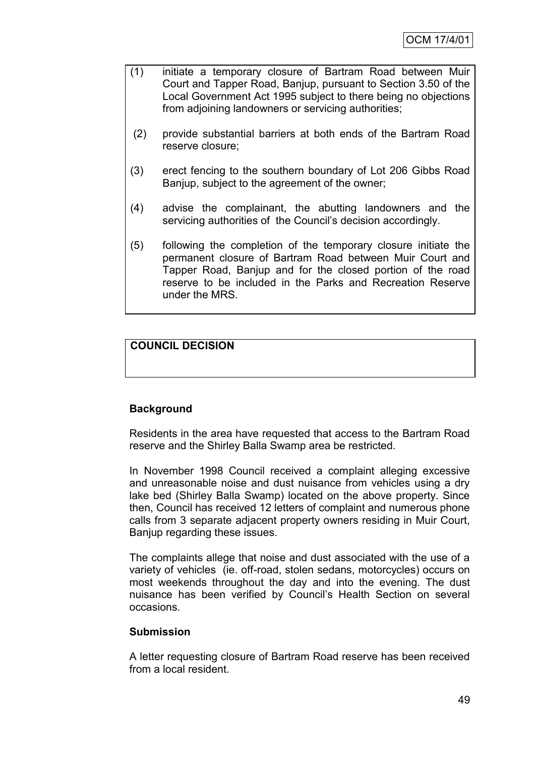(1) initiate a temporary closure of Bartram Road between Muir Court and Tapper Road, Banjup, pursuant to Section 3.50 of the Local Government Act 1995 subject to there being no objections from adjoining landowners or servicing authorities;

(2) provide substantial barriers at both ends of the Bartram Road reserve closure;

(3) erect fencing to the southern boundary of Lot 206 Gibbs Road Banjup, subject to the agreement of the owner;

(4) advise the complainant, the abutting landowners and the servicing authorities of the Council's decision accordingly.

(5) following the completion of the temporary closure initiate the permanent closure of Bartram Road between Muir Court and Tapper Road, Banjup and for the closed portion of the road reserve to be included in the Parks and Recreation Reserve under the MRS.

**COUNCIL DECISION**

**Background**

Residents in the area have requested that access to the Bartram Road reserve and the Shirley Balla Swamp area be restricted.

In November 1998 Council received a complaint alleging excessive and unreasonable noise and dust nuisance from vehicles using a dry lake bed (Shirley Balla Swamp) located on the above property. Since then, Council has received 12 letters of complaint and numerous phone calls from 3 separate adjacent property owners residing in Muir Court, Banjup regarding these issues.

The complaints allege that noise and dust associated with the use of a variety of vehicles (ie. off-road, stolen sedans, motorcycles) occurs on most weekends throughout the day and into the evening. The dust nuisance has been verified by Council's Health Section on several occasions.

**Submission**

A letter requesting closure of Bartram Road reserve has been received from a local resident.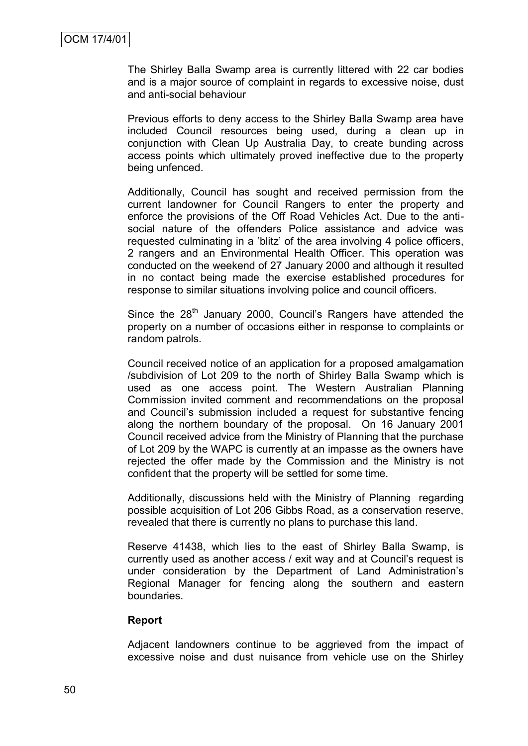OCM 17/4/01

The Shirley Balla Swamp area is currently littered with 22 car bodies and is a major source of complaint in regards to excessive noise, dust and anti-social behaviour

Previous efforts to deny access to the Shirley Balla Swamp area have included Council resources being used, during a clean up in conjunction with Clean Up Australia Day, to create bunding across access points which ultimately proved ineffective due to the property being unfenced.

Additionally, Council has sought and received permission from the current landowner for Council Rangers to enter the property and enforce the provisions of the Off Road Vehicles Act. Due to the anti-social nature of the offenders Police assistance and advice was requested culminating in a 'blitz' of the area involving 4 police officers, 2 rangers and an Environmental Health Officer. This operation was conducted on the weekend of 27 January 2000 and although it resulted in no contact being made the exercise established procedures for response to similar situations involving police and council officers.

Since the 28th January 2000, Council's Rangers have attended the property on a number of occasions either in response to complaints or random patrols.

Council received notice of an application for a proposed amalgamation /subdivision of Lot 209 to the north of Shirley Balla Swamp which is used as one access point. The Western Australian Planning Commission invited comment and recommendations on the proposal and Council's submission included a request for substantive fencing along the northern boundary of the proposal. On 16 January 2001 Council received advice from the Ministry of Planning that the purchase of Lot 209 by the WAPC is currently at an impasse as the owners have rejected the offer made by the Commission and the Ministry is not confident that the property will be settled for some time.

Additionally, discussions held with the Ministry of Planning regarding possible acquisition of Lot 206 Gibbs Road, as a conservation reserve, revealed that there is currently no plans to purchase this land.

Reserve 41438, which lies to the east of Shirley Balla Swamp, is currently used as another access / exit way and at Council's request is under consideration by the Department of Land Administration's Regional Manager for fencing along the southern and eastern boundaries.

**Report**

Adjacent landowners continue to be aggrieved from the impact of excessive noise and dust nuisance from vehicle use on the Shirley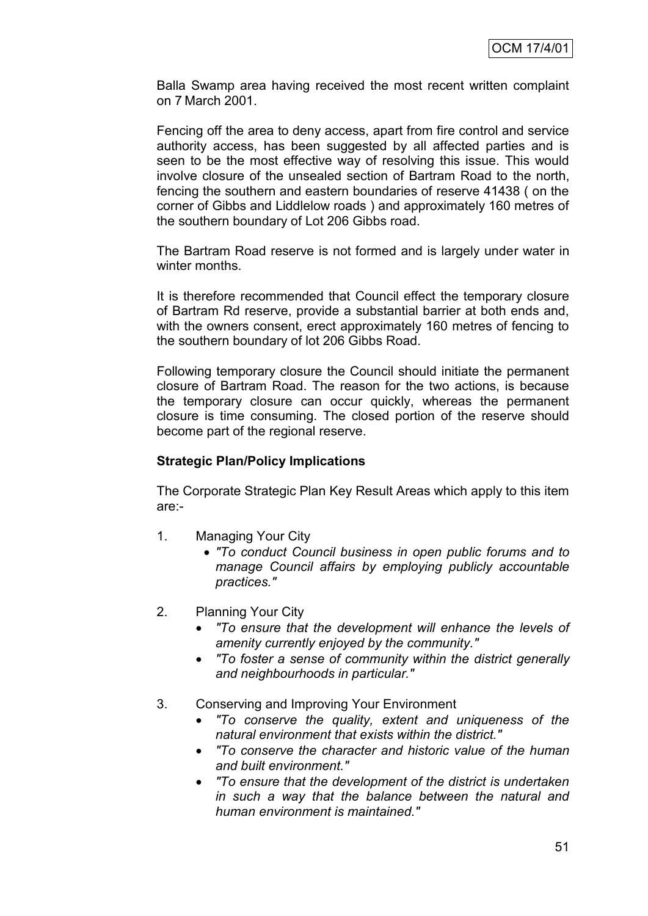Balla Swamp area having received the most recent written complaint on 7 March 2001.

Fencing off the area to deny access, apart from fire control and service authority access, has been suggested by all affected parties and is seen to be the most effective way of resolving this issue. This would involve closure of the unsealed section of Bartram Road to the north, fencing the southern and eastern boundaries of reserve 41438 ( on the corner of Gibbs and Liddlelow roads ) and approximately 160 metres of the southern boundary of Lot 206 Gibbs road.

The Bartram Road reserve is not formed and is largely under water in winter months.

It is therefore recommended that Council effect the temporary closure of Bartram Rd reserve, provide a substantial barrier at both ends and, with the owners consent, erect approximately 160 metres of fencing to the southern boundary of lot 206 Gibbs Road.

Following temporary closure the Council should initiate the permanent closure of Bartram Road. The reason for the two actions, is because the temporary closure can occur quickly, whereas the permanent closure is time consuming. The closed portion of the reserve should become part of the regional reserve.

**Strategic Plan/Policy Implications**

The Corporate Strategic Plan Key Result Areas which apply to this item are:-

1. Managing Your City
   - *"To conduct Council business in open public forums and to manage Council affairs by employing publicly accountable practices."*

2. Planning Your City
   - *"To ensure that the development will enhance the levels of amenity currently enjoyed by the community."*
   - *"To foster a sense of community within the district generally and neighbourhoods in particular."*

3. Conserving and Improving Your Environment
   - *"To conserve the quality, extent and uniqueness of the natural environment that exists within the district."*
   - *"To conserve the character and historic value of the human and built environment."*
   - *"To ensure that the development of the district is undertaken in such a way that the balance between the natural and human environment is maintained."*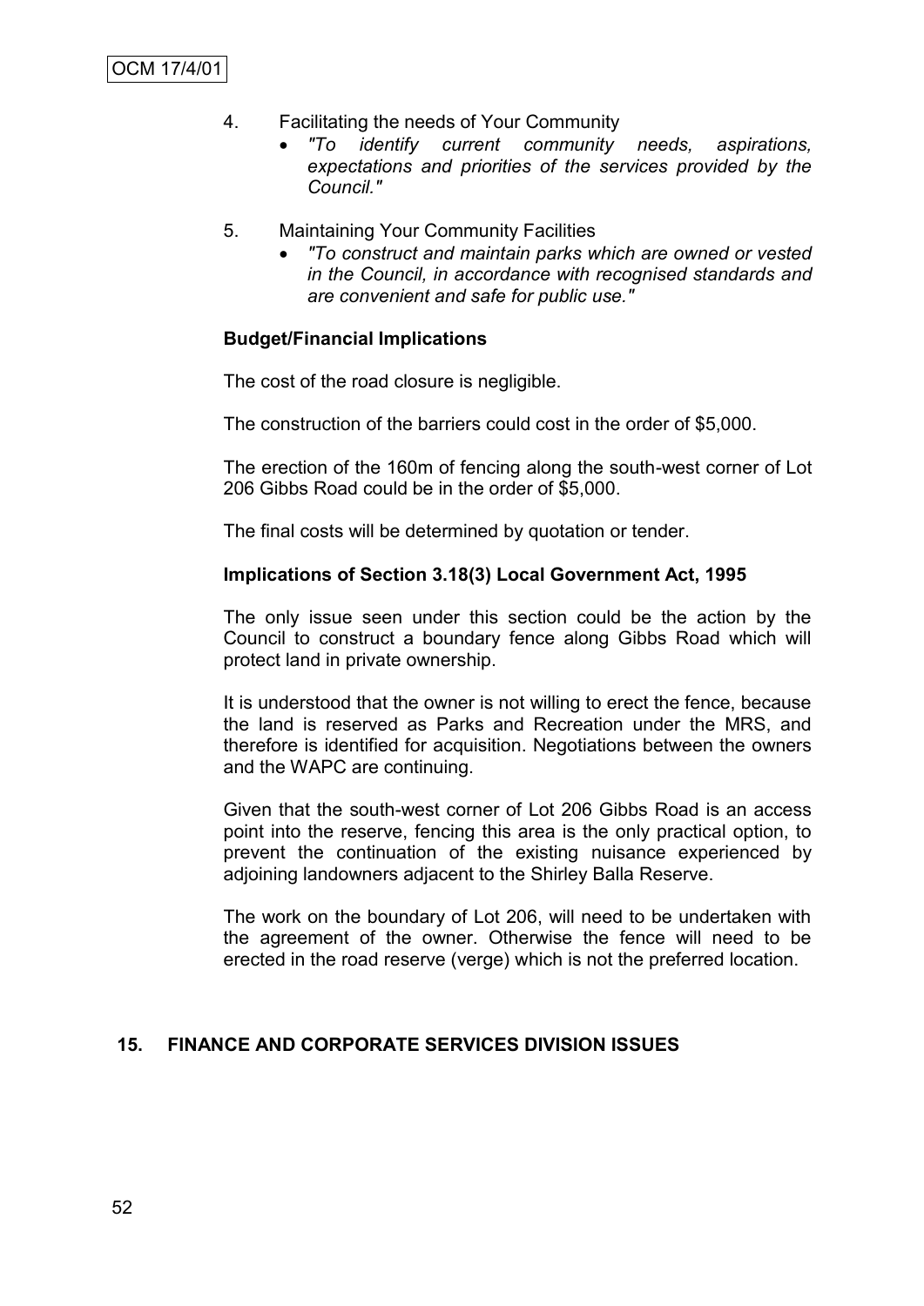4. Facilitating the needs of Your Community
   - *"To identify current community needs, aspirations, expectations and priorities of the services provided by the Council."*

5. Maintaining Your Community Facilities
   - *"To construct and maintain parks which are owned or vested in the Council, in accordance with recognised standards and are convenient and safe for public use."*

**Budget/Financial Implications**

The cost of the road closure is negligible.

The construction of the barriers could cost in the order of $5,000.

The erection of the 160m of fencing along the south-west corner of Lot 206 Gibbs Road could be in the order of $5,000.

The final costs will be determined by quotation or tender.

**Implications of Section 3.18(3) Local Government Act, 1995**

The only issue seen under this section could be the action by the Council to construct a boundary fence along Gibbs Road which will protect land in private ownership.

It is understood that the owner is not willing to erect the fence, because the land is reserved as Parks and Recreation under the MRS, and therefore is identified for acquisition. Negotiations between the owners and the WAPC are continuing.

Given that the south-west corner of Lot 206 Gibbs Road is an access point into the reserve, fencing this area is the only practical option, to prevent the continuation of the existing nuisance experienced by adjoining landowners adjacent to the Shirley Balla Reserve.

The work on the boundary of Lot 206, will need to be undertaken with the agreement of the owner. Otherwise the fence will need to be erected in the road reserve (verge) which is not the preferred location.

## 15. FINANCE AND CORPORATE SERVICES DIVISION ISSUES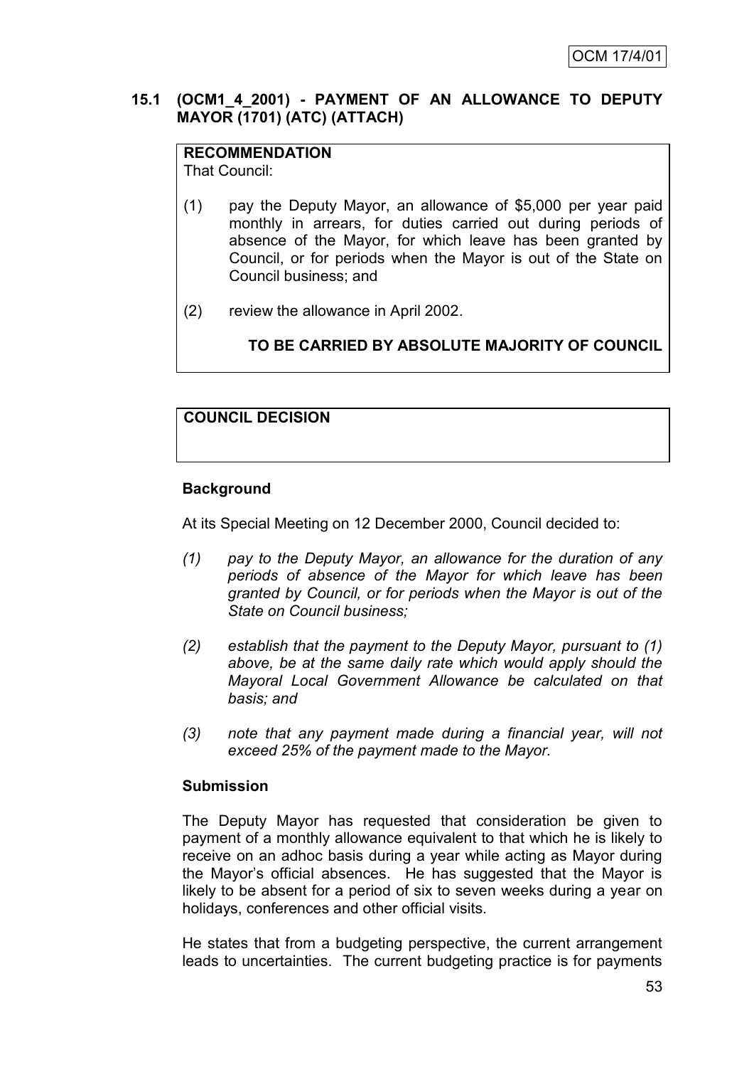OCM 17/4/01

## 15.1 (OCM1_4_2001) - PAYMENT OF AN ALLOWANCE TO DEPUTY MAYOR (1701) (ATC) (ATTACH)

**RECOMMENDATION**
That Council:

(1) pay the Deputy Mayor, an allowance of $5,000 per year paid monthly in arrears, for duties carried out during periods of absence of the Mayor, for which leave has been granted by Council, or for periods when the Mayor is out of the State on Council business; and

(2) review the allowance in April 2002.

**TO BE CARRIED BY ABSOLUTE MAJORITY OF COUNCIL**

**COUNCIL DECISION**

**Background**

At its Special Meeting on 12 December 2000, Council decided to:

*(1) pay to the Deputy Mayor, an allowance for the duration of any periods of absence of the Mayor for which leave has been granted by Council, or for periods when the Mayor is out of the State on Council business;*

*(2) establish that the payment to the Deputy Mayor, pursuant to (1) above, be at the same daily rate which would apply should the Mayoral Local Government Allowance be calculated on that basis; and*

*(3) note that any payment made during a financial year, will not exceed 25% of the payment made to the Mayor.*

**Submission**

The Deputy Mayor has requested that consideration be given to payment of a monthly allowance equivalent to that which he is likely to receive on an adhoc basis during a year while acting as Mayor during the Mayor's official absences. He has suggested that the Mayor is likely to be absent for a period of six to seven weeks during a year on holidays, conferences and other official visits.

He states that from a budgeting perspective, the current arrangement leads to uncertainties. The current budgeting practice is for payments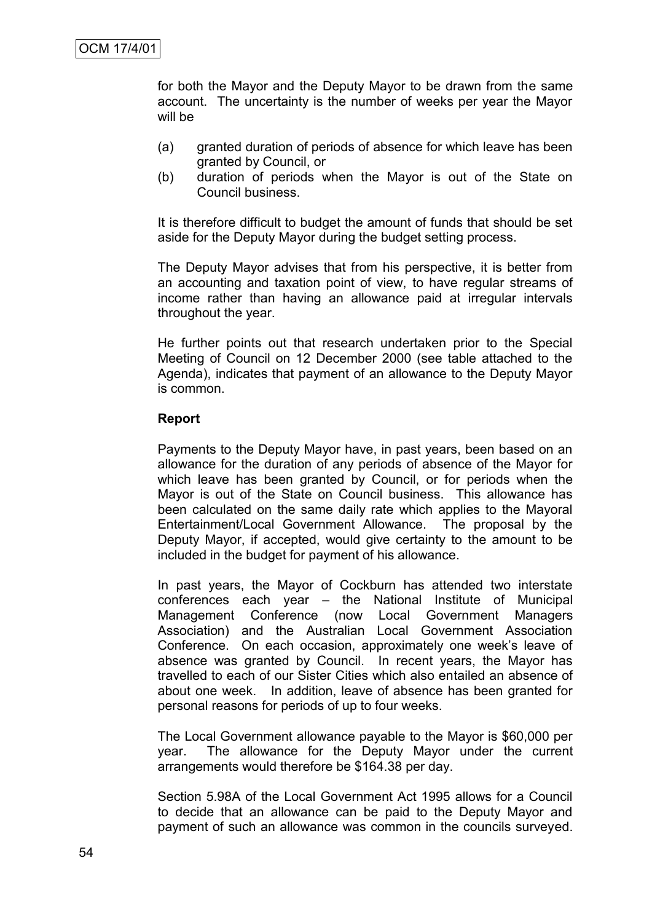for both the Mayor and the Deputy Mayor to be drawn from the same account. The uncertainty is the number of weeks per year the Mayor will be

(a) granted duration of periods of absence for which leave has been granted by Council, or
(b) duration of periods when the Mayor is out of the State on Council business.

It is therefore difficult to budget the amount of funds that should be set aside for the Deputy Mayor during the budget setting process.

The Deputy Mayor advises that from his perspective, it is better from an accounting and taxation point of view, to have regular streams of income rather than having an allowance paid at irregular intervals throughout the year.

He further points out that research undertaken prior to the Special Meeting of Council on 12 December 2000 (see table attached to the Agenda), indicates that payment of an allowance to the Deputy Mayor is common.

**Report**

Payments to the Deputy Mayor have, in past years, been based on an allowance for the duration of any periods of absence of the Mayor for which leave has been granted by Council, or for periods when the Mayor is out of the State on Council business. This allowance has been calculated on the same daily rate which applies to the Mayoral Entertainment/Local Government Allowance. The proposal by the Deputy Mayor, if accepted, would give certainty to the amount to be included in the budget for payment of his allowance.

In past years, the Mayor of Cockburn has attended two interstate conferences each year – the National Institute of Municipal Management Conference (now Local Government Managers Association) and the Australian Local Government Association Conference. On each occasion, approximately one week's leave of absence was granted by Council. In recent years, the Mayor has travelled to each of our Sister Cities which also entailed an absence of about one week. In addition, leave of absence has been granted for personal reasons for periods of up to four weeks.

The Local Government allowance payable to the Mayor is $60,000 per year. The allowance for the Deputy Mayor under the current arrangements would therefore be $164.38 per day.

Section 5.98A of the Local Government Act 1995 allows for a Council to decide that an allowance can be paid to the Deputy Mayor and payment of such an allowance was common in the councils surveyed.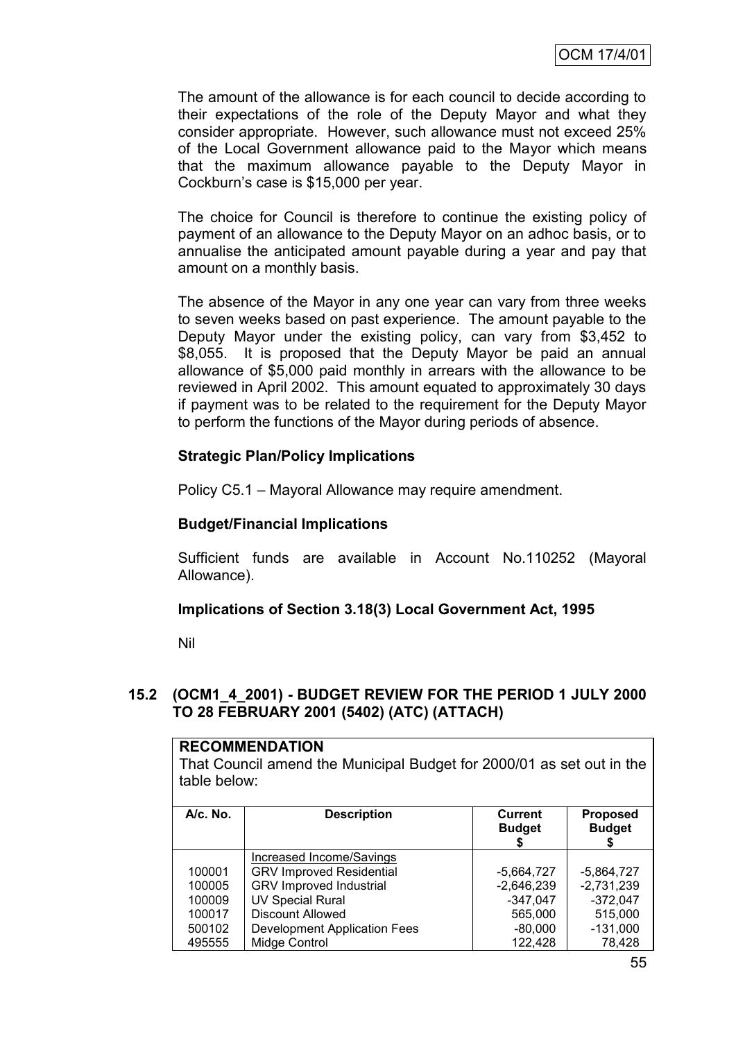The amount of the allowance is for each council to decide according to their expectations of the role of the Deputy Mayor and what they consider appropriate. However, such allowance must not exceed 25% of the Local Government allowance paid to the Mayor which means that the maximum allowance payable to the Deputy Mayor in Cockburn's case is $15,000 per year.

The choice for Council is therefore to continue the existing policy of payment of an allowance to the Deputy Mayor on an adhoc basis, or to annualise the anticipated amount payable during a year and pay that amount on a monthly basis.

The absence of the Mayor in any one year can vary from three weeks to seven weeks based on past experience. The amount payable to the Deputy Mayor under the existing policy, can vary from $3,452 to $8,055. It is proposed that the Deputy Mayor be paid an annual allowance of $5,000 paid monthly in arrears with the allowance to be reviewed in April 2002. This amount equated to approximately 30 days if payment was to be related to the requirement for the Deputy Mayor to perform the functions of the Mayor during periods of absence.

**Strategic Plan/Policy Implications**

Policy C5.1 – Mayoral Allowance may require amendment.

**Budget/Financial Implications**

Sufficient funds are available in Account No.110252 (Mayoral Allowance).

**Implications of Section 3.18(3) Local Government Act, 1995**

Nil

### 15.2 (OCM1_4_2001) - BUDGET REVIEW FOR THE PERIOD 1 JULY 2000 TO 28 FEBRUARY 2001 (5402) (ATC) (ATTACH)

**RECOMMENDATION**
That Council amend the Municipal Budget for 2000/01 as set out in the table below:

| A/c. No. | Description | Current Budget $ | Proposed Budget $ |
|---|---|---|---|
| | Increased Income/Savings | | |
| 100001 | GRV Improved Residential | -5,664,727 | -5,864,727 |
| 100005 | GRV Improved Industrial | -2,646,239 | -2,731,239 |
| 100009 | UV Special Rural | -347,047 | -372,047 |
| 100017 | Discount Allowed | 565,000 | 515,000 |
| 500102 | Development Application Fees | -80,000 | -131,000 |
| 495555 | Midge Control | 122,428 | 78,428 |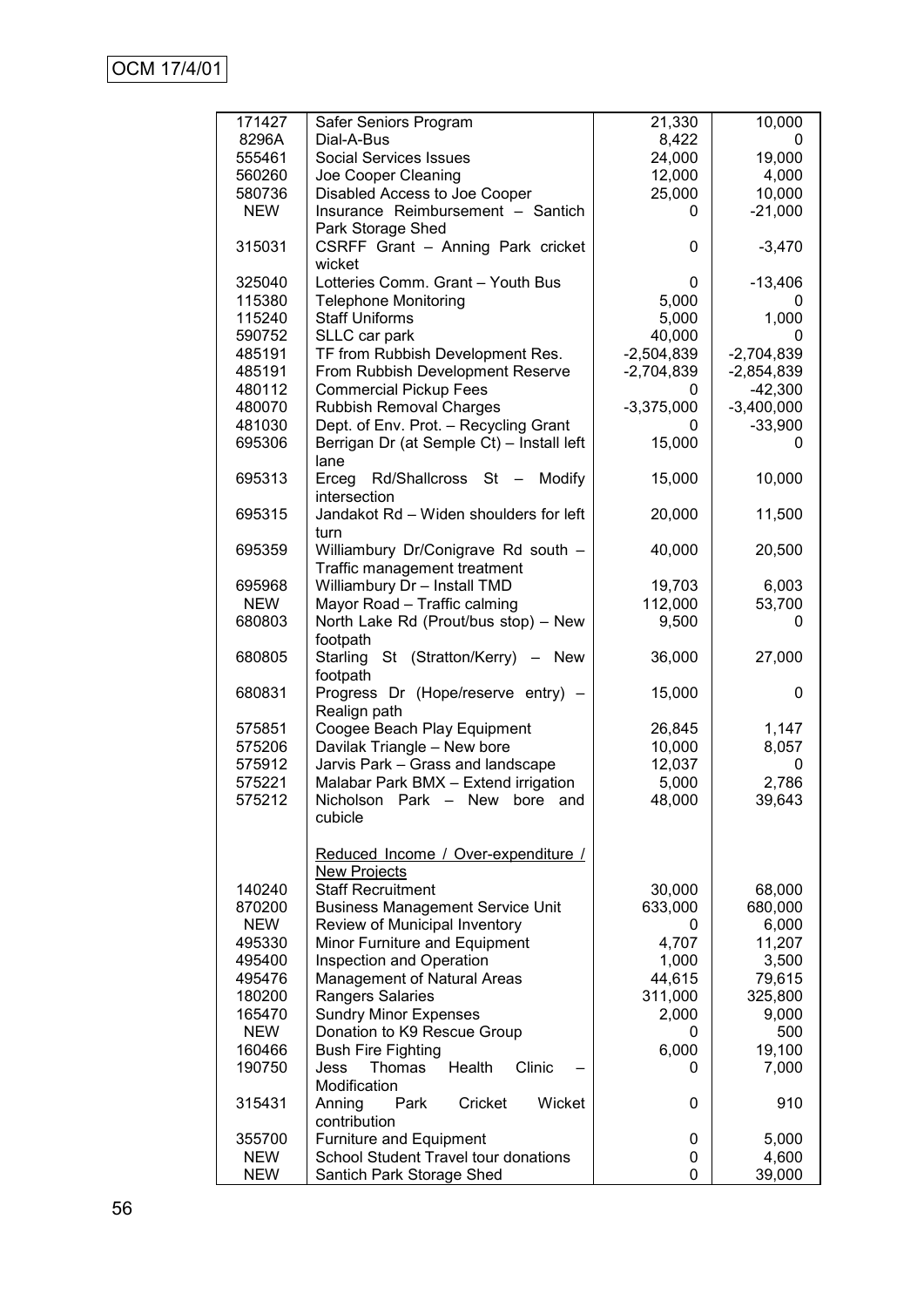| | | | |
|---|---|---|---|
| 171427 | Safer Seniors Program | 21,330 | 10,000 |
| 8296A | Dial-A-Bus | 8,422 | 0 |
| 555461 | Social Services Issues | 24,000 | 19,000 |
| 560260 | Joe Cooper Cleaning | 12,000 | 4,000 |
| 580736 | Disabled Access to Joe Cooper | 25,000 | 10,000 |
| NEW | Insurance Reimbursement – Santich Park Storage Shed | 0 | -21,000 |
| 315031 | CSRFF Grant – Anning Park cricket wicket | 0 | -3,470 |
| 325040 | Lotteries Comm. Grant – Youth Bus | 0 | -13,406 |
| 115380 | Telephone Monitoring | 5,000 | 0 |
| 115240 | Staff Uniforms | 5,000 | 1,000 |
| 590752 | SLLC car park | 40,000 | 0 |
| 485191 | TF from Rubbish Development Res. | -2,504,839 | -2,704,839 |
| 485191 | From Rubbish Development Reserve | -2,704,839 | -2,854,839 |
| 480112 | Commercial Pickup Fees | 0 | -42,300 |
| 480070 | Rubbish Removal Charges | -3,375,000 | -3,400,000 |
| 481030 | Dept. of Env. Prot. – Recycling Grant | 0 | -33,900 |
| 695306 | Berrigan Dr (at Semple Ct) – Install left lane | 15,000 | 0 |
| 695313 | Erceg Rd/Shallcross St – Modify intersection | 15,000 | 10,000 |
| 695315 | Jandakot Rd – Widen shoulders for left turn | 20,000 | 11,500 |
| 695359 | Williambury Dr/Conigrave Rd south – Traffic management treatment | 40,000 | 20,500 |
| 695968 | Williambury Dr – Install TMD | 19,703 | 6,003 |
| NEW | Mayor Road – Traffic calming | 112,000 | 53,700 |
| 680803 | North Lake Rd (Prout/bus stop) – New footpath | 9,500 | 0 |
| 680805 | Starling St (Stratton/Kerry) – New footpath | 36,000 | 27,000 |
| 680831 | Progress Dr (Hope/reserve entry) – Realign path | 15,000 | 0 |
| 575851 | Coogee Beach Play Equipment | 26,845 | 1,147 |
| 575206 | Davilak Triangle – New bore | 10,000 | 8,057 |
| 575912 | Jarvis Park – Grass and landscape | 12,037 | 0 |
| 575221 | Malabar Park BMX – Extend irrigation | 5,000 | 2,786 |
| 575212 | Nicholson Park – New bore and cubicle | 48,000 | 39,643 |
| | <u>Reduced Income / Over-expenditure / New Projects</u> | | |
| 140240 | Staff Recruitment | 30,000 | 68,000 |
| 870200 | Business Management Service Unit | 633,000 | 680,000 |
| NEW | Review of Municipal Inventory | 0 | 6,000 |
| 495330 | Minor Furniture and Equipment | 4,707 | 11,207 |
| 495400 | Inspection and Operation | 1,000 | 3,500 |
| 495476 | Management of Natural Areas | 44,615 | 79,615 |
| 180200 | Rangers Salaries | 311,000 | 325,800 |
| 165470 | Sundry Minor Expenses | 2,000 | 9,000 |
| NEW | Donation to K9 Rescue Group | 0 | 500 |
| 160466 | Bush Fire Fighting | 6,000 | 19,100 |
| 190750 | Jess Thomas Health Clinic – Modification | 0 | 7,000 |
| 315431 | Anning Park Cricket Wicket contribution | 0 | 910 |
| 355700 | Furniture and Equipment | 0 | 5,000 |
| NEW | School Student Travel tour donations | 0 | 4,600 |
| NEW | Santich Park Storage Shed | 0 | 39,000 |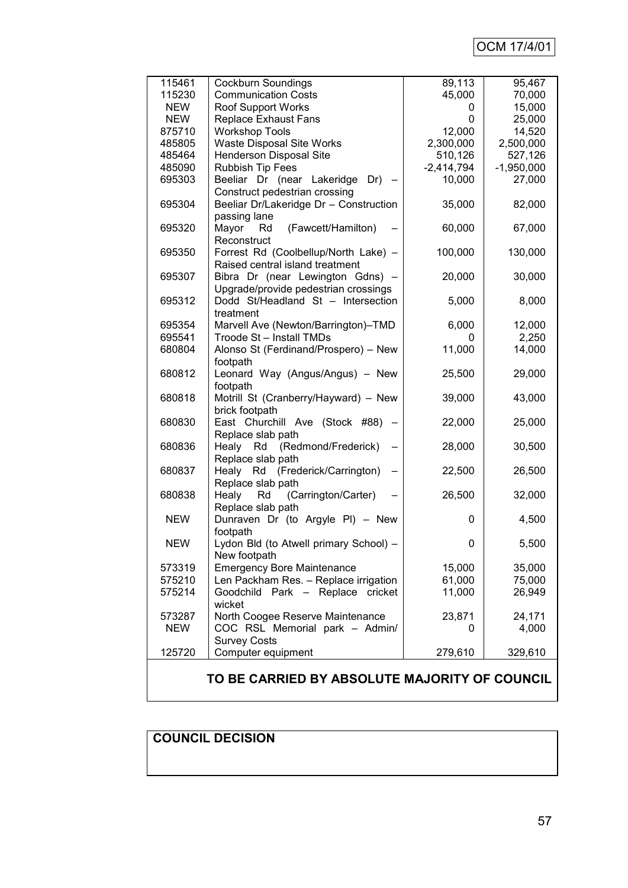| | | | |
|---|---|---|---|
| 115461 | Cockburn Soundings | 89,113 | 95,467 |
| 115230 | Communication Costs | 45,000 | 70,000 |
| NEW | Roof Support Works | 0 | 15,000 |
| NEW | Replace Exhaust Fans | 0 | 25,000 |
| 875710 | Workshop Tools | 12,000 | 14,520 |
| 485805 | Waste Disposal Site Works | 2,300,000 | 2,500,000 |
| 485464 | Henderson Disposal Site | 510,126 | 527,126 |
| 485090 | Rubbish Tip Fees | -2,414,794 | -1,950,000 |
| 695303 | Beeliar Dr (near Lakeridge Dr) – Construct pedestrian crossing | 10,000 | 27,000 |
| 695304 | Beeliar Dr/Lakeridge Dr – Construction passing lane | 35,000 | 82,000 |
| 695320 | Mayor Rd (Fawcett/Hamilton) – Reconstruct | 60,000 | 67,000 |
| 695350 | Forrest Rd (Coolbellup/North Lake) – Raised central island treatment | 100,000 | 130,000 |
| 695307 | Bibra Dr (near Lewington Gdns) – Upgrade/provide pedestrian crossings | 20,000 | 30,000 |
| 695312 | Dodd St/Headland St – Intersection treatment | 5,000 | 8,000 |
| 695354 | Marvell Ave (Newton/Barrington)–TMD | 6,000 | 12,000 |
| 695541 | Troode St – Install TMDs | 0 | 2,250 |
| 680804 | Alonso St (Ferdinand/Prospero) – New footpath | 11,000 | 14,000 |
| 680812 | Leonard Way (Angus/Angus) – New footpath | 25,500 | 29,000 |
| 680818 | Motrill St (Cranberry/Hayward) – New brick footpath | 39,000 | 43,000 |
| 680830 | East Churchill Ave (Stock #88) – Replace slab path | 22,000 | 25,000 |
| 680836 | Healy Rd (Redmond/Frederick) – Replace slab path | 28,000 | 30,500 |
| 680837 | Healy Rd (Frederick/Carrington) – Replace slab path | 22,500 | 26,500 |
| 680838 | Healy Rd (Carrington/Carter) – Replace slab path | 26,500 | 32,000 |
| NEW | Dunraven Dr (to Argyle Pl) – New footpath | 0 | 4,500 |
| NEW | Lydon Bld (to Atwell primary School) – New footpath | 0 | 5,500 |
| 573319 | Emergency Bore Maintenance | 15,000 | 35,000 |
| 575210 | Len Packham Res. – Replace irrigation | 61,000 | 75,000 |
| 575214 | Goodchild Park – Replace cricket wicket | 11,000 | 26,949 |
| 573287 | North Coogee Reserve Maintenance | 23,871 | 24,171 |
| NEW | COC RSL Memorial park – Admin/ Survey Costs | 0 | 4,000 |
| 125720 | Computer equipment | 279,610 | 329,610 |

**TO BE CARRIED BY ABSOLUTE MAJORITY OF COUNCIL**

**COUNCIL DECISION**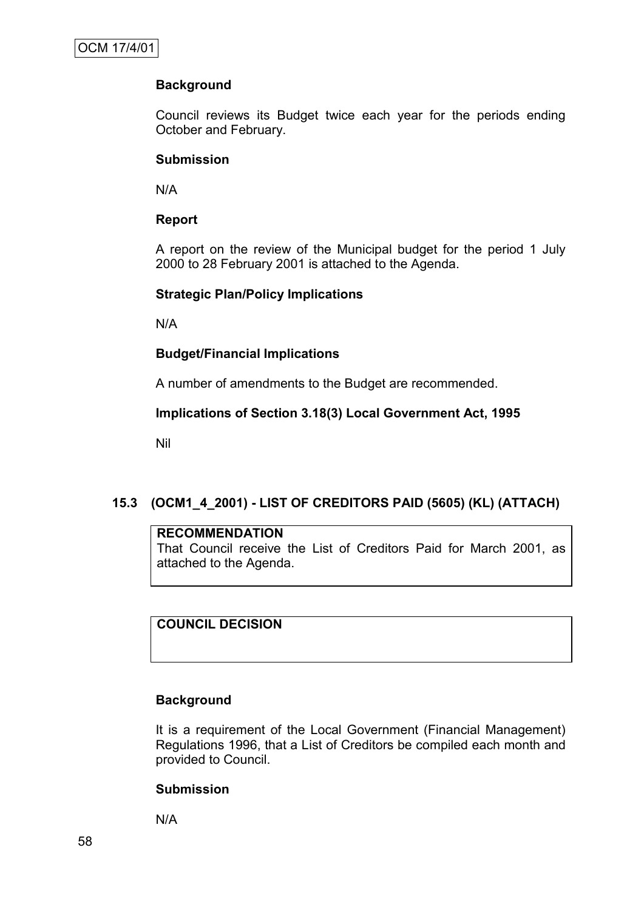**Background**

Council reviews its Budget twice each year for the periods ending October and February.

**Submission**

N/A

**Report**

A report on the review of the Municipal budget for the period 1 July 2000 to 28 February 2001 is attached to the Agenda.

**Strategic Plan/Policy Implications**

N/A

**Budget/Financial Implications**

A number of amendments to the Budget are recommended.

**Implications of Section 3.18(3) Local Government Act, 1995**

Nil

## 15.3 (OCM1_4_2001) - LIST OF CREDITORS PAID (5605) (KL) (ATTACH)

**RECOMMENDATION**
That Council receive the List of Creditors Paid for March 2001, as attached to the Agenda.

**COUNCIL DECISION**

**Background**

It is a requirement of the Local Government (Financial Management) Regulations 1996, that a List of Creditors be compiled each month and provided to Council.

**Submission**

N/A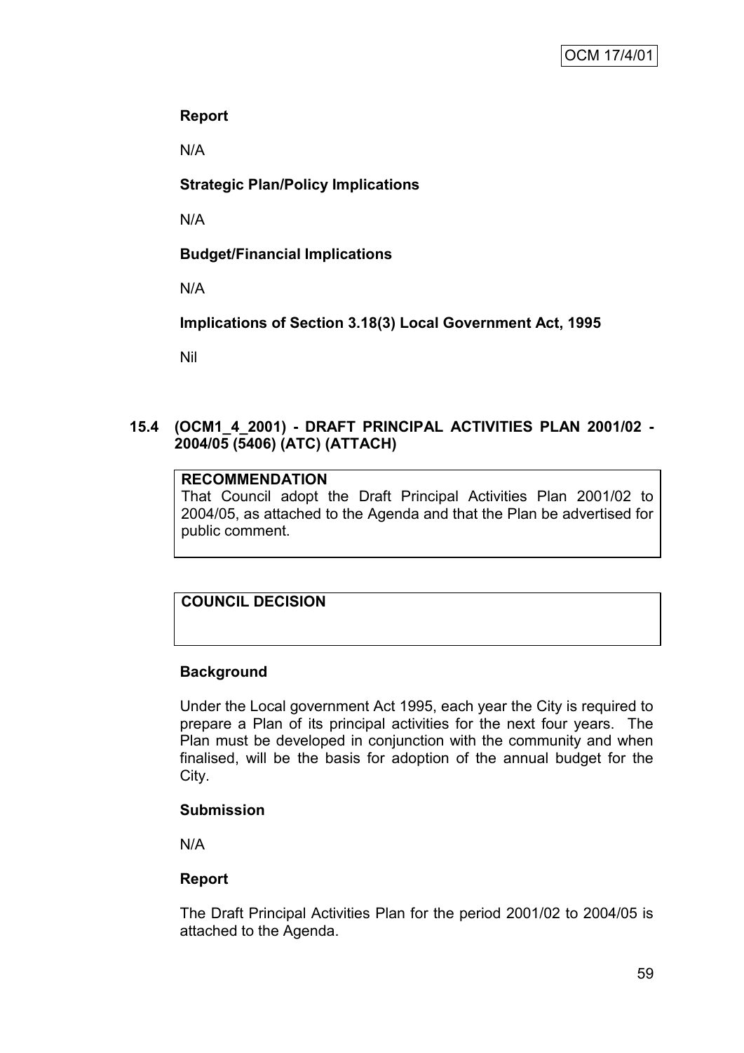**Report**

N/A

**Strategic Plan/Policy Implications**

N/A

**Budget/Financial Implications**

N/A

**Implications of Section 3.18(3) Local Government Act, 1995**

Nil

### 15.4 (OCM1_4_2001) - DRAFT PRINCIPAL ACTIVITIES PLAN 2001/02 - 2004/05 (5406) (ATC) (ATTACH)

| **RECOMMENDATION** |
| --- |
| That Council adopt the Draft Principal Activities Plan 2001/02 to 2004/05, as attached to the Agenda and that the Plan be advertised for public comment. |

| **COUNCIL DECISION** |
| --- |
| |

**Background**

Under the Local government Act 1995, each year the City is required to prepare a Plan of its principal activities for the next four years. The Plan must be developed in conjunction with the community and when finalised, will be the basis for adoption of the annual budget for the City.

**Submission**

N/A

**Report**

The Draft Principal Activities Plan for the period 2001/02 to 2004/05 is attached to the Agenda.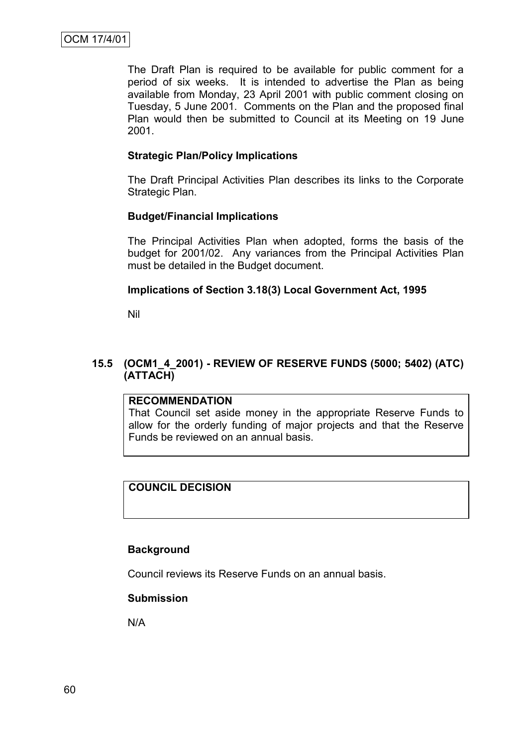The Draft Plan is required to be available for public comment for a period of six weeks. It is intended to advertise the Plan as being available from Monday, 23 April 2001 with public comment closing on Tuesday, 5 June 2001. Comments on the Plan and the proposed final Plan would then be submitted to Council at its Meeting on 19 June 2001.

**Strategic Plan/Policy Implications**

The Draft Principal Activities Plan describes its links to the Corporate Strategic Plan.

**Budget/Financial Implications**

The Principal Activities Plan when adopted, forms the basis of the budget for 2001/02. Any variances from the Principal Activities Plan must be detailed in the Budget document.

**Implications of Section 3.18(3) Local Government Act, 1995**

Nil

## 15.5 (OCM1_4_2001) - REVIEW OF RESERVE FUNDS (5000; 5402) (ATC) (ATTACH)

**RECOMMENDATION**

That Council set aside money in the appropriate Reserve Funds to allow for the orderly funding of major projects and that the Reserve Funds be reviewed on an annual basis.

**COUNCIL DECISION**

**Background**

Council reviews its Reserve Funds on an annual basis.

**Submission**

N/A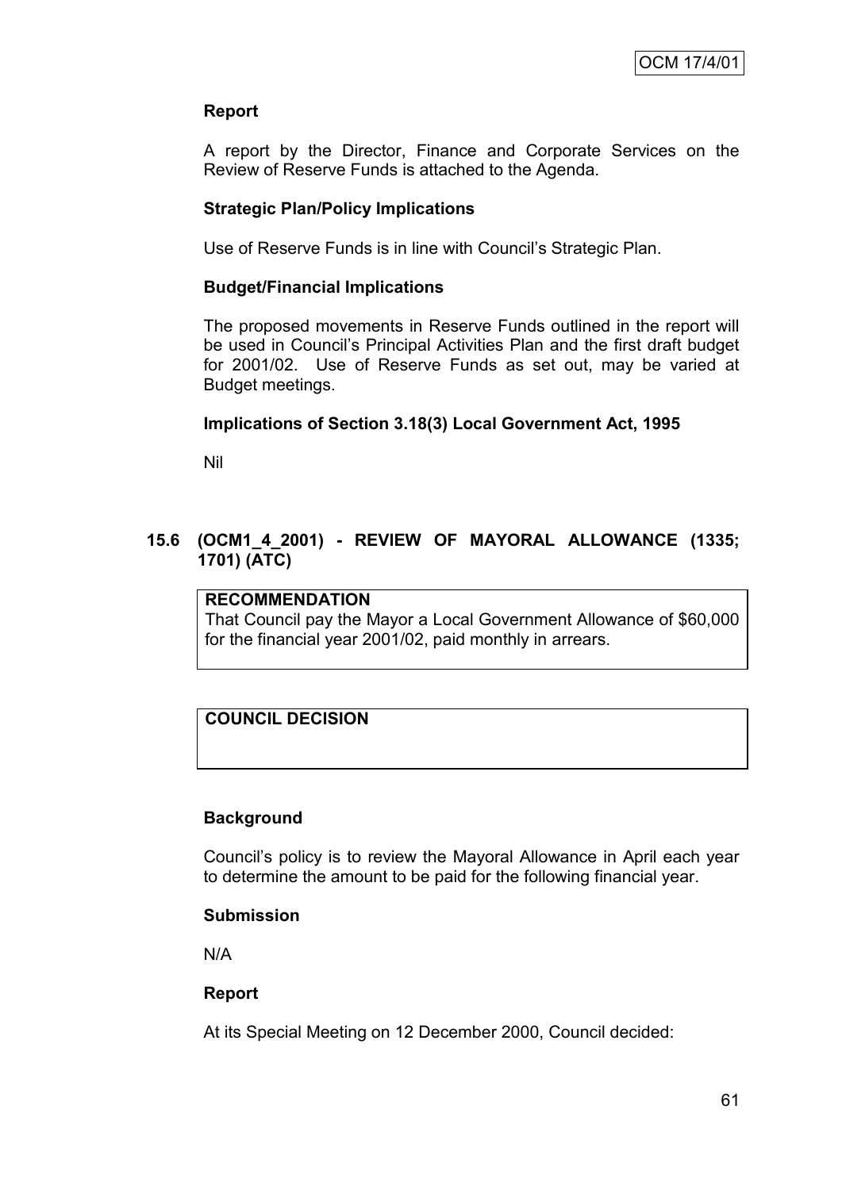**Report**

A report by the Director, Finance and Corporate Services on the Review of Reserve Funds is attached to the Agenda.

**Strategic Plan/Policy Implications**

Use of Reserve Funds is in line with Council's Strategic Plan.

**Budget/Financial Implications**

The proposed movements in Reserve Funds outlined in the report will be used in Council's Principal Activities Plan and the first draft budget for 2001/02. Use of Reserve Funds as set out, may be varied at Budget meetings.

**Implications of Section 3.18(3) Local Government Act, 1995**

Nil

## 15.6 (OCM1_4_2001) - REVIEW OF MAYORAL ALLOWANCE (1335; 1701) (ATC)

**RECOMMENDATION**

That Council pay the Mayor a Local Government Allowance of $60,000 for the financial year 2001/02, paid monthly in arrears.

**COUNCIL DECISION**

**Background**

Council's policy is to review the Mayoral Allowance in April each year to determine the amount to be paid for the following financial year.

**Submission**

N/A

**Report**

At its Special Meeting on 12 December 2000, Council decided: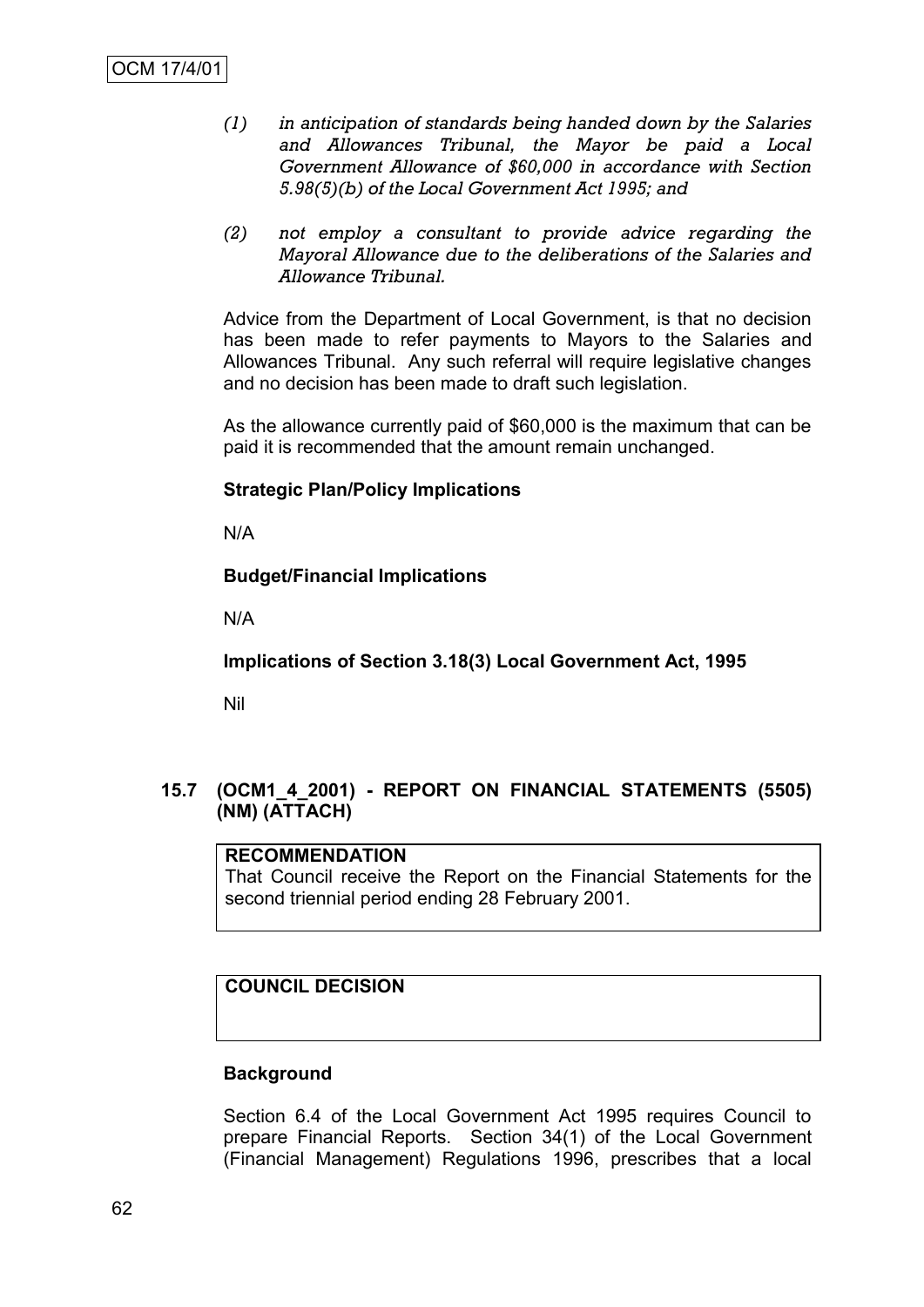*(1) in anticipation of standards being handed down by the Salaries and Allowances Tribunal, the Mayor be paid a Local Government Allowance of $60,000 in accordance with Section 5.98(5)(b) of the Local Government Act 1995; and*

*(2) not employ a consultant to provide advice regarding the Mayoral Allowance due to the deliberations of the Salaries and Allowance Tribunal.*

Advice from the Department of Local Government, is that no decision has been made to refer payments to Mayors to the Salaries and Allowances Tribunal. Any such referral will require legislative changes and no decision has been made to draft such legislation.

As the allowance currently paid of $60,000 is the maximum that can be paid it is recommended that the amount remain unchanged.

**Strategic Plan/Policy Implications**

N/A

**Budget/Financial Implications**

N/A

**Implications of Section 3.18(3) Local Government Act, 1995**

Nil

## 15.7 (OCM1_4_2001) - REPORT ON FINANCIAL STATEMENTS (5505) (NM) (ATTACH)

| **RECOMMENDATION** |
|---|
| That Council receive the Report on the Financial Statements for the second triennial period ending 28 February 2001. |

| **COUNCIL DECISION** |
|---|
| |

**Background**

Section 6.4 of the Local Government Act 1995 requires Council to prepare Financial Reports. Section 34(1) of the Local Government (Financial Management) Regulations 1996, prescribes that a local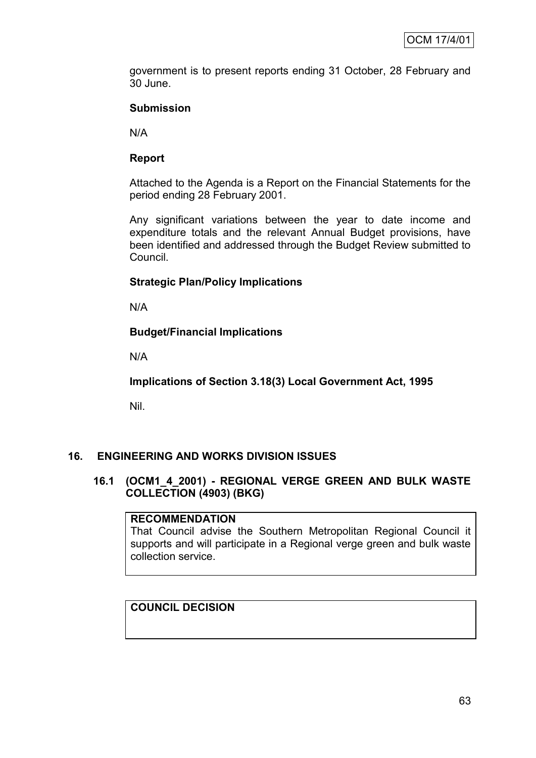government is to present reports ending 31 October, 28 February and 30 June.

**Submission**

N/A

**Report**

Attached to the Agenda is a Report on the Financial Statements for the period ending 28 February 2001.

Any significant variations between the year to date income and expenditure totals and the relevant Annual Budget provisions, have been identified and addressed through the Budget Review submitted to Council.

**Strategic Plan/Policy Implications**

N/A

**Budget/Financial Implications**

N/A

**Implications of Section 3.18(3) Local Government Act, 1995**

Nil.

## 16. ENGINEERING AND WORKS DIVISION ISSUES

### 16.1 (OCM1_4_2001) - REGIONAL VERGE GREEN AND BULK WASTE COLLECTION (4903) (BKG)

| **RECOMMENDATION** |
| --- |
| That Council advise the Southern Metropolitan Regional Council it supports and will participate in a Regional verge green and bulk waste collection service. |

| **COUNCIL DECISION** |
| --- |
| |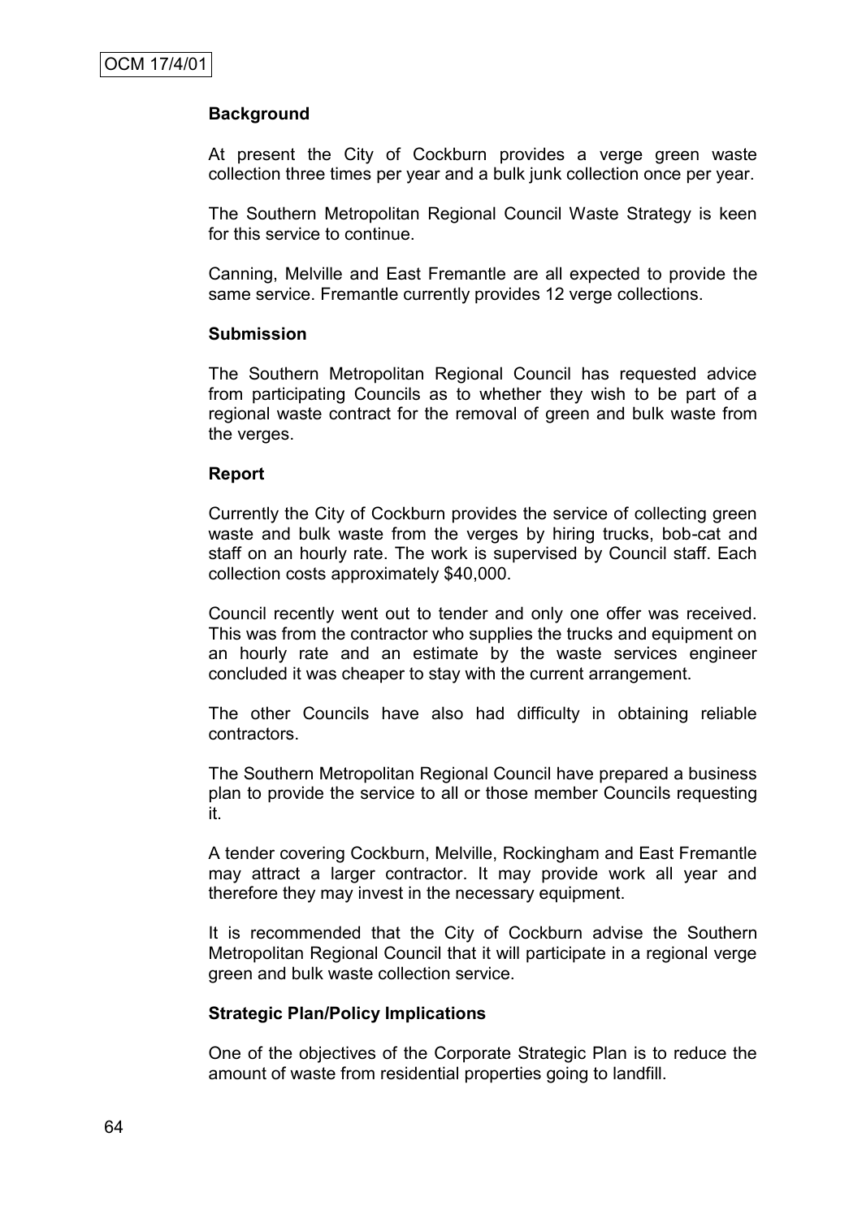OCM 17/4/01

**Background**

At present the City of Cockburn provides a verge green waste collection three times per year and a bulk junk collection once per year.

The Southern Metropolitan Regional Council Waste Strategy is keen for this service to continue.

Canning, Melville and East Fremantle are all expected to provide the same service. Fremantle currently provides 12 verge collections.

**Submission**

The Southern Metropolitan Regional Council has requested advice from participating Councils as to whether they wish to be part of a regional waste contract for the removal of green and bulk waste from the verges.

**Report**

Currently the City of Cockburn provides the service of collecting green waste and bulk waste from the verges by hiring trucks, bob-cat and staff on an hourly rate. The work is supervised by Council staff. Each collection costs approximately $40,000.

Council recently went out to tender and only one offer was received. This was from the contractor who supplies the trucks and equipment on an hourly rate and an estimate by the waste services engineer concluded it was cheaper to stay with the current arrangement.

The other Councils have also had difficulty in obtaining reliable contractors.

The Southern Metropolitan Regional Council have prepared a business plan to provide the service to all or those member Councils requesting it.

A tender covering Cockburn, Melville, Rockingham and East Fremantle may attract a larger contractor. It may provide work all year and therefore they may invest in the necessary equipment.

It is recommended that the City of Cockburn advise the Southern Metropolitan Regional Council that it will participate in a regional verge green and bulk waste collection service.

**Strategic Plan/Policy Implications**

One of the objectives of the Corporate Strategic Plan is to reduce the amount of waste from residential properties going to landfill.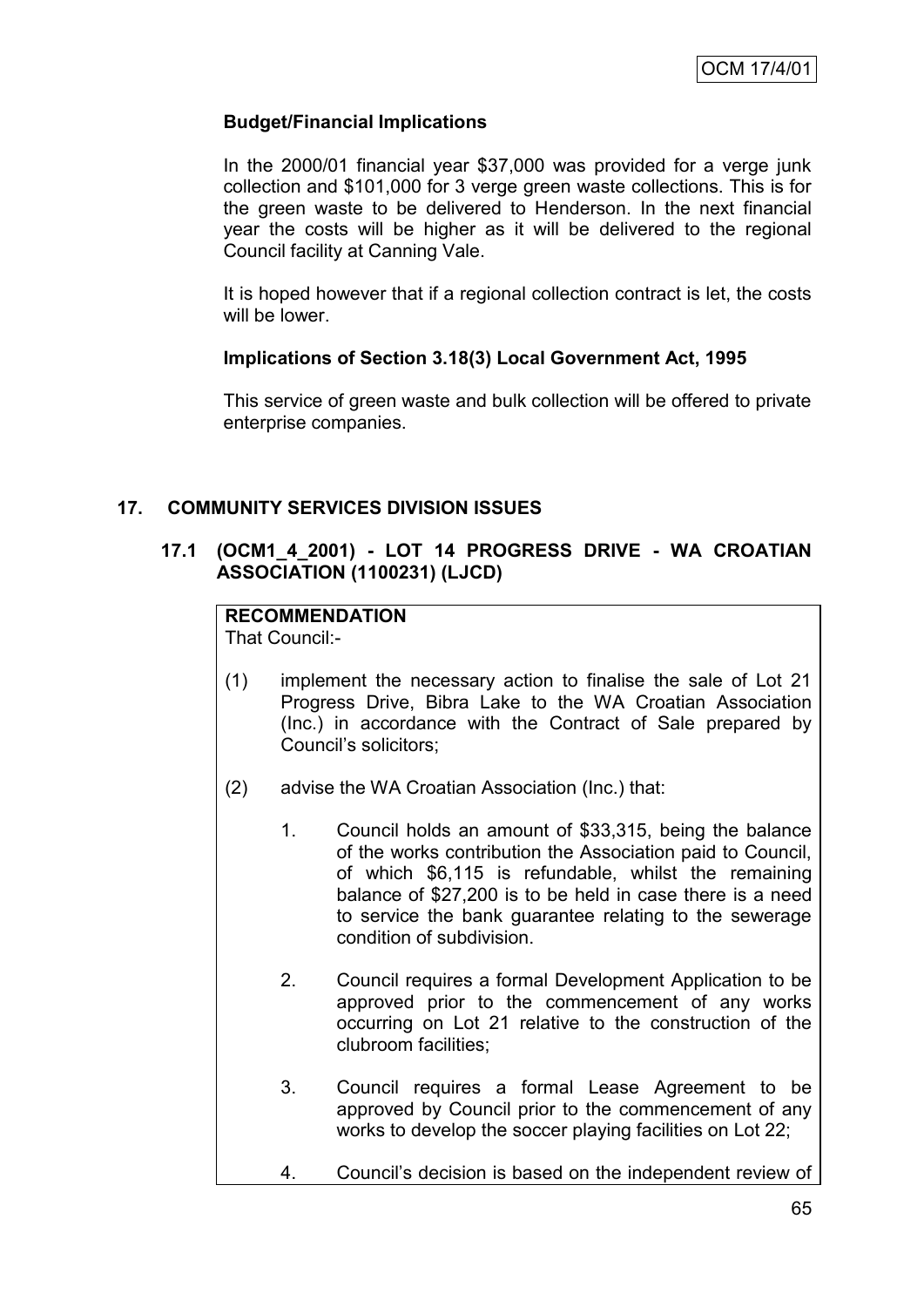### Budget/Financial Implications

In the 2000/01 financial year $37,000 was provided for a verge junk collection and $101,000 for 3 verge green waste collections. This is for the green waste to be delivered to Henderson. In the next financial year the costs will be higher as it will be delivered to the regional Council facility at Canning Vale.

It is hoped however that if a regional collection contract is let, the costs will be lower.

### Implications of Section 3.18(3) Local Government Act, 1995

This service of green waste and bulk collection will be offered to private enterprise companies.

## 17. COMMUNITY SERVICES DIVISION ISSUES

### 17.1 (OCM1_4_2001) - LOT 14 PROGRESS DRIVE - WA CROATIAN ASSOCIATION (1100231) (LJCD)

**RECOMMENDATION**
That Council:-

(1) implement the necessary action to finalise the sale of Lot 21 Progress Drive, Bibra Lake to the WA Croatian Association (Inc.) in accordance with the Contract of Sale prepared by Council's solicitors;

(2) advise the WA Croatian Association (Inc.) that:

1. Council holds an amount of $33,315, being the balance of the works contribution the Association paid to Council, of which $6,115 is refundable, whilst the remaining balance of $27,200 is to be held in case there is a need to service the bank guarantee relating to the sewerage condition of subdivision.

2. Council requires a formal Development Application to be approved prior to the commencement of any works occurring on Lot 21 relative to the construction of the clubroom facilities;

3. Council requires a formal Lease Agreement to be approved by Council prior to the commencement of any works to develop the soccer playing facilities on Lot 22;

4. Council's decision is based on the independent review of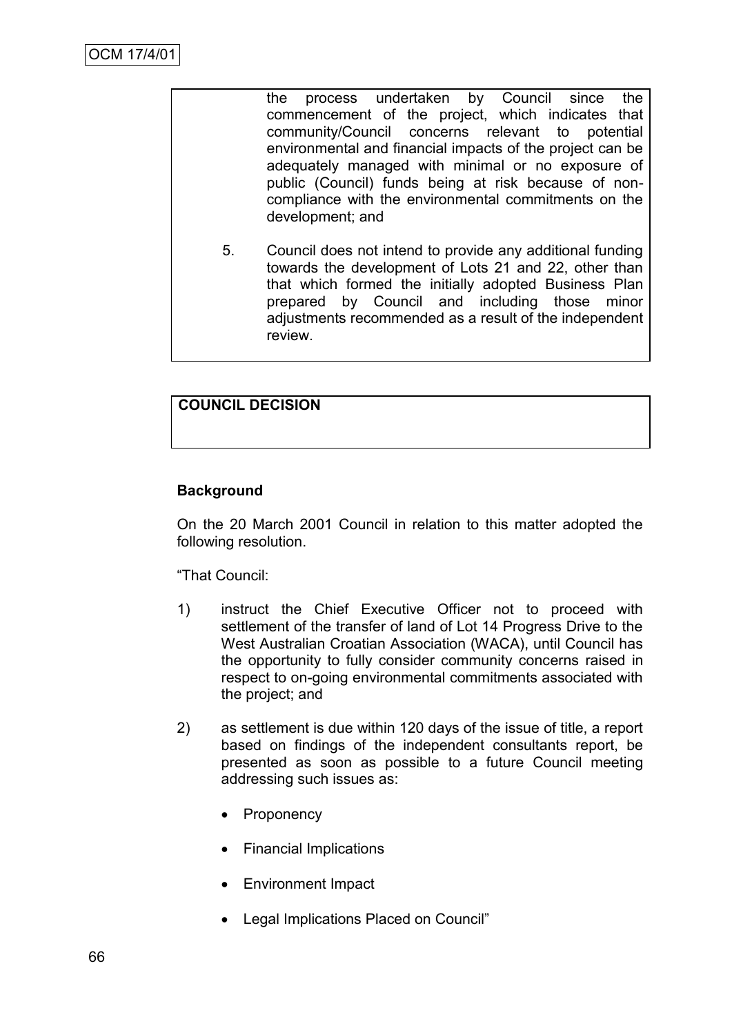the process undertaken by Council since the commencement of the project, which indicates that community/Council concerns relevant to potential environmental and financial impacts of the project can be adequately managed with minimal or no exposure of public (Council) funds being at risk because of non-compliance with the environmental commitments on the development; and

5. Council does not intend to provide any additional funding towards the development of Lots 21 and 22, other than that which formed the initially adopted Business Plan prepared by Council and including those minor adjustments recommended as a result of the independent review.

**COUNCIL DECISION**

**Background**

On the 20 March 2001 Council in relation to this matter adopted the following resolution.

"That Council:

1) instruct the Chief Executive Officer not to proceed with settlement of the transfer of land of Lot 14 Progress Drive to the West Australian Croatian Association (WACA), until Council has the opportunity to fully consider community concerns raised in respect to on-going environmental commitments associated with the project; and

2) as settlement is due within 120 days of the issue of title, a report based on findings of the independent consultants report, be presented as soon as possible to a future Council meeting addressing such issues as:

   - Proponency
   - Financial Implications
   - Environment Impact
   - Legal Implications Placed on Council"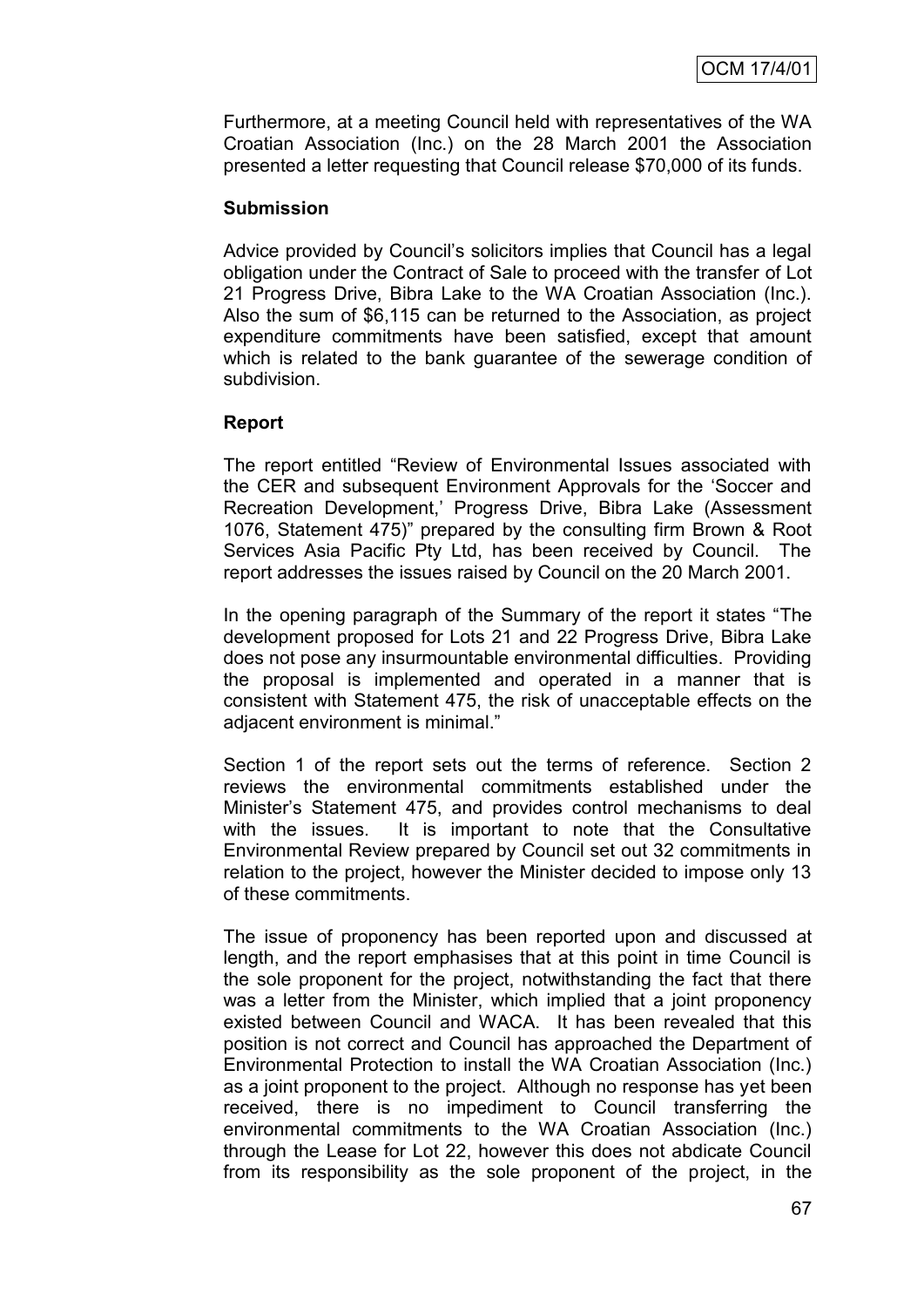Furthermore, at a meeting Council held with representatives of the WA Croatian Association (Inc.) on the 28 March 2001 the Association presented a letter requesting that Council release $70,000 of its funds.

**Submission**

Advice provided by Council's solicitors implies that Council has a legal obligation under the Contract of Sale to proceed with the transfer of Lot 21 Progress Drive, Bibra Lake to the WA Croatian Association (Inc.). Also the sum of $6,115 can be returned to the Association, as project expenditure commitments have been satisfied, except that amount which is related to the bank guarantee of the sewerage condition of subdivision.

**Report**

The report entitled "Review of Environmental Issues associated with the CER and subsequent Environment Approvals for the 'Soccer and Recreation Development,' Progress Drive, Bibra Lake (Assessment 1076, Statement 475)" prepared by the consulting firm Brown & Root Services Asia Pacific Pty Ltd, has been received by Council. The report addresses the issues raised by Council on the 20 March 2001.

In the opening paragraph of the Summary of the report it states "The development proposed for Lots 21 and 22 Progress Drive, Bibra Lake does not pose any insurmountable environmental difficulties. Providing the proposal is implemented and operated in a manner that is consistent with Statement 475, the risk of unacceptable effects on the adjacent environment is minimal."

Section 1 of the report sets out the terms of reference. Section 2 reviews the environmental commitments established under the Minister's Statement 475, and provides control mechanisms to deal with the issues. It is important to note that the Consultative Environmental Review prepared by Council set out 32 commitments in relation to the project, however the Minister decided to impose only 13 of these commitments.

The issue of proponency has been reported upon and discussed at length, and the report emphasises that at this point in time Council is the sole proponent for the project, notwithstanding the fact that there was a letter from the Minister, which implied that a joint proponency existed between Council and WACA. It has been revealed that this position is not correct and Council has approached the Department of Environmental Protection to install the WA Croatian Association (Inc.) as a joint proponent to the project. Although no response has yet been received, there is no impediment to Council transferring the environmental commitments to the WA Croatian Association (Inc.) through the Lease for Lot 22, however this does not abdicate Council from its responsibility as the sole proponent of the project, in the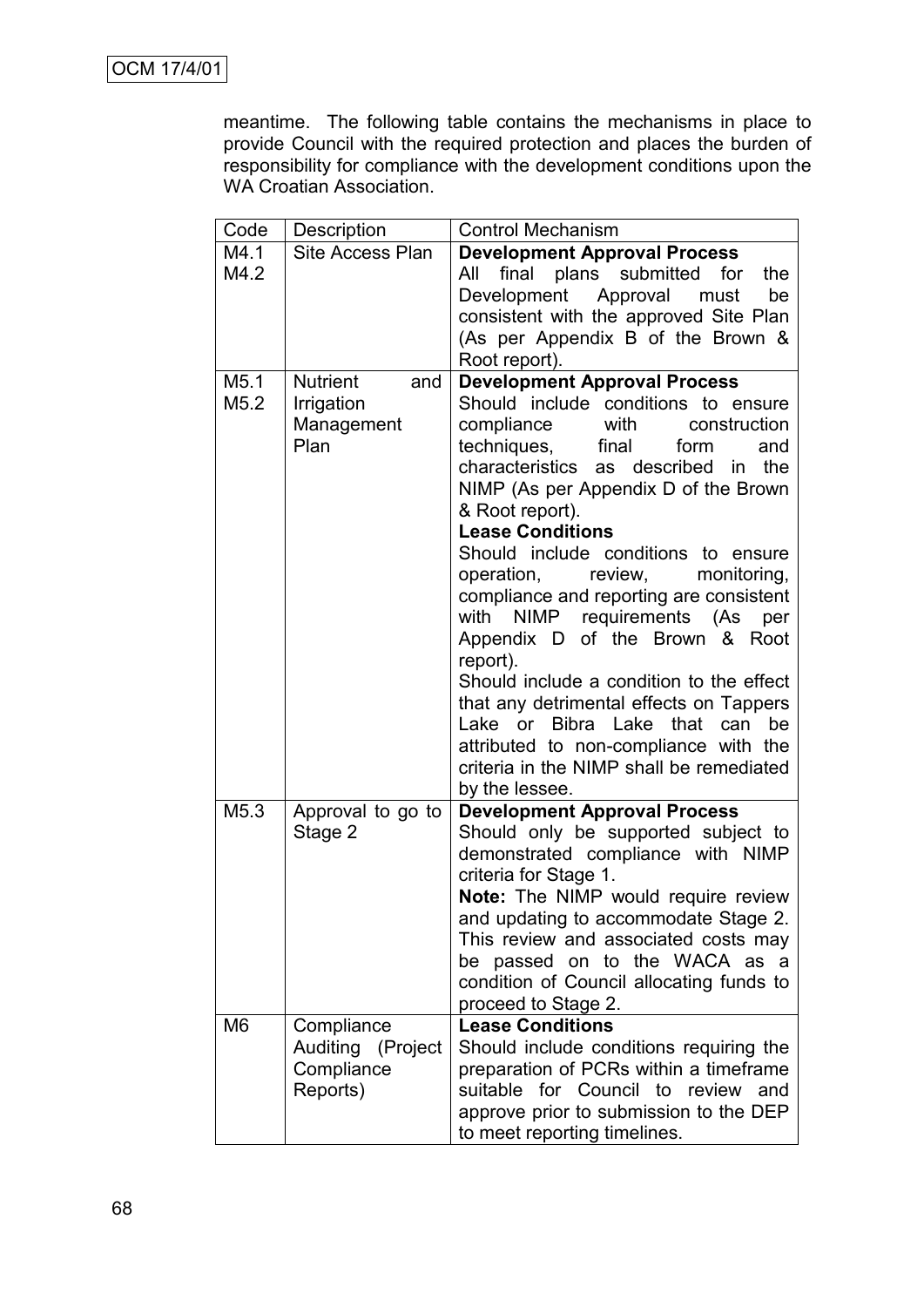meantime. The following table contains the mechanisms in place to provide Council with the required protection and places the burden of responsibility for compliance with the development conditions upon the WA Croatian Association.

| Code | Description | Control Mechanism |
|---|---|---|
| M4.1 M4.2 | Site Access Plan | **Development Approval Process** All final plans submitted for the Development Approval must be consistent with the approved Site Plan (As per Appendix B of the Brown & Root report). |
| M5.1 M5.2 | Nutrient and Irrigation Management Plan | **Development Approval Process** Should include conditions to ensure compliance with construction techniques, final form and characteristics as described in the NIMP (As per Appendix D of the Brown & Root report). **Lease Conditions** Should include conditions to ensure operation, review, monitoring, compliance and reporting are consistent with NIMP requirements (As per Appendix D of the Brown & Root report). Should include a condition to the effect that any detrimental effects on Tappers Lake or Bibra Lake that can be attributed to non-compliance with the criteria in the NIMP shall be remediated by the lessee. |
| M5.3 | Approval to go to Stage 2 | **Development Approval Process** Should only be supported subject to demonstrated compliance with NIMP criteria for Stage 1. **Note:** The NIMP would require review and updating to accommodate Stage 2. This review and associated costs may be passed on to the WACA as a condition of Council allocating funds to proceed to Stage 2. |
| M6 | Compliance Auditing (Project Compliance Reports) | **Lease Conditions** Should include conditions requiring the preparation of PCRs within a timeframe suitable for Council to review and approve prior to submission to the DEP to meet reporting timelines. |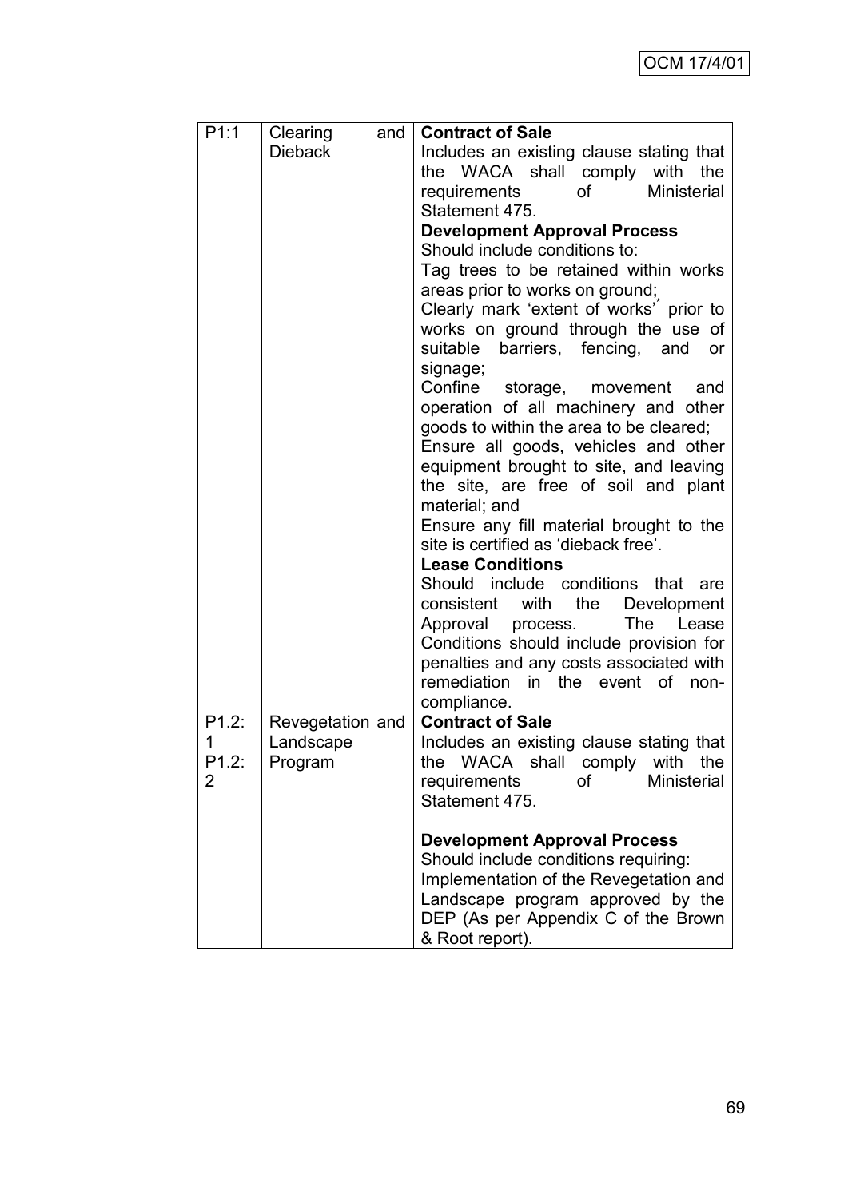| | | |
|---|---|---|
| P1:1 | Clearing and Dieback | **Contract of Sale**<br>Includes an existing clause stating that the WACA shall comply with the requirements of Ministerial Statement 475.<br>**Development Approval Process**<br>Should include conditions to:<br>Tag trees to be retained within works areas prior to works on ground;<br>Clearly mark 'extent of works'* prior to works on ground through the use of suitable barriers, fencing, and or signage;<br>Confine storage, movement and operation of all machinery and other goods to within the area to be cleared;<br>Ensure all goods, vehicles and other equipment brought to site, and leaving the site, are free of soil and plant material; and<br>Ensure any fill material brought to the site is certified as 'dieback free'.<br>**Lease Conditions**<br>Should include conditions that are consistent with the Development Approval process. The Lease Conditions should include provision for penalties and any costs associated with remediation in the event of non-compliance. |
| P1.2:1<br>P1.2:2 | Revegetation and Landscape Program | **Contract of Sale**<br>Includes an existing clause stating that the WACA shall comply with the requirements of Ministerial Statement 475.<br><br>**Development Approval Process**<br>Should include conditions requiring:<br>Implementation of the Revegetation and Landscape program approved by the DEP (As per Appendix C of the Brown & Root report). |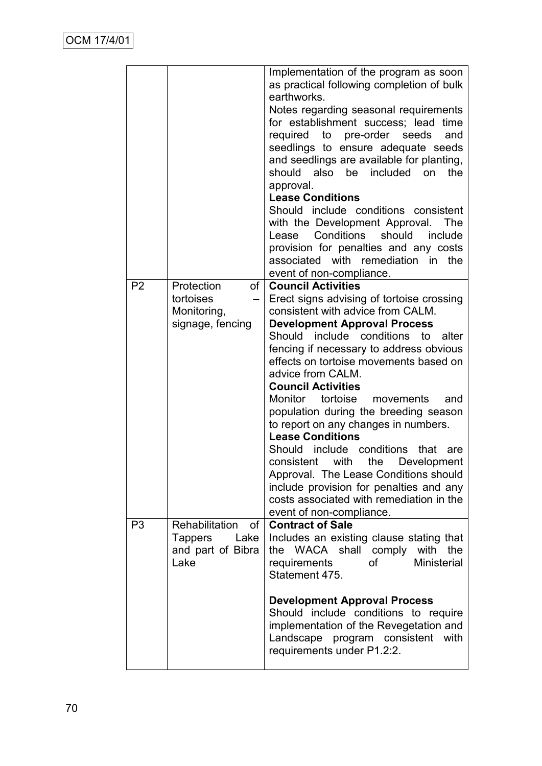| | | |
|---|---|---|
| | | Implementation of the program as soon as practical following completion of bulk earthworks.<br>Notes regarding seasonal requirements for establishment success; lead time required to pre-order seeds and seedlings to ensure adequate seeds and seedlings are available for planting, should also be included on the approval.<br>**Lease Conditions**<br>Should include conditions consistent with the Development Approval. The Lease Conditions should include provision for penalties and any costs associated with remediation in the event of non-compliance. |
| P2 | Protection of tortoises – Monitoring, signage, fencing | **Council Activities**<br>Erect signs advising of tortoise crossing consistent with advice from CALM.<br>**Development Approval Process**<br>Should include conditions to alter fencing if necessary to address obvious effects on tortoise movements based on advice from CALM.<br>**Council Activities**<br>Monitor tortoise movements and population during the breeding season to report on any changes in numbers.<br>**Lease Conditions**<br>Should include conditions that are consistent with the Development Approval. The Lease Conditions should include provision for penalties and any costs associated with remediation in the event of non-compliance. |
| P3 | Rehabilitation of Tappers Lake and part of Bibra Lake | **Contract of Sale**<br>Includes an existing clause stating that the WACA shall comply with the requirements of Ministerial Statement 475.<br><br>**Development Approval Process**<br>Should include conditions to require implementation of the Revegetation and Landscape program consistent with requirements under P1.2:2. |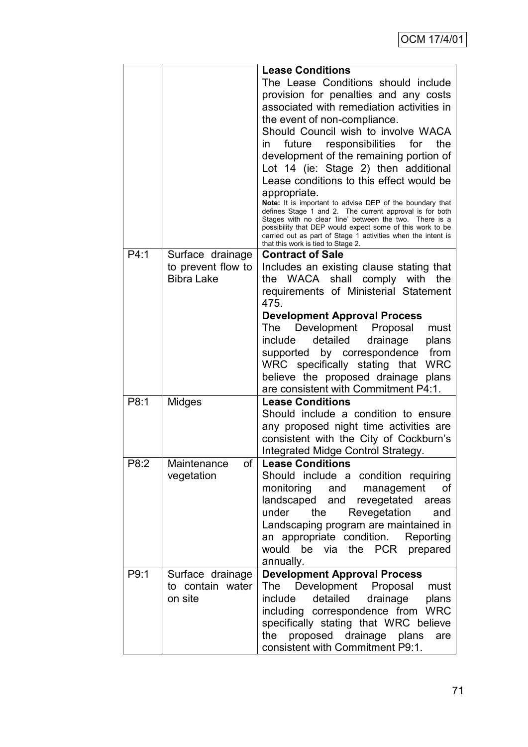| | | |
|---|---|---|
| | | **Lease Conditions**<br>The Lease Conditions should include provision for penalties and any costs associated with remediation activities in the event of non-compliance.<br>Should Council wish to involve WACA in future responsibilities for the development of the remaining portion of Lot 14 (ie: Stage 2) then additional Lease conditions to this effect would be appropriate.<br>**Note:** It is important to advise DEP of the boundary that defines Stage 1 and 2. The current approval is for both Stages with no clear 'line' between the two. There is a possibility that DEP would expect some of this work to be carried out as part of Stage 1 activities when the intent is that this work is tied to Stage 2. |
| P4:1 | Surface drainage to prevent flow to Bibra Lake | **Contract of Sale**<br>Includes an existing clause stating that the WACA shall comply with the requirements of Ministerial Statement 475.<br>**Development Approval Process**<br>The Development Proposal must include detailed drainage plans supported by correspondence from WRC specifically stating that WRC believe the proposed drainage plans are consistent with Commitment P4:1. |
| P8:1 | Midges | **Lease Conditions**<br>Should include a condition to ensure any proposed night time activities are consistent with the City of Cockburn's Integrated Midge Control Strategy. |
| P8:2 | Maintenance of vegetation | **Lease Conditions**<br>Should include a condition requiring monitoring and management of landscaped and revegetated areas under the Revegetation and Landscaping program are maintained in an appropriate condition. Reporting would be via the PCR prepared annually. |
| P9:1 | Surface drainage to contain water on site | **Development Approval Process**<br>The Development Proposal must include detailed drainage plans including correspondence from WRC specifically stating that WRC believe the proposed drainage plans are consistent with Commitment P9:1. |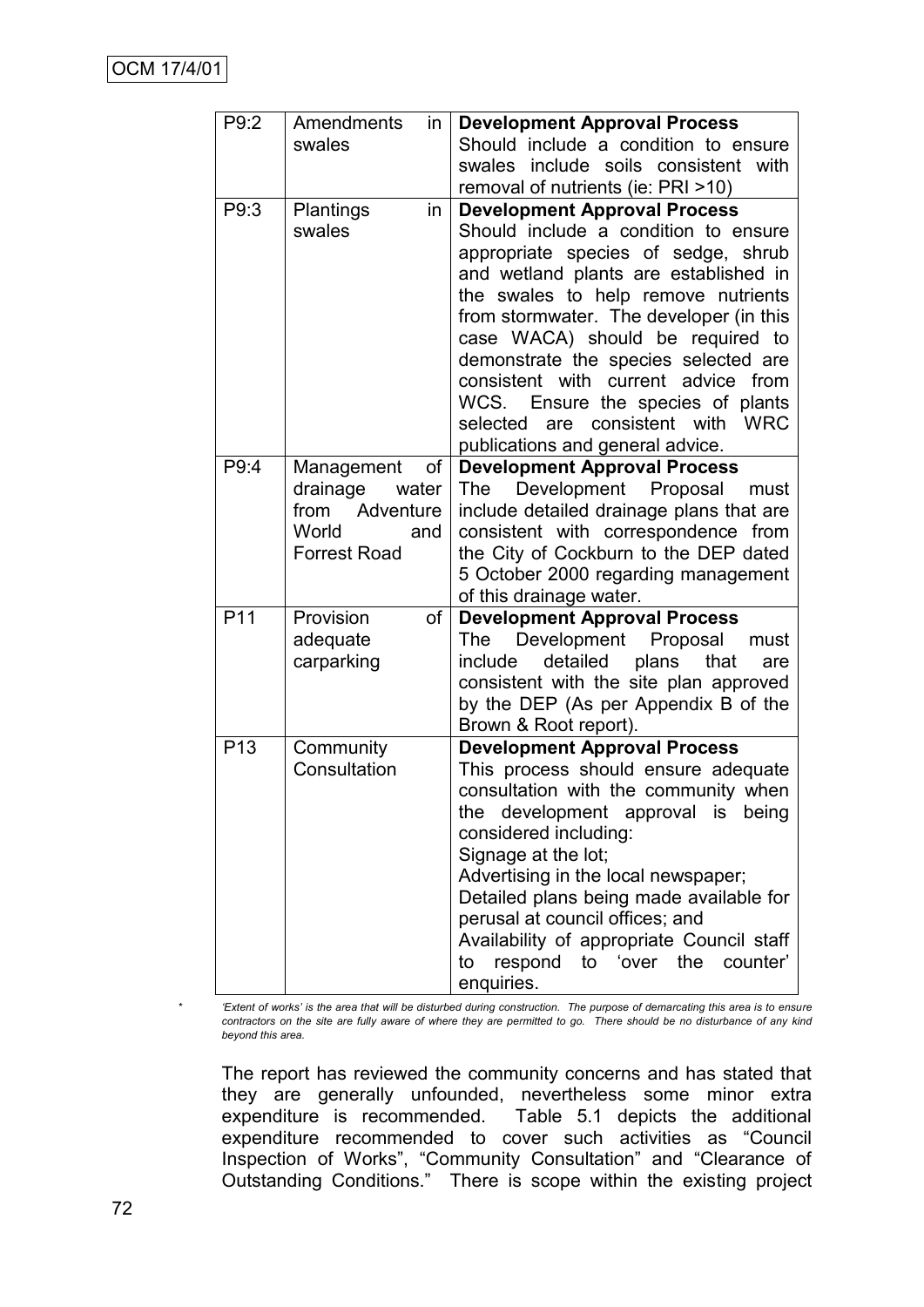| P9:2 | Amendments in swales | **Development Approval Process**<br>Should include a condition to ensure swales include soils consistent with removal of nutrients (ie: PRI >10) |
|---|---|---|
| P9:3 | Plantings in swales | **Development Approval Process**<br>Should include a condition to ensure appropriate species of sedge, shrub and wetland plants are established in the swales to help remove nutrients from stormwater. The developer (in this case WACA) should be required to demonstrate the species selected are consistent with current advice from WCS. Ensure the species of plants selected are consistent with WRC publications and general advice. |
| P9:4 | Management of drainage water from Adventure World and Forrest Road | **Development Approval Process**<br>The Development Proposal must include detailed drainage plans that are consistent with correspondence from the City of Cockburn to the DEP dated 5 October 2000 regarding management of this drainage water. |
| P11 | Provision of adequate carparking | **Development Approval Process**<br>The Development Proposal must include detailed plans that are consistent with the site plan approved by the DEP (As per Appendix B of the Brown & Root report). |
| P13 | Community Consultation | **Development Approval Process**<br>This process should ensure adequate consultation with the community when the development approval is being considered including:<br>Signage at the lot;<br>Advertising in the local newspaper;<br>Detailed plans being made available for perusal at council offices; and<br>Availability of appropriate Council staff to respond to 'over the counter' enquiries. |

\* *'Extent of works' is the area that will be disturbed during construction. The purpose of demarcating this area is to ensure contractors on the site are fully aware of where they are permitted to go. There should be no disturbance of any kind beyond this area.*

The report has reviewed the community concerns and has stated that they are generally unfounded, nevertheless some minor extra expenditure is recommended. Table 5.1 depicts the additional expenditure recommended to cover such activities as "Council Inspection of Works", "Community Consultation" and "Clearance of Outstanding Conditions." There is scope within the existing project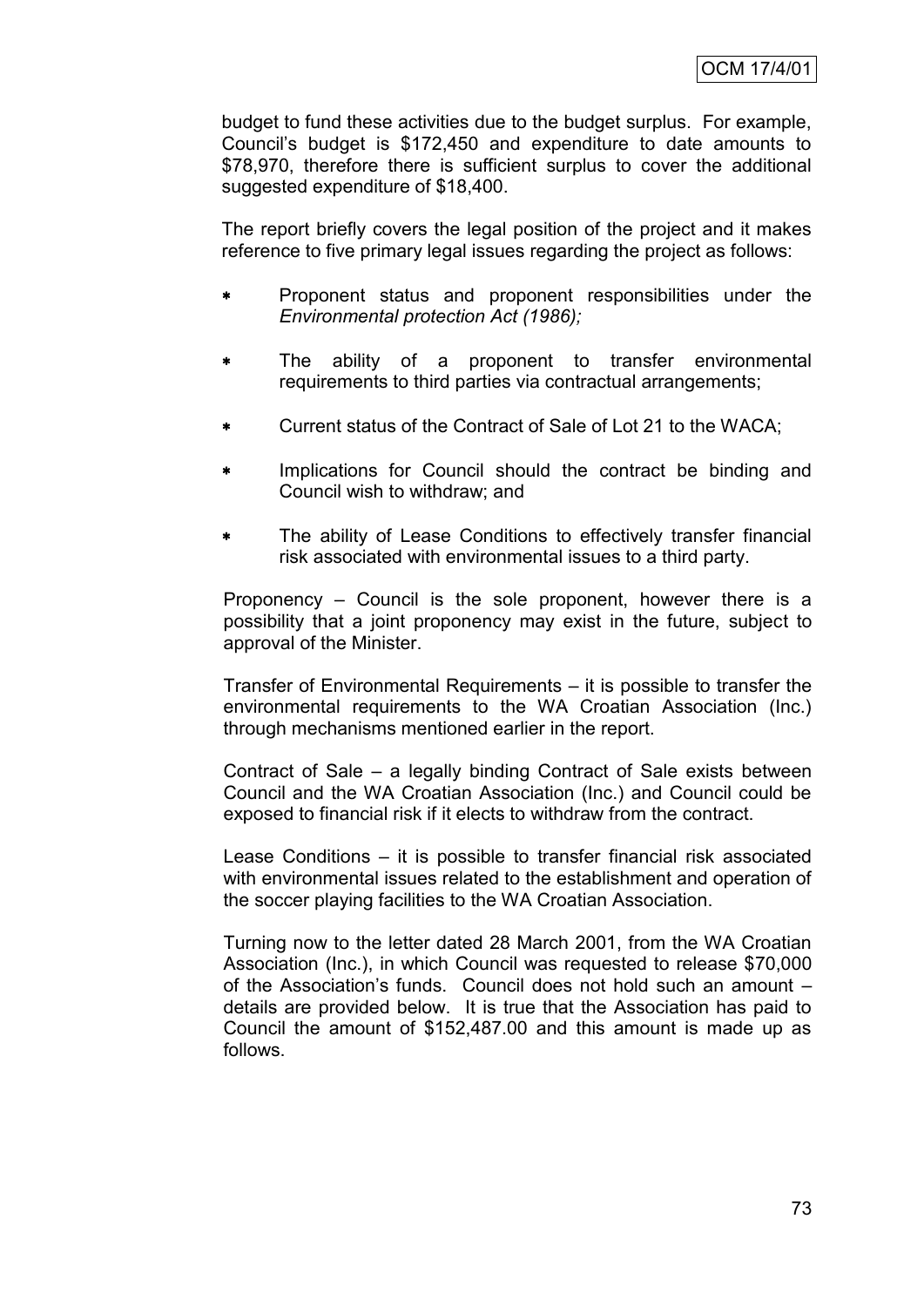budget to fund these activities due to the budget surplus. For example, Council's budget is $172,450 and expenditure to date amounts to $78,970, therefore there is sufficient surplus to cover the additional suggested expenditure of $18,400.

The report briefly covers the legal position of the project and it makes reference to five primary legal issues regarding the project as follows:

- Proponent status and proponent responsibilities under the *Environmental protection Act (1986);*
- The ability of a proponent to transfer environmental requirements to third parties via contractual arrangements;
- Current status of the Contract of Sale of Lot 21 to the WACA;
- Implications for Council should the contract be binding and Council wish to withdraw; and
- The ability of Lease Conditions to effectively transfer financial risk associated with environmental issues to a third party.

Proponency – Council is the sole proponent, however there is a possibility that a joint proponency may exist in the future, subject to approval of the Minister.

Transfer of Environmental Requirements – it is possible to transfer the environmental requirements to the WA Croatian Association (Inc.) through mechanisms mentioned earlier in the report.

Contract of Sale – a legally binding Contract of Sale exists between Council and the WA Croatian Association (Inc.) and Council could be exposed to financial risk if it elects to withdraw from the contract.

Lease Conditions – it is possible to transfer financial risk associated with environmental issues related to the establishment and operation of the soccer playing facilities to the WA Croatian Association.

Turning now to the letter dated 28 March 2001, from the WA Croatian Association (Inc.), in which Council was requested to release $70,000 of the Association's funds. Council does not hold such an amount – details are provided below. It is true that the Association has paid to Council the amount of $152,487.00 and this amount is made up as follows.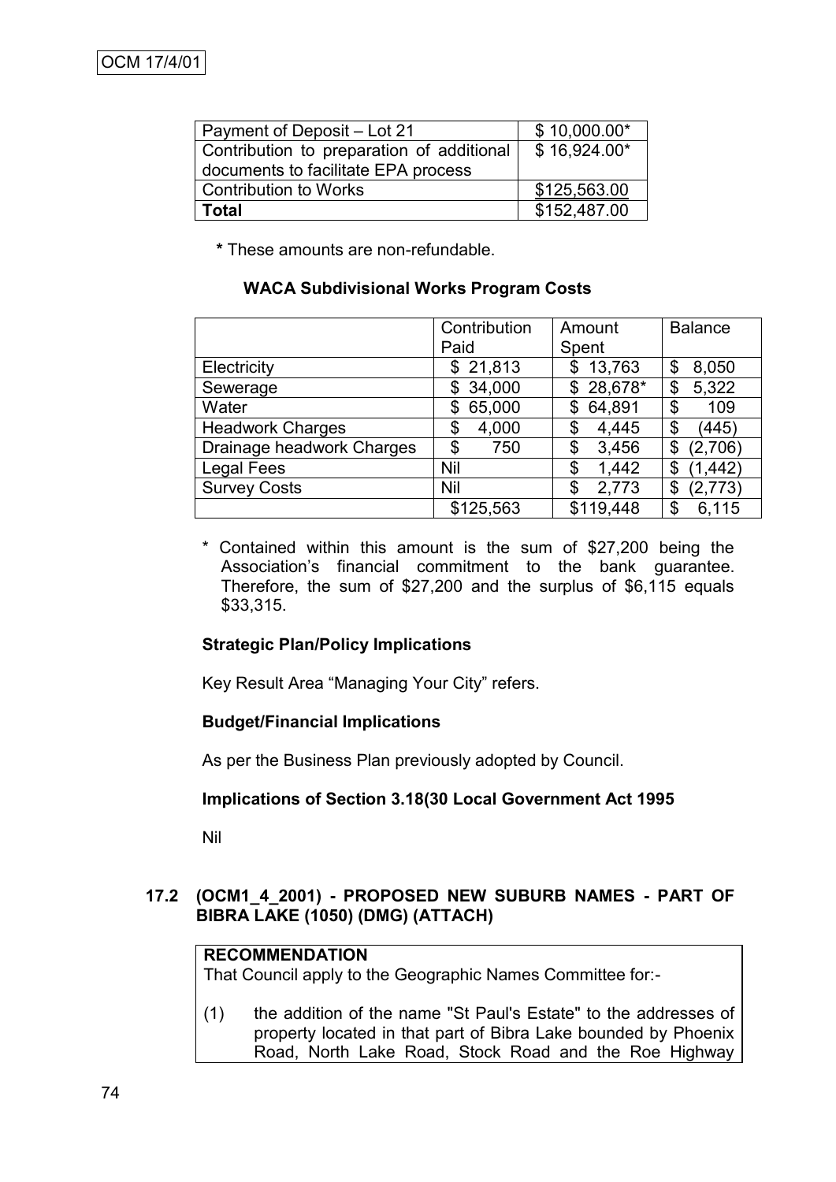| Payment of Deposit – Lot 21 | $ 10,000.00* |
|---|---|
| Contribution to preparation of additional documents to facilitate EPA process | $ 16,924.00* |
| Contribution to Works | $125,563.00 |
| **Total** | $152,487.00 |

**\*** These amounts are non-refundable.

**WACA Subdivisional Works Program Costs**

| | Contribution Paid | Amount Spent | Balance |
|---|---|---|---|
| Electricity | $ 21,813 | $ 13,763 | $ 8,050 |
| Sewerage | $ 34,000 | $ 28,678* | $ 5,322 |
| Water | $ 65,000 | $ 64,891 | $ 109 |
| Headwork Charges | $ 4,000 | $ 4,445 | $ (445) |
| Drainage headwork Charges | $ 750 | $ 3,456 | $ (2,706) |
| Legal Fees | Nil | $ 1,442 | $ (1,442) |
| Survey Costs | Nil | $ 2,773 | $ (2,773) |
| | $125,563 | $119,448 | $ 6,115 |

\* Contained within this amount is the sum of $27,200 being the Association's financial commitment to the bank guarantee. Therefore, the sum of $27,200 and the surplus of $6,115 equals $33,315.

**Strategic Plan/Policy Implications**

Key Result Area "Managing Your City" refers.

**Budget/Financial Implications**

As per the Business Plan previously adopted by Council.

**Implications of Section 3.18(30 Local Government Act 1995**

Nil

## 17.2 (OCM1_4_2001) - PROPOSED NEW SUBURB NAMES - PART OF BIBRA LAKE (1050) (DMG) (ATTACH)

**RECOMMENDATION**
That Council apply to the Geographic Names Committee for:-

(1) the addition of the name "St Paul's Estate" to the addresses of property located in that part of Bibra Lake bounded by Phoenix Road, North Lake Road, Stock Road and the Roe Highway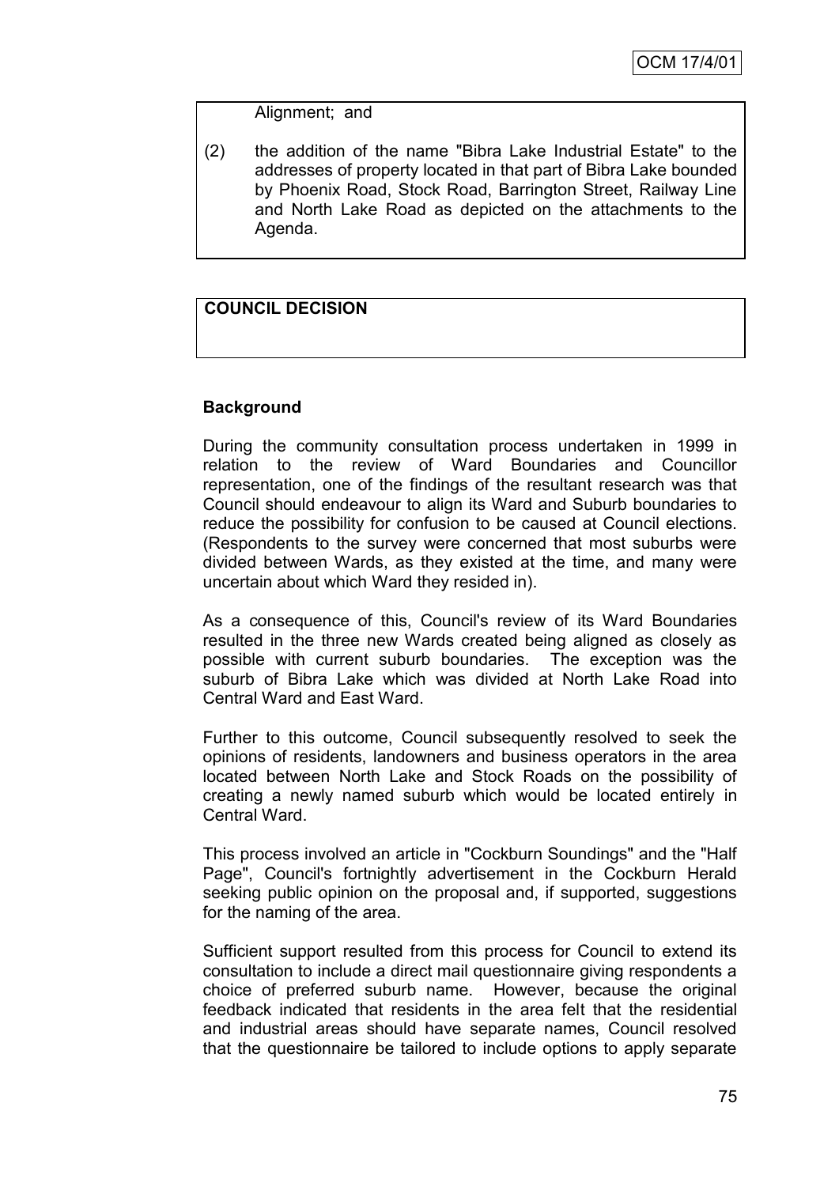Alignment; and

(2) the addition of the name "Bibra Lake Industrial Estate" to the addresses of property located in that part of Bibra Lake bounded by Phoenix Road, Stock Road, Barrington Street, Railway Line and North Lake Road as depicted on the attachments to the Agenda.

**COUNCIL DECISION**

**Background**

During the community consultation process undertaken in 1999 in relation to the review of Ward Boundaries and Councillor representation, one of the findings of the resultant research was that Council should endeavour to align its Ward and Suburb boundaries to reduce the possibility for confusion to be caused at Council elections. (Respondents to the survey were concerned that most suburbs were divided between Wards, as they existed at the time, and many were uncertain about which Ward they resided in).

As a consequence of this, Council's review of its Ward Boundaries resulted in the three new Wards created being aligned as closely as possible with current suburb boundaries. The exception was the suburb of Bibra Lake which was divided at North Lake Road into Central Ward and East Ward.

Further to this outcome, Council subsequently resolved to seek the opinions of residents, landowners and business operators in the area located between North Lake and Stock Roads on the possibility of creating a newly named suburb which would be located entirely in Central Ward.

This process involved an article in "Cockburn Soundings" and the "Half Page", Council's fortnightly advertisement in the Cockburn Herald seeking public opinion on the proposal and, if supported, suggestions for the naming of the area.

Sufficient support resulted from this process for Council to extend its consultation to include a direct mail questionnaire giving respondents a choice of preferred suburb name. However, because the original feedback indicated that residents in the area felt that the residential and industrial areas should have separate names, Council resolved that the questionnaire be tailored to include options to apply separate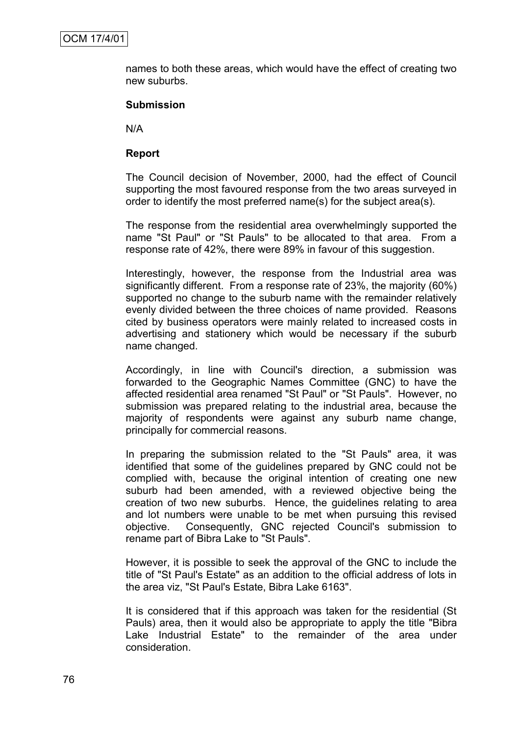names to both these areas, which would have the effect of creating two new suburbs.

**Submission**

N/A

**Report**

The Council decision of November, 2000, had the effect of Council supporting the most favoured response from the two areas surveyed in order to identify the most preferred name(s) for the subject area(s).

The response from the residential area overwhelmingly supported the name "St Paul" or "St Pauls" to be allocated to that area. From a response rate of 42%, there were 89% in favour of this suggestion.

Interestingly, however, the response from the Industrial area was significantly different. From a response rate of 23%, the majority (60%) supported no change to the suburb name with the remainder relatively evenly divided between the three choices of name provided. Reasons cited by business operators were mainly related to increased costs in advertising and stationery which would be necessary if the suburb name changed.

Accordingly, in line with Council's direction, a submission was forwarded to the Geographic Names Committee (GNC) to have the affected residential area renamed "St Paul" or "St Pauls". However, no submission was prepared relating to the industrial area, because the majority of respondents were against any suburb name change, principally for commercial reasons.

In preparing the submission related to the "St Pauls" area, it was identified that some of the guidelines prepared by GNC could not be complied with, because the original intention of creating one new suburb had been amended, with a reviewed objective being the creation of two new suburbs. Hence, the guidelines relating to area and lot numbers were unable to be met when pursuing this revised objective. Consequently, GNC rejected Council's submission to rename part of Bibra Lake to "St Pauls".

However, it is possible to seek the approval of the GNC to include the title of "St Paul's Estate" as an addition to the official address of lots in the area viz, "St Paul's Estate, Bibra Lake 6163".

It is considered that if this approach was taken for the residential (St Pauls) area, then it would also be appropriate to apply the title "Bibra Lake Industrial Estate" to the remainder of the area under consideration.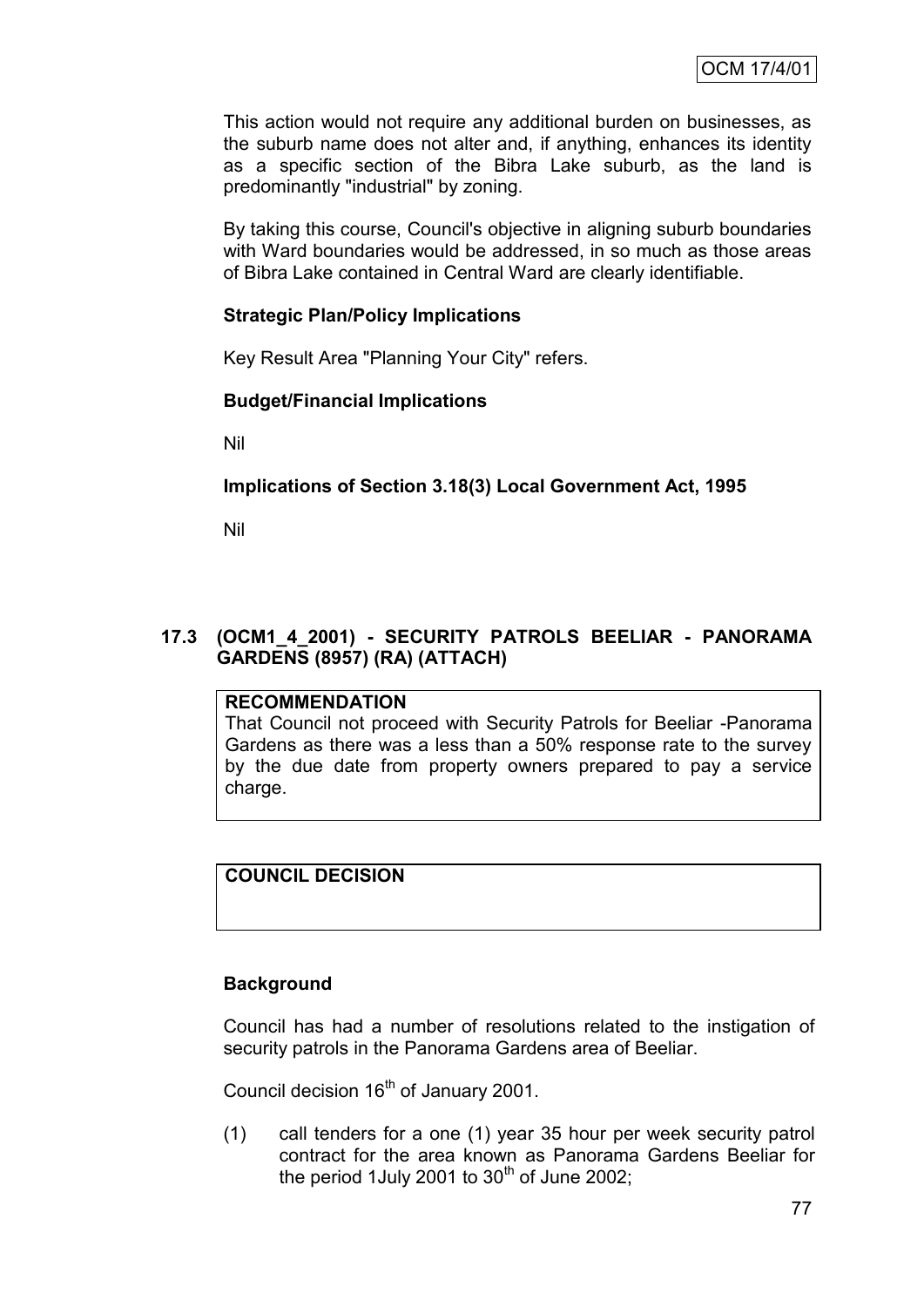This action would not require any additional burden on businesses, as the suburb name does not alter and, if anything, enhances its identity as a specific section of the Bibra Lake suburb, as the land is predominantly "industrial" by zoning.

By taking this course, Council's objective in aligning suburb boundaries with Ward boundaries would be addressed, in so much as those areas of Bibra Lake contained in Central Ward are clearly identifiable.

**Strategic Plan/Policy Implications**

Key Result Area "Planning Your City" refers.

**Budget/Financial Implications**

Nil

**Implications of Section 3.18(3) Local Government Act, 1995**

Nil

### 17.3 (OCM1_4_2001) - SECURITY PATROLS BEELIAR - PANORAMA GARDENS (8957) (RA) (ATTACH)

**RECOMMENDATION**

That Council not proceed with Security Patrols for Beeliar -Panorama Gardens as there was a less than a 50% response rate to the survey by the due date from property owners prepared to pay a service charge.

**COUNCIL DECISION**

**Background**

Council has had a number of resolutions related to the instigation of security patrols in the Panorama Gardens area of Beeliar.

Council decision 16th of January 2001.

(1) call tenders for a one (1) year 35 hour per week security patrol contract for the area known as Panorama Gardens Beeliar for the period 1July 2001 to 30th of June 2002;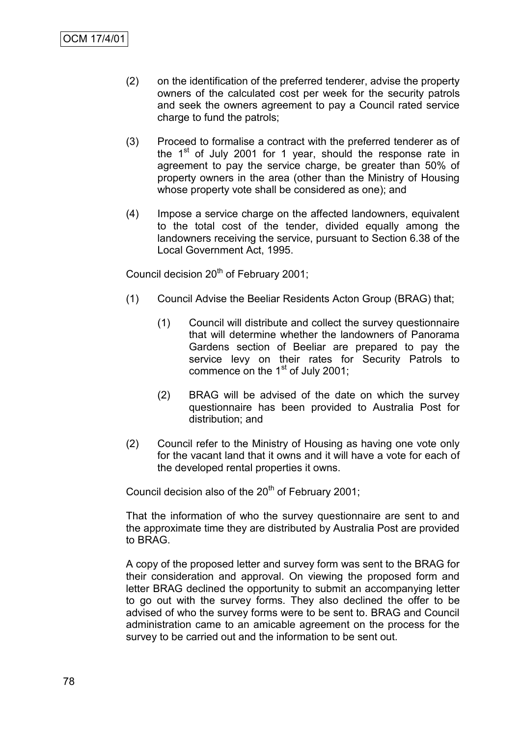(2) on the identification of the preferred tenderer, advise the property owners of the calculated cost per week for the security patrols and seek the owners agreement to pay a Council rated service charge to fund the patrols;

(3) Proceed to formalise a contract with the preferred tenderer as of the 1st of July 2001 for 1 year, should the response rate in agreement to pay the service charge, be greater than 50% of property owners in the area (other than the Ministry of Housing whose property vote shall be considered as one); and

(4) Impose a service charge on the affected landowners, equivalent to the total cost of the tender, divided equally among the landowners receiving the service, pursuant to Section 6.38 of the Local Government Act, 1995.

Council decision 20th of February 2001;

(1) Council Advise the Beeliar Residents Acton Group (BRAG) that;

    (1) Council will distribute and collect the survey questionnaire that will determine whether the landowners of Panorama Gardens section of Beeliar are prepared to pay the service levy on their rates for Security Patrols to commence on the 1st of July 2001;

    (2) BRAG will be advised of the date on which the survey questionnaire has been provided to Australia Post for distribution; and

(2) Council refer to the Ministry of Housing as having one vote only for the vacant land that it owns and it will have a vote for each of the developed rental properties it owns.

Council decision also of the 20th of February 2001;

That the information of who the survey questionnaire are sent to and the approximate time they are distributed by Australia Post are provided to BRAG.

A copy of the proposed letter and survey form was sent to the BRAG for their consideration and approval. On viewing the proposed form and letter BRAG declined the opportunity to submit an accompanying letter to go out with the survey forms. They also declined the offer to be advised of who the survey forms were to be sent to. BRAG and Council administration came to an amicable agreement on the process for the survey to be carried out and the information to be sent out.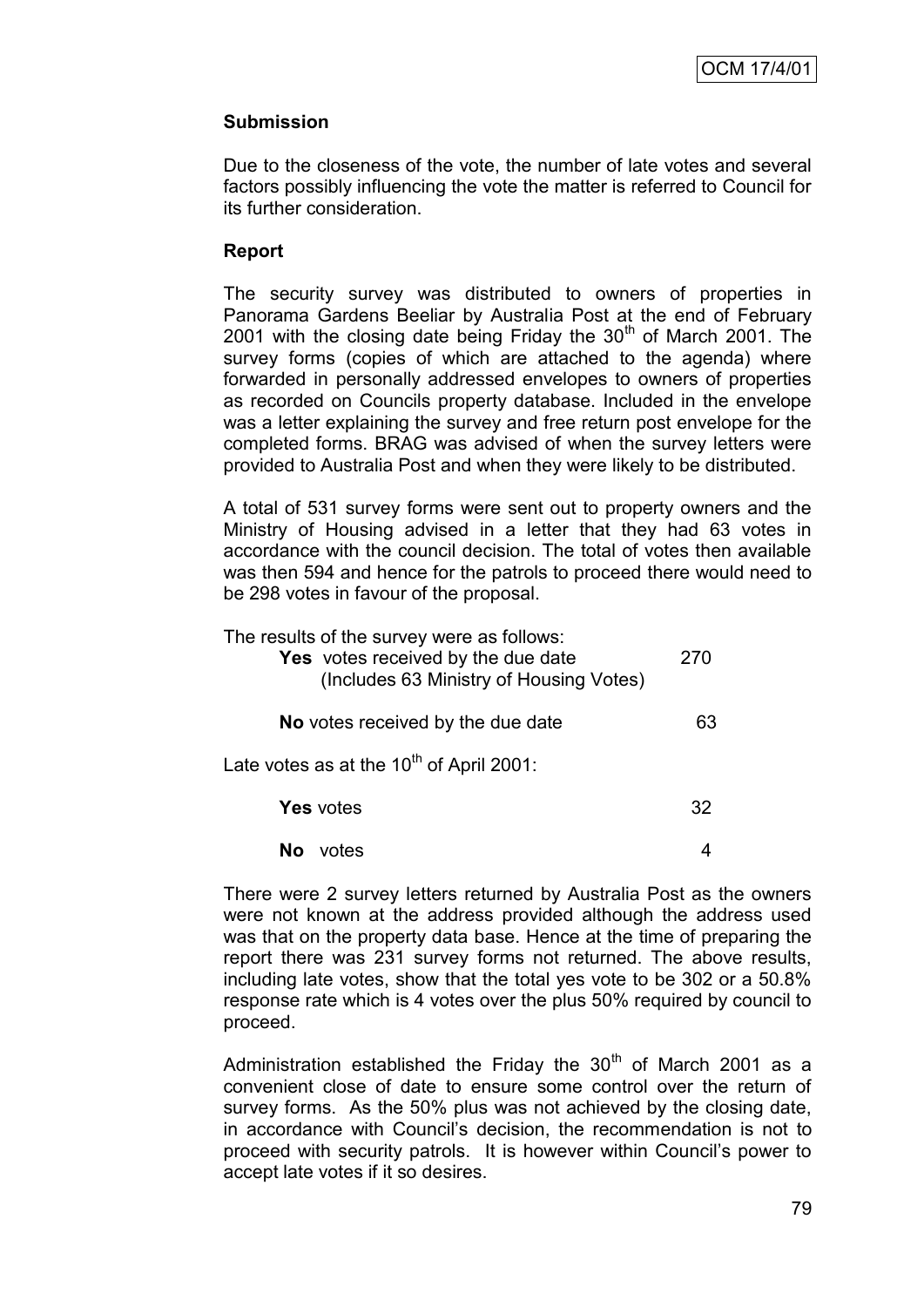**Submission**

Due to the closeness of the vote, the number of late votes and several factors possibly influencing the vote the matter is referred to Council for its further consideration.

**Report**

The security survey was distributed to owners of properties in Panorama Gardens Beeliar by Australia Post at the end of February 2001 with the closing date being Friday the 30th of March 2001. The survey forms (copies of which are attached to the agenda) where forwarded in personally addressed envelopes to owners of properties as recorded on Councils property database. Included in the envelope was a letter explaining the survey and free return post envelope for the completed forms. BRAG was advised of when the survey letters were provided to Australia Post and when they were likely to be distributed.

A total of 531 survey forms were sent out to property owners and the Ministry of Housing advised in a letter that they had 63 votes in accordance with the council decision. The total of votes then available was then 594 and hence for the patrols to proceed there would need to be 298 votes in favour of the proposal.

The results of the survey were as follows:

| | |
|---|---|
| **Yes** votes received by the due date (Includes 63 Ministry of Housing Votes) | 270 |
| **No** votes received by the due date | 63 |

Late votes as at the 10th of April 2001:

| | |
|---|---|
| **Yes** votes | 32 |
| **No** votes | 4 |

There were 2 survey letters returned by Australia Post as the owners were not known at the address provided although the address used was that on the property data base. Hence at the time of preparing the report there was 231 survey forms not returned. The above results, including late votes, show that the total yes vote to be 302 or a 50.8% response rate which is 4 votes over the plus 50% required by council to proceed.

Administration established the Friday the 30th of March 2001 as a convenient close of date to ensure some control over the return of survey forms. As the 50% plus was not achieved by the closing date, in accordance with Council's decision, the recommendation is not to proceed with security patrols. It is however within Council's power to accept late votes if it so desires.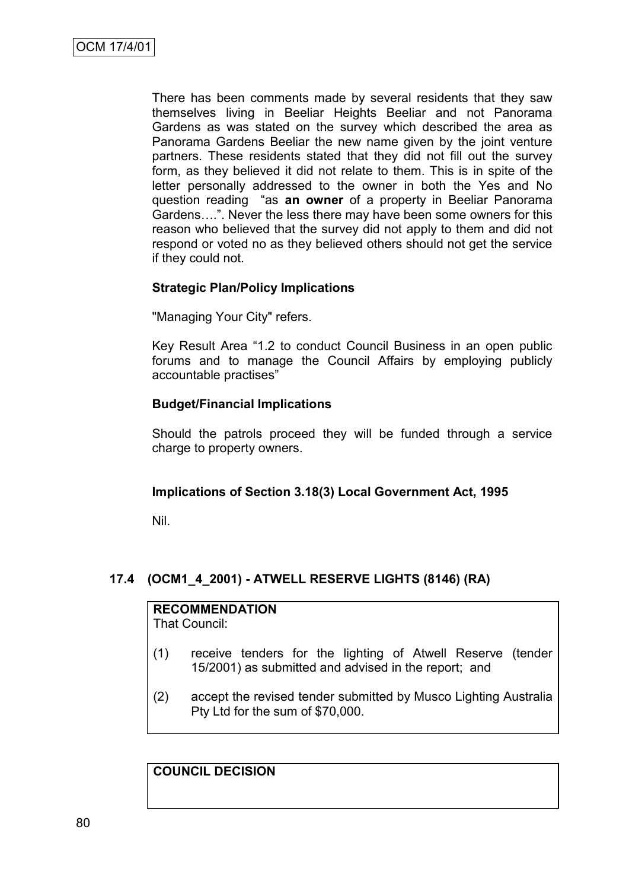There has been comments made by several residents that they saw themselves living in Beeliar Heights Beeliar and not Panorama Gardens as was stated on the survey which described the area as Panorama Gardens Beeliar the new name given by the joint venture partners. These residents stated that they did not fill out the survey form, as they believed it did not relate to them. This is in spite of the letter personally addressed to the owner in both the Yes and No question reading "as **an owner** of a property in Beeliar Panorama Gardens….". Never the less there may have been some owners for this reason who believed that the survey did not apply to them and did not respond or voted no as they believed others should not get the service if they could not.

**Strategic Plan/Policy Implications**

"Managing Your City" refers.

Key Result Area "1.2 to conduct Council Business in an open public forums and to manage the Council Affairs by employing publicly accountable practises"

**Budget/Financial Implications**

Should the patrols proceed they will be funded through a service charge to property owners.

**Implications of Section 3.18(3) Local Government Act, 1995**

Nil.

### 17.4 (OCM1_4_2001) - ATWELL RESERVE LIGHTS (8146) (RA)

**RECOMMENDATION**

That Council:

(1) receive tenders for the lighting of Atwell Reserve (tender 15/2001) as submitted and advised in the report; and

(2) accept the revised tender submitted by Musco Lighting Australia Pty Ltd for the sum of $70,000.

**COUNCIL DECISION**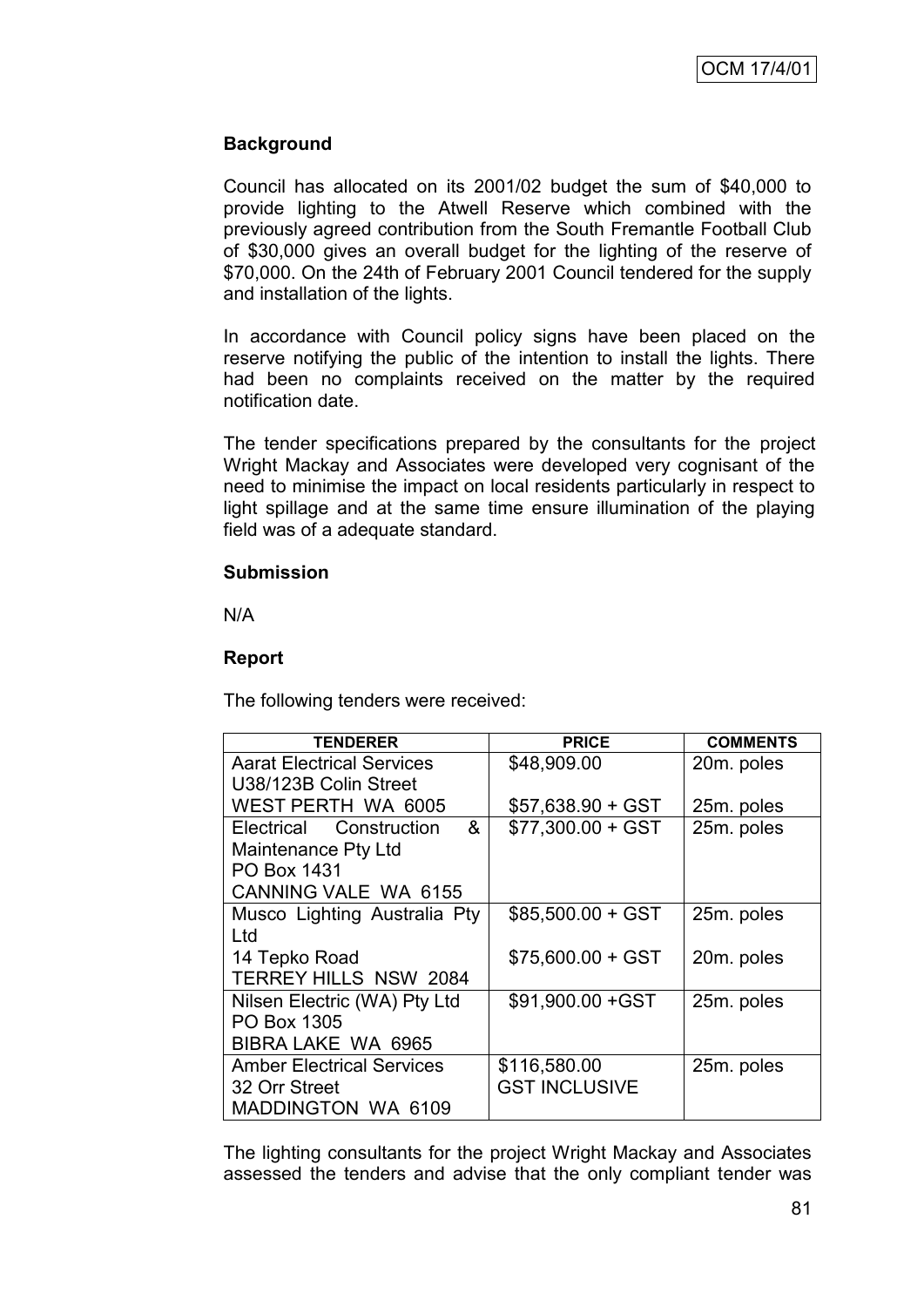OCM 17/4/01

### Background

Council has allocated on its 2001/02 budget the sum of $40,000 to provide lighting to the Atwell Reserve which combined with the previously agreed contribution from the South Fremantle Football Club of $30,000 gives an overall budget for the lighting of the reserve of $70,000. On the 24th of February 2001 Council tendered for the supply and installation of the lights.

In accordance with Council policy signs have been placed on the reserve notifying the public of the intention to install the lights. There had been no complaints received on the matter by the required notification date.

The tender specifications prepared by the consultants for the project Wright Mackay and Associates were developed very cognisant of the need to minimise the impact on local residents particularly in respect to light spillage and at the same time ensure illumination of the playing field was of a adequate standard.

### Submission

N/A

### Report

The following tenders were received:

| TENDERER | PRICE | COMMENTS |
|---|---|---|
| Aarat Electrical Services<br>U38/123B Colin Street<br>WEST PERTH WA 6005 | $48,909.00<br><br>$57,638.90 + GST | 20m. poles<br><br>25m. poles |
| Electrical Construction & Maintenance Pty Ltd<br>PO Box 1431<br>CANNING VALE WA 6155 | $77,300.00 + GST | 25m. poles |
| Musco Lighting Australia Pty Ltd<br>14 Tepko Road<br>TERREY HILLS NSW 2084 | $85,500.00 + GST<br><br>$75,600.00 + GST | 25m. poles<br><br>20m. poles |
| Nilsen Electric (WA) Pty Ltd<br>PO Box 1305<br>BIBRA LAKE WA 6965 | $91,900.00 +GST | 25m. poles |
| Amber Electrical Services<br>32 Orr Street<br>MADDINGTON WA 6109 | $116,580.00<br>GST INCLUSIVE | 25m. poles |

The lighting consultants for the project Wright Mackay and Associates assessed the tenders and advise that the only compliant tender was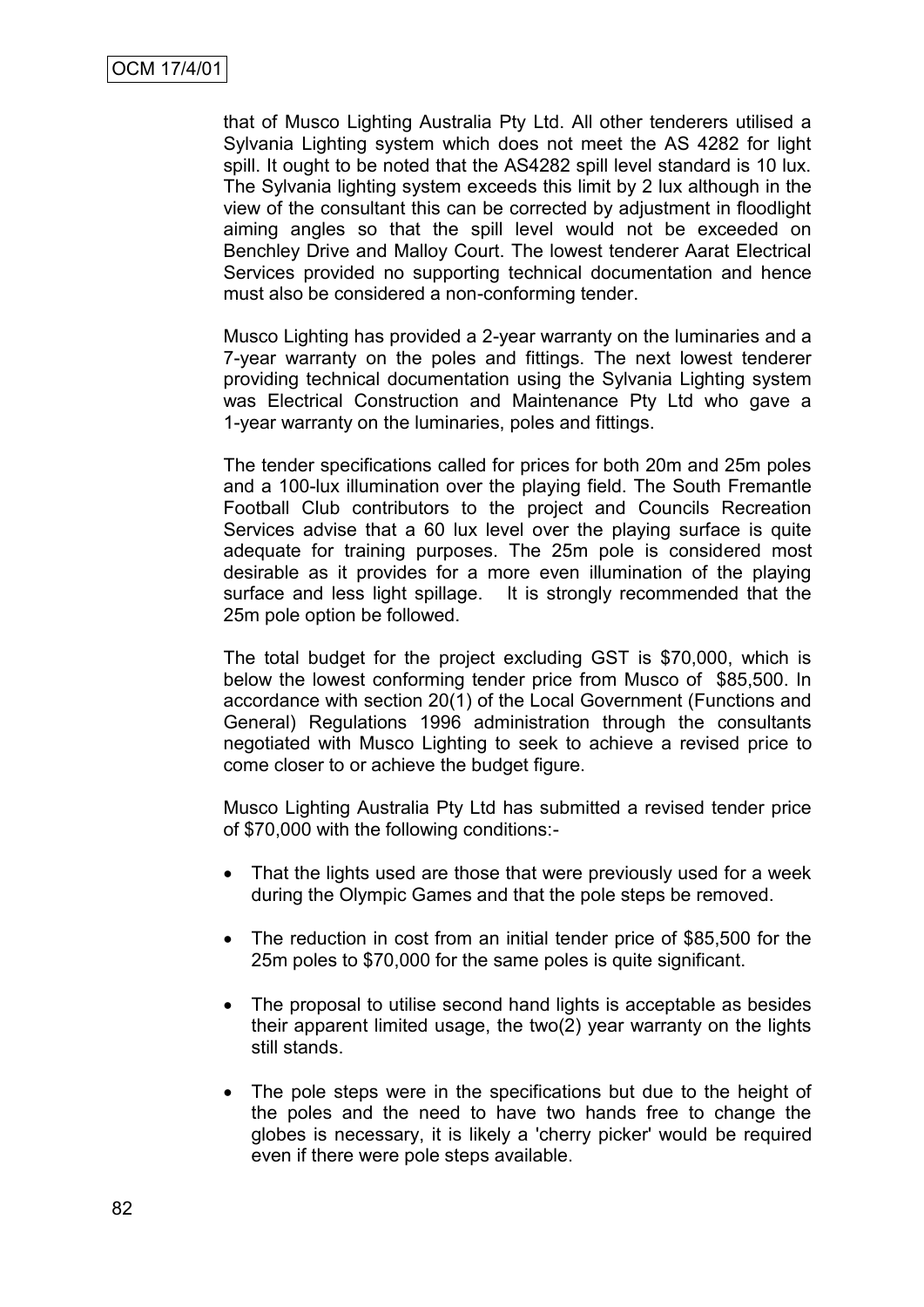that of Musco Lighting Australia Pty Ltd. All other tenderers utilised a Sylvania Lighting system which does not meet the AS 4282 for light spill. It ought to be noted that the AS4282 spill level standard is 10 lux. The Sylvania lighting system exceeds this limit by 2 lux although in the view of the consultant this can be corrected by adjustment in floodlight aiming angles so that the spill level would not be exceeded on Benchley Drive and Malloy Court. The lowest tenderer Aarat Electrical Services provided no supporting technical documentation and hence must also be considered a non-conforming tender.

Musco Lighting has provided a 2-year warranty on the luminaries and a 7-year warranty on the poles and fittings. The next lowest tenderer providing technical documentation using the Sylvania Lighting system was Electrical Construction and Maintenance Pty Ltd who gave a 1-year warranty on the luminaries, poles and fittings.

The tender specifications called for prices for both 20m and 25m poles and a 100-lux illumination over the playing field. The South Fremantle Football Club contributors to the project and Councils Recreation Services advise that a 60 lux level over the playing surface is quite adequate for training purposes. The 25m pole is considered most desirable as it provides for a more even illumination of the playing surface and less light spillage. It is strongly recommended that the 25m pole option be followed.

The total budget for the project excluding GST is $70,000, which is below the lowest conforming tender price from Musco of $85,500. In accordance with section 20(1) of the Local Government (Functions and General) Regulations 1996 administration through the consultants negotiated with Musco Lighting to seek to achieve a revised price to come closer to or achieve the budget figure.

Musco Lighting Australia Pty Ltd has submitted a revised tender price of $70,000 with the following conditions:-

- That the lights used are those that were previously used for a week during the Olympic Games and that the pole steps be removed.
- The reduction in cost from an initial tender price of $85,500 for the 25m poles to $70,000 for the same poles is quite significant.
- The proposal to utilise second hand lights is acceptable as besides their apparent limited usage, the two(2) year warranty on the lights still stands.
- The pole steps were in the specifications but due to the height of the poles and the need to have two hands free to change the globes is necessary, it is likely a 'cherry picker' would be required even if there were pole steps available.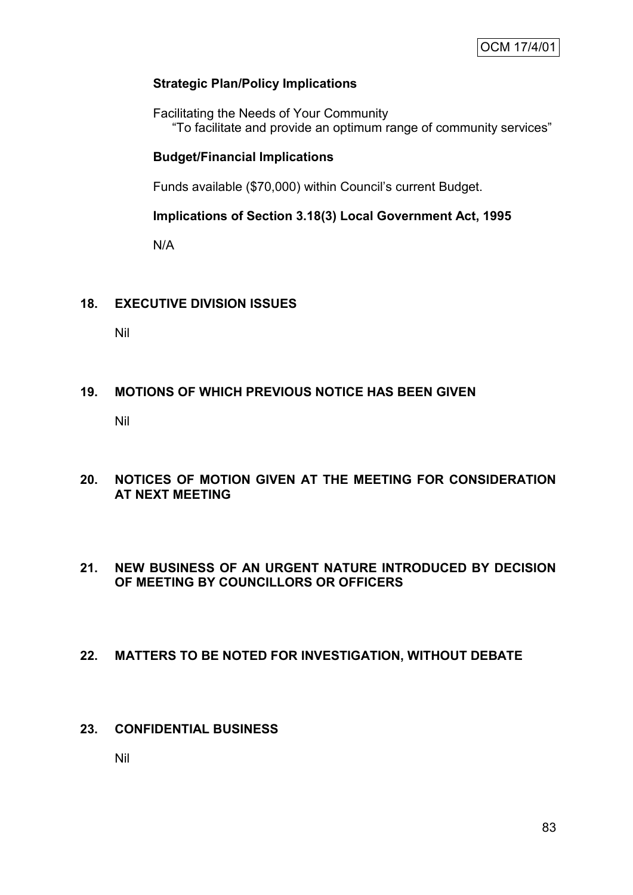**Strategic Plan/Policy Implications**

Facilitating the Needs of Your Community
"To facilitate and provide an optimum range of community services"

**Budget/Financial Implications**

Funds available ($70,000) within Council's current Budget.

**Implications of Section 3.18(3) Local Government Act, 1995**

N/A

## 18. EXECUTIVE DIVISION ISSUES

Nil

## 19. MOTIONS OF WHICH PREVIOUS NOTICE HAS BEEN GIVEN

Nil

## 20. NOTICES OF MOTION GIVEN AT THE MEETING FOR CONSIDERATION AT NEXT MEETING

## 21. NEW BUSINESS OF AN URGENT NATURE INTRODUCED BY DECISION OF MEETING BY COUNCILLORS OR OFFICERS

## 22. MATTERS TO BE NOTED FOR INVESTIGATION, WITHOUT DEBATE

## 23. CONFIDENTIAL BUSINESS

Nil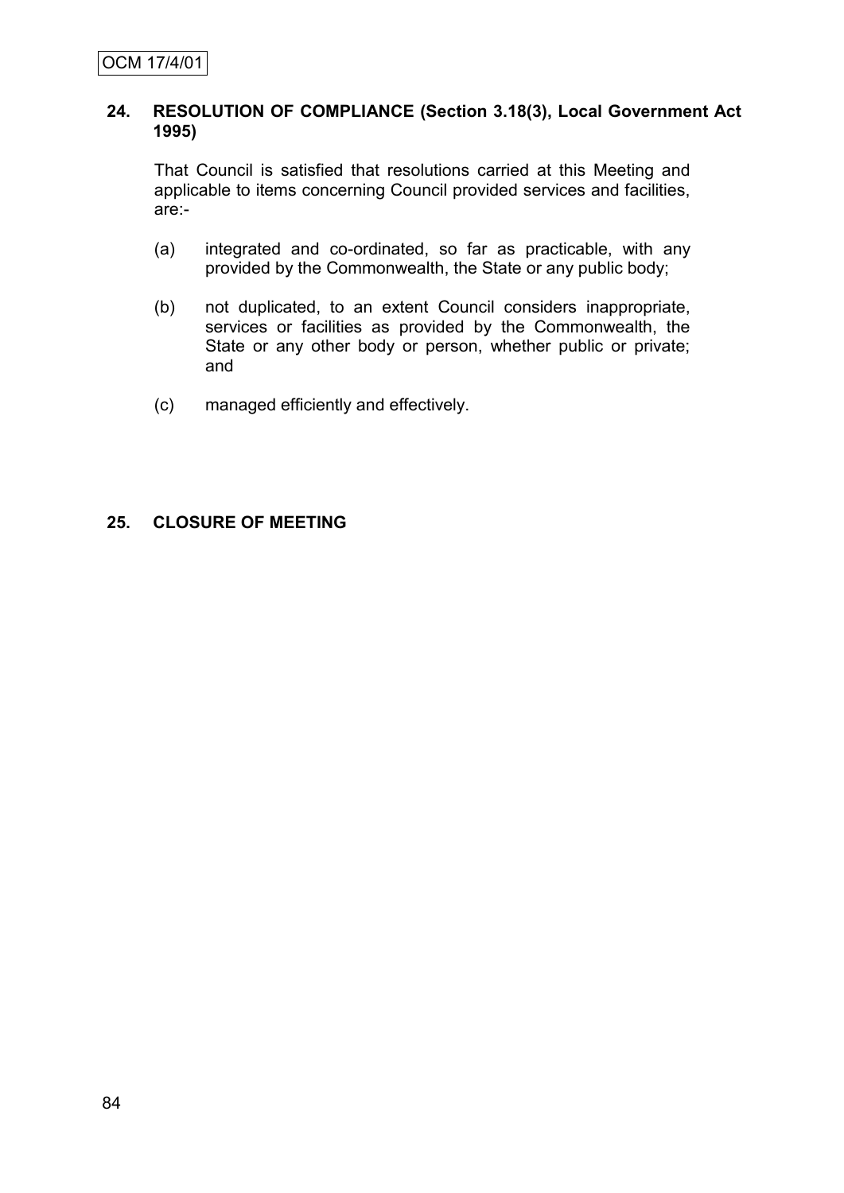## 24. RESOLUTION OF COMPLIANCE (Section 3.18(3), Local Government Act 1995)

That Council is satisfied that resolutions carried at this Meeting and applicable to items concerning Council provided services and facilities, are:-

(a) integrated and co-ordinated, so far as practicable, with any provided by the Commonwealth, the State or any public body;

(b) not duplicated, to an extent Council considers inappropriate, services or facilities as provided by the Commonwealth, the State or any other body or person, whether public or private; and

(c) managed efficiently and effectively.

## 25. CLOSURE OF MEETING